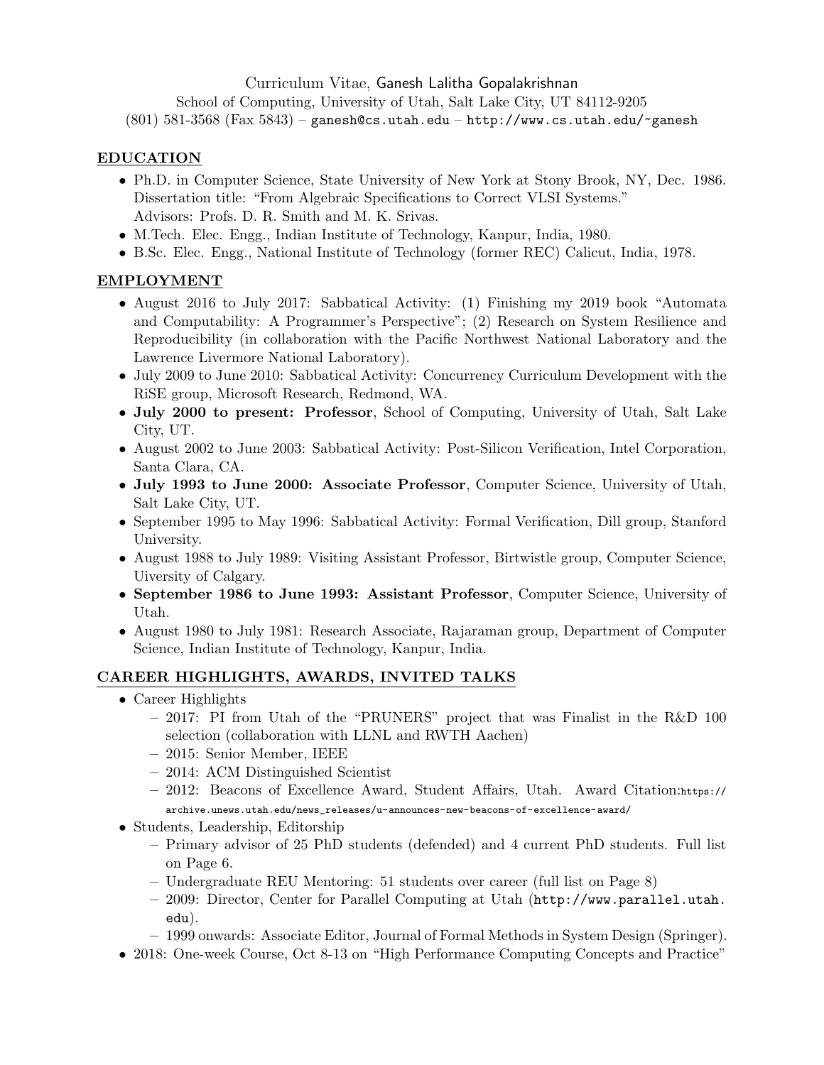Curriculum Vitae, Ganesh Lalitha Gopalakrishnan

School of Computing, University of Utah, Salt Lake City, UT 84112-9205

(801) 581-3568 (Fax 5843) – ganesh@cs.utah.edu – http://www.cs.utah.edu/~ganesh

## EDUCATION

- Ph.D. in Computer Science, State University of New York at Stony Brook, NY, Dec. 1986. Dissertation title: "From Algebraic Specifications to Correct VLSI Systems." Advisors: Profs. D. R. Smith and M. K. Srivas.
- M.Tech. Elec. Engg., Indian Institute of Technology, Kanpur, India, 1980.
- B.Sc. Elec. Engg., National Institute of Technology (former REC) Calicut, India, 1978.

## EMPLOYMENT

- August 2016 to July 2017: Sabbatical Activity: (1) Finishing my 2019 book "Automata and Computability: A Programmer's Perspective"; (2) Research on System Resilience and Reproducibility (in collaboration with the Pacific Northwest National Laboratory and the Lawrence Livermore National Laboratory).
- July 2009 to June 2010: Sabbatical Activity: Concurrency Curriculum Development with the RiSE group, Microsoft Research, Redmond, WA.
- **July 2000 to present: Professor**, School of Computing, University of Utah, Salt Lake City, UT.
- August 2002 to June 2003: Sabbatical Activity: Post-Silicon Verification, Intel Corporation, Santa Clara, CA.
- **July 1993 to June 2000: Associate Professor**, Computer Science, University of Utah, Salt Lake City, UT.
- September 1995 to May 1996: Sabbatical Activity: Formal Verification, Dill group, Stanford University.
- August 1988 to July 1989: Visiting Assistant Professor, Birtwistle group, Computer Science, Uiversity of Calgary.
- **September 1986 to June 1993: Assistant Professor**, Computer Science, University of Utah.
- August 1980 to July 1981: Research Associate, Rajaraman group, Department of Computer Science, Indian Institute of Technology, Kanpur, India.

## CAREER HIGHLIGHTS, AWARDS, INVITED TALKS

- Career Highlights
  - 2017: PI from Utah of the "PRUNERS" project that was Finalist in the R&D 100 selection (collaboration with LLNL and RWTH Aachen)
  - 2015: Senior Member, IEEE
  - 2014: ACM Distinguished Scientist
  - 2012: Beacons of Excellence Award, Student Affairs, Utah. Award Citation:https://archive.unews.utah.edu/news_releases/u-announces-new-beacons-of-excellence-award/
- Students, Leadership, Editorship
  - Primary advisor of 25 PhD students (defended) and 4 current PhD students. Full list on Page 6.
  - Undergraduate REU Mentoring: 51 students over career (full list on Page 8)
  - 2009: Director, Center for Parallel Computing at Utah (http://www.parallel.utah.edu).
  - 1999 onwards: Associate Editor, Journal of Formal Methods in System Design (Springer).
- 2018: One-week Course, Oct 8-13 on "High Performance Computing Concepts and Practice"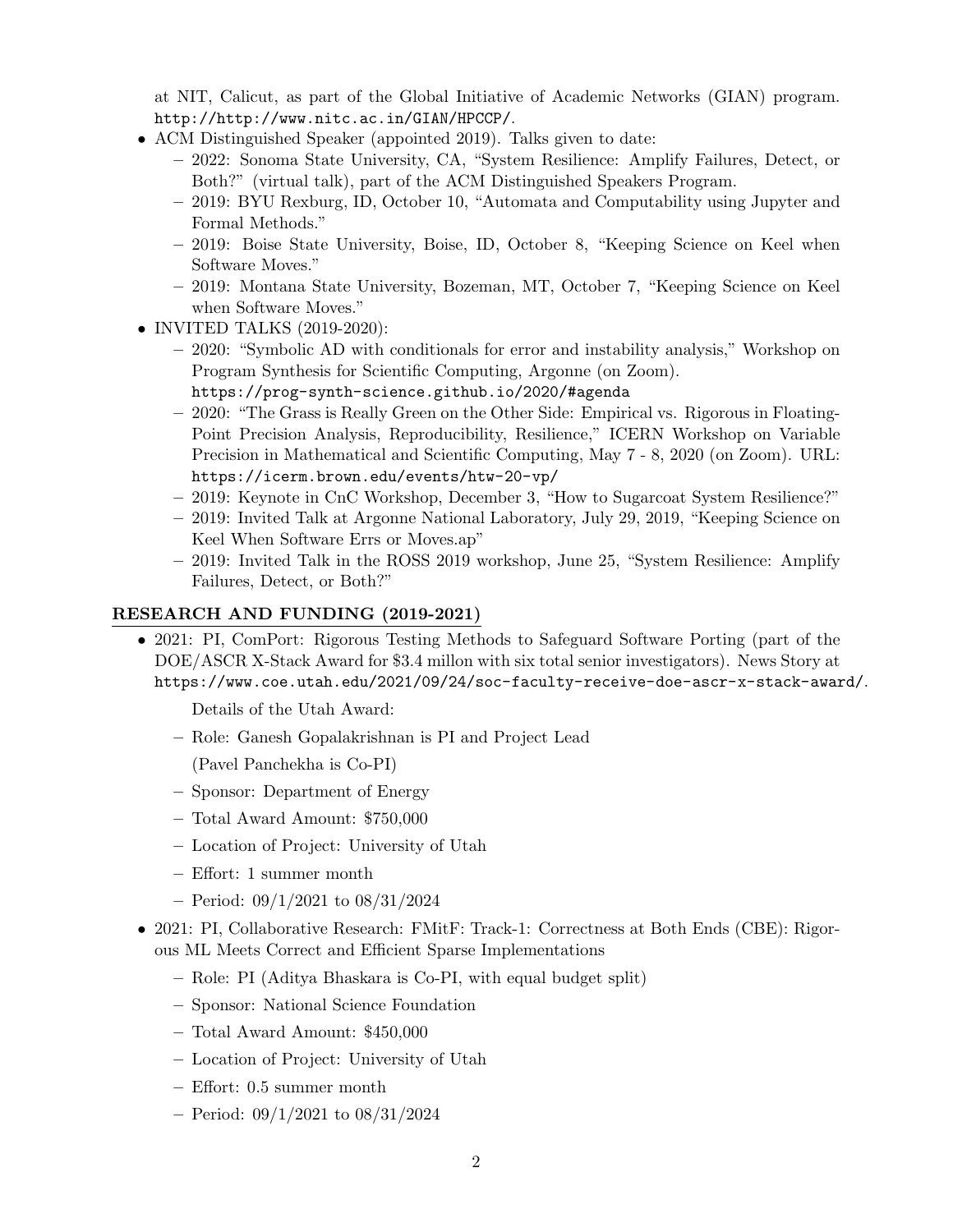at NIT, Calicut, as part of the Global Initiative of Academic Networks (GIAN) program. http://http://www.nitc.ac.in/GIAN/HPCCP/.

- ACM Distinguished Speaker (appointed 2019). Talks given to date:
  - 2022: Sonoma State University, CA, "System Resilience: Amplify Failures, Detect, or Both?" (virtual talk), part of the ACM Distinguished Speakers Program.
  - 2019: BYU Rexburg, ID, October 10, "Automata and Computability using Jupyter and Formal Methods."
  - 2019: Boise State University, Boise, ID, October 8, "Keeping Science on Keel when Software Moves."
  - 2019: Montana State University, Bozeman, MT, October 7, "Keeping Science on Keel when Software Moves."
- INVITED TALKS (2019-2020):
  - 2020: "Symbolic AD with conditionals for error and instability analysis," Workshop on Program Synthesis for Scientific Computing, Argonne (on Zoom). https://prog-synth-science.github.io/2020/#agenda
  - 2020: "The Grass is Really Green on the Other Side: Empirical vs. Rigorous in Floating-Point Precision Analysis, Reproducibility, Resilience," ICERN Workshop on Variable Precision in Mathematical and Scientific Computing, May 7 - 8, 2020 (on Zoom). URL: https://icerm.brown.edu/events/htw-20-vp/
  - 2019: Keynote in CnC Workshop, December 3, "How to Sugarcoat System Resilience?"
  - 2019: Invited Talk at Argonne National Laboratory, July 29, 2019, "Keeping Science on Keel When Software Errs or Moves.ap"
  - 2019: Invited Talk in the ROSS 2019 workshop, June 25, "System Resilience: Amplify Failures, Detect, or Both?"

## RESEARCH AND FUNDING (2019-2021)

- 2021: PI, ComPort: Rigorous Testing Methods to Safeguard Software Porting (part of the DOE/ASCR X-Stack Award for $3.4 millon with six total senior investigators). News Story at https://www.coe.utah.edu/2021/09/24/soc-faculty-receive-doe-ascr-x-stack-award/.

  Details of the Utah Award:

  - Role: Ganesh Gopalakrishnan is PI and Project Lead

    (Pavel Panchekha is Co-PI)
  - Sponsor: Department of Energy
  - Total Award Amount: $750,000
  - Location of Project: University of Utah
  - Effort: 1 summer month
  - Period: 09/1/2021 to 08/31/2024
- 2021: PI, Collaborative Research: FMitF: Track-1: Correctness at Both Ends (CBE): Rigorous ML Meets Correct and Efficient Sparse Implementations
  - Role: PI (Aditya Bhaskara is Co-PI, with equal budget split)
  - Sponsor: National Science Foundation
  - Total Award Amount: $450,000
  - Location of Project: University of Utah
  - Effort: 0.5 summer month
  - Period: 09/1/2021 to 08/31/2024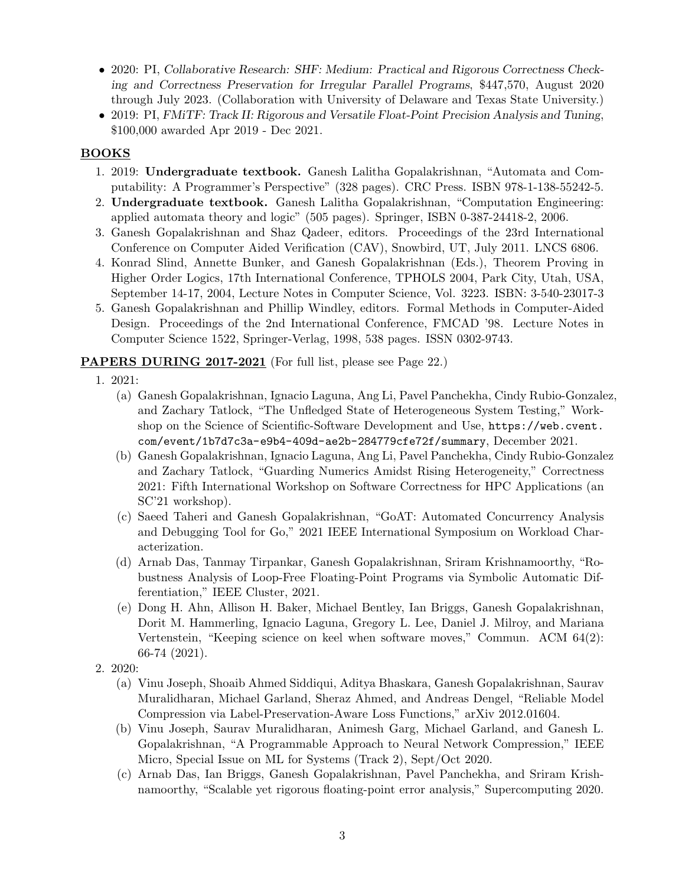- 2020: PI, *Collaborative Research: SHF: Medium: Practical and Rigorous Correctness Checking and Correctness Preservation for Irregular Parallel Programs*, $447,570, August 2020 through July 2023. (Collaboration with University of Delaware and Texas State University.)
- 2019: PI, *FMiTF: Track II: Rigorous and Versatile Float-Point Precision Analysis and Tuning*, $100,000 awarded Apr 2019 - Dec 2021.

## BOOKS

1. 2019: **Undergraduate textbook.** Ganesh Lalitha Gopalakrishnan, "Automata and Computability: A Programmer's Perspective" (328 pages). CRC Press. ISBN 978-1-138-55242-5.
2. **Undergraduate textbook.** Ganesh Lalitha Gopalakrishnan, "Computation Engineering: applied automata theory and logic" (505 pages). Springer, ISBN 0-387-24418-2, 2006.
3. Ganesh Gopalakrishnan and Shaz Qadeer, editors. Proceedings of the 23rd International Conference on Computer Aided Verification (CAV), Snowbird, UT, July 2011. LNCS 6806.
4. Konrad Slind, Annette Bunker, and Ganesh Gopalakrishnan (Eds.), Theorem Proving in Higher Order Logics, 17th International Conference, TPHOLS 2004, Park City, Utah, USA, September 14-17, 2004, Lecture Notes in Computer Science, Vol. 3223. ISBN: 3-540-23017-3
5. Ganesh Gopalakrishnan and Phillip Windley, editors. Formal Methods in Computer-Aided Design. Proceedings of the 2nd International Conference, FMCAD '98. Lecture Notes in Computer Science 1522, Springer-Verlag, 1998, 538 pages. ISSN 0302-9743.

## PAPERS DURING 2017-2021 (For full list, please see Page 22.)

1. 2021:
   (a) Ganesh Gopalakrishnan, Ignacio Laguna, Ang Li, Pavel Panchekha, Cindy Rubio-Gonzalez, and Zachary Tatlock, "The Unfledged State of Heterogeneous System Testing," Workshop on the Science of Scientific-Software Development and Use, `https://web.cvent.com/event/1b7d7c3a-e9b4-409d-ae2b-284779cfe72f/summary`, December 2021.
   (b) Ganesh Gopalakrishnan, Ignacio Laguna, Ang Li, Pavel Panchekha, Cindy Rubio-Gonzalez and Zachary Tatlock, "Guarding Numerics Amidst Rising Heterogeneity," Correctness 2021: Fifth International Workshop on Software Correctness for HPC Applications (an SC'21 workshop).
   (c) Saeed Taheri and Ganesh Gopalakrishnan, "GoAT: Automated Concurrency Analysis and Debugging Tool for Go," 2021 IEEE International Symposium on Workload Characterization.
   (d) Arnab Das, Tanmay Tirpankar, Ganesh Gopalakrishnan, Sriram Krishnamoorthy, "Robustness Analysis of Loop-Free Floating-Point Programs via Symbolic Automatic Differentiation," IEEE Cluster, 2021.
   (e) Dong H. Ahn, Allison H. Baker, Michael Bentley, Ian Briggs, Ganesh Gopalakrishnan, Dorit M. Hammerling, Ignacio Laguna, Gregory L. Lee, Daniel J. Milroy, and Mariana Vertenstein, "Keeping science on keel when software moves," Commun. ACM 64(2): 66-74 (2021).
2. 2020:
   (a) Vinu Joseph, Shoaib Ahmed Siddiqui, Aditya Bhaskara, Ganesh Gopalakrishnan, Saurav Muralidharan, Michael Garland, Sheraz Ahmed, and Andreas Dengel, "Reliable Model Compression via Label-Preservation-Aware Loss Functions," arXiv 2012.01604.
   (b) Vinu Joseph, Saurav Muralidharan, Animesh Garg, Michael Garland, and Ganesh L. Gopalakrishnan, "A Programmable Approach to Neural Network Compression," IEEE Micro, Special Issue on ML for Systems (Track 2), Sept/Oct 2020.
   (c) Arnab Das, Ian Briggs, Ganesh Gopalakrishnan, Pavel Panchekha, and Sriram Krishnamoorthy, "Scalable yet rigorous floating-point error analysis," Supercomputing 2020.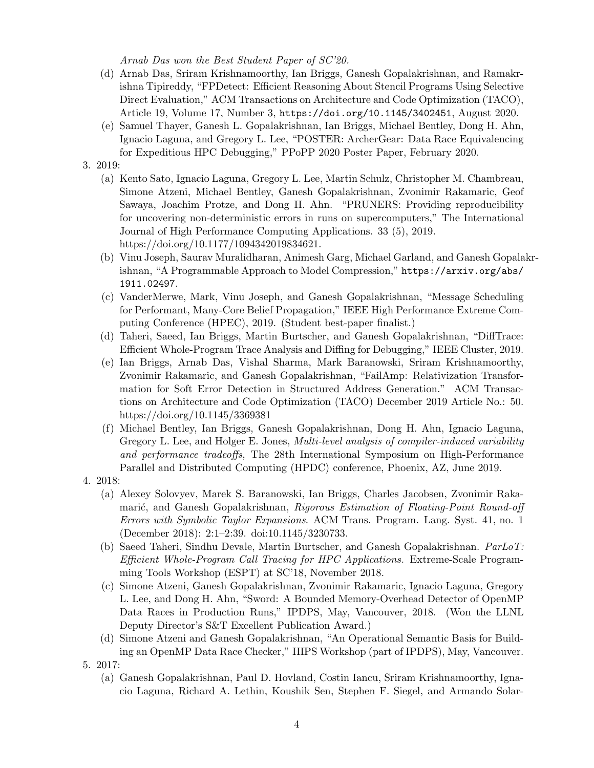*Arnab Das won the Best Student Paper of SC'20.*

   (d) Arnab Das, Sriram Krishnamoorthy, Ian Briggs, Ganesh Gopalakrishnan, and Ramakrishna Tipireddy, "FPDetect: Efficient Reasoning About Stencil Programs Using Selective Direct Evaluation," ACM Transactions on Architecture and Code Optimization (TACO), Article 19, Volume 17, Number 3, `https://doi.org/10.1145/3402451`, August 2020.

   (e) Samuel Thayer, Ganesh L. Gopalakrishnan, Ian Briggs, Michael Bentley, Dong H. Ahn, Ignacio Laguna, and Gregory L. Lee, "POSTER: ArcherGear: Data Race Equivalencing for Expeditious HPC Debugging," PPoPP 2020 Poster Paper, February 2020.

3. 2019:

   (a) Kento Sato, Ignacio Laguna, Gregory L. Lee, Martin Schulz, Christopher M. Chambreau, Simone Atzeni, Michael Bentley, Ganesh Gopalakrishnan, Zvonimir Rakamaric, Geof Sawaya, Joachim Protze, and Dong H. Ahn. "PRUNERS: Providing reproducibility for uncovering non-deterministic errors in runs on supercomputers," The International Journal of High Performance Computing Applications. 33 (5), 2019. https://doi.org/10.1177/1094342019834621.

   (b) Vinu Joseph, Saurav Muralidharan, Animesh Garg, Michael Garland, and Ganesh Gopalakrishnan, "A Programmable Approach to Model Compression," `https://arxiv.org/abs/1911.02497`.

   (c) VanderMerwe, Mark, Vinu Joseph, and Ganesh Gopalakrishnan, "Message Scheduling for Performant, Many-Core Belief Propagation," IEEE High Performance Extreme Computing Conference (HPEC), 2019. (Student best-paper finalist.)

   (d) Taheri, Saeed, Ian Briggs, Martin Burtscher, and Ganesh Gopalakrishnan, "DiffTrace: Efficient Whole-Program Trace Analysis and Diffing for Debugging," IEEE Cluster, 2019.

   (e) Ian Briggs, Arnab Das, Vishal Sharma, Mark Baranowski, Sriram Krishnamoorthy, Zvonimir Rakamaric, and Ganesh Gopalakrishnan, "FailAmp: Relativization Transformation for Soft Error Detection in Structured Address Generation." ACM Transactions on Architecture and Code Optimization (TACO) December 2019 Article No.: 50. https://doi.org/10.1145/3369381

   (f) Michael Bentley, Ian Briggs, Ganesh Gopalakrishnan, Dong H. Ahn, Ignacio Laguna, Gregory L. Lee, and Holger E. Jones, *Multi-level analysis of compiler-induced variability and performance tradeoffs*, The 28th International Symposium on High-Performance Parallel and Distributed Computing (HPDC) conference, Phoenix, AZ, June 2019.

4. 2018:

   (a) Alexey Solovyev, Marek S. Baranowski, Ian Briggs, Charles Jacobsen, Zvonimir Rakamarić, and Ganesh Gopalakrishnan, *Rigorous Estimation of Floating-Point Round-off Errors with Symbolic Taylor Expansions*. ACM Trans. Program. Lang. Syst. 41, no. 1 (December 2018): 2:1–2:39. doi:10.1145/3230733.

   (b) Saeed Taheri, Sindhu Devale, Martin Burtscher, and Ganesh Gopalakrishnan. *ParLoT: Efficient Whole-Program Call Tracing for HPC Applications*. Extreme-Scale Programming Tools Workshop (ESPT) at SC'18, November 2018.

   (c) Simone Atzeni, Ganesh Gopalakrishnan, Zvonimir Rakamaric, Ignacio Laguna, Gregory L. Lee, and Dong H. Ahn, "Sword: A Bounded Memory-Overhead Detector of OpenMP Data Races in Production Runs," IPDPS, May, Vancouver, 2018. (Won the LLNL Deputy Director's S&T Excellent Publication Award.)

   (d) Simone Atzeni and Ganesh Gopalakrishnan, "An Operational Semantic Basis for Building an OpenMP Data Race Checker," HIPS Workshop (part of IPDPS), May, Vancouver.

5. 2017:

   (a) Ganesh Gopalakrishnan, Paul D. Hovland, Costin Iancu, Sriram Krishnamoorthy, Ignacio Laguna, Richard A. Lethin, Koushik Sen, Stephen F. Siegel, and Armando Solar-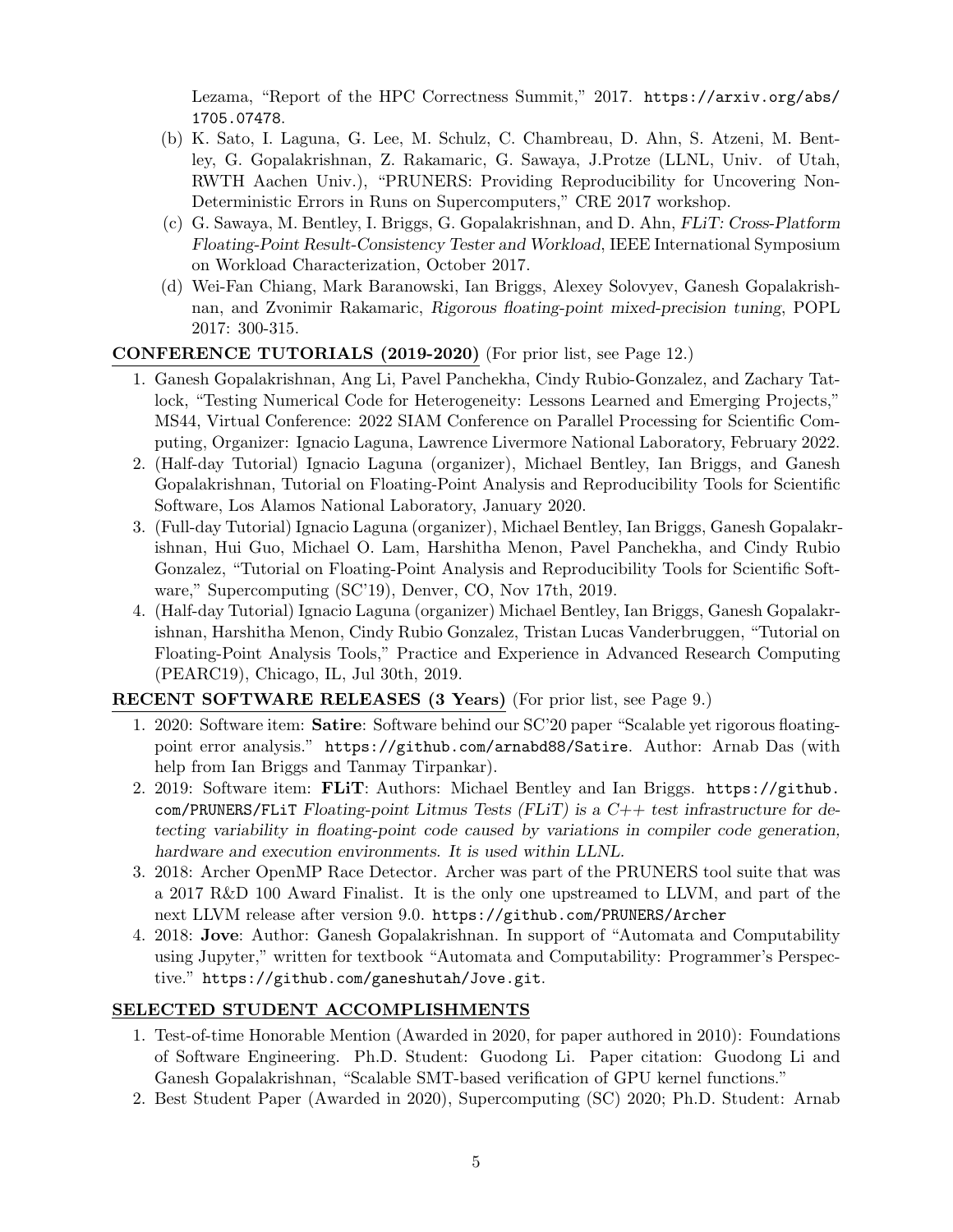Lezama, "Report of the HPC Correctness Summit," 2017. `https://arxiv.org/abs/1705.07478`.

(b) K. Sato, I. Laguna, G. Lee, M. Schulz, C. Chambreau, D. Ahn, S. Atzeni, M. Bentley, G. Gopalakrishnan, Z. Rakamaric, G. Sawaya, J.Protze (LLNL, Univ. of Utah, RWTH Aachen Univ.), "PRUNERS: Providing Reproducibility for Uncovering Non-Deterministic Errors in Runs on Supercomputers," CRE 2017 workshop.

(c) G. Sawaya, M. Bentley, I. Briggs, G. Gopalakrishnan, and D. Ahn, *FLiT: Cross-Platform Floating-Point Result-Consistency Tester and Workload*, IEEE International Symposium on Workload Characterization, October 2017.

(d) Wei-Fan Chiang, Mark Baranowski, Ian Briggs, Alexey Solovyev, Ganesh Gopalakrishnan, and Zvonimir Rakamaric, *Rigorous floating-point mixed-precision tuning*, POPL 2017: 300-315.

**CONFERENCE TUTORIALS (2019-2020)** (For prior list, see Page 12.)

1. Ganesh Gopalakrishnan, Ang Li, Pavel Panchekha, Cindy Rubio-Gonzalez, and Zachary Tatlock, "Testing Numerical Code for Heterogeneity: Lessons Learned and Emerging Projects," MS44, Virtual Conference: 2022 SIAM Conference on Parallel Processing for Scientific Computing, Organizer: Ignacio Laguna, Lawrence Livermore National Laboratory, February 2022.
2. (Half-day Tutorial) Ignacio Laguna (organizer), Michael Bentley, Ian Briggs, and Ganesh Gopalakrishnan, Tutorial on Floating-Point Analysis and Reproducibility Tools for Scientific Software, Los Alamos National Laboratory, January 2020.
3. (Full-day Tutorial) Ignacio Laguna (organizer), Michael Bentley, Ian Briggs, Ganesh Gopalakrishnan, Hui Guo, Michael O. Lam, Harshitha Menon, Pavel Panchekha, and Cindy Rubio Gonzalez, "Tutorial on Floating-Point Analysis and Reproducibility Tools for Scientific Software," Supercomputing (SC'19), Denver, CO, Nov 17th, 2019.
4. (Half-day Tutorial) Ignacio Laguna (organizer) Michael Bentley, Ian Briggs, Ganesh Gopalakrishnan, Harshitha Menon, Cindy Rubio Gonzalez, Tristan Lucas Vanderbruggen, "Tutorial on Floating-Point Analysis Tools," Practice and Experience in Advanced Research Computing (PEARC19), Chicago, IL, Jul 30th, 2019.

**RECENT SOFTWARE RELEASES (3 Years)** (For prior list, see Page 9.)

1. 2020: Software item: **Satire**: Software behind our SC'20 paper "Scalable yet rigorous floating-point error analysis." `https://github.com/arnabd88/Satire`. Author: Arnab Das (with help from Ian Briggs and Tanmay Tirpankar).
2. 2019: Software item: **FLiT**: Authors: Michael Bentley and Ian Briggs. `https://github.com/PRUNERS/FLiT` *Floating-point Litmus Tests (FLiT) is a C++ test infrastructure for detecting variability in floating-point code caused by variations in compiler code generation, hardware and execution environments. It is used within LLNL.*
3. 2018: Archer OpenMP Race Detector. Archer was part of the PRUNERS tool suite that was a 2017 R&D 100 Award Finalist. It is the only one upstreamed to LLVM, and part of the next LLVM release after version 9.0. `https://github.com/PRUNERS/Archer`
4. 2018: **Jove**: Author: Ganesh Gopalakrishnan. In support of "Automata and Computability using Jupyter," written for textbook "Automata and Computability: Programmer's Perspective." `https://github.com/ganeshutah/Jove.git`.

**SELECTED STUDENT ACCOMPLISHMENTS**

1. Test-of-time Honorable Mention (Awarded in 2020, for paper authored in 2010): Foundations of Software Engineering. Ph.D. Student: Guodong Li. Paper citation: Guodong Li and Ganesh Gopalakrishnan, "Scalable SMT-based verification of GPU kernel functions."
2. Best Student Paper (Awarded in 2020), Supercomputing (SC) 2020; Ph.D. Student: Arnab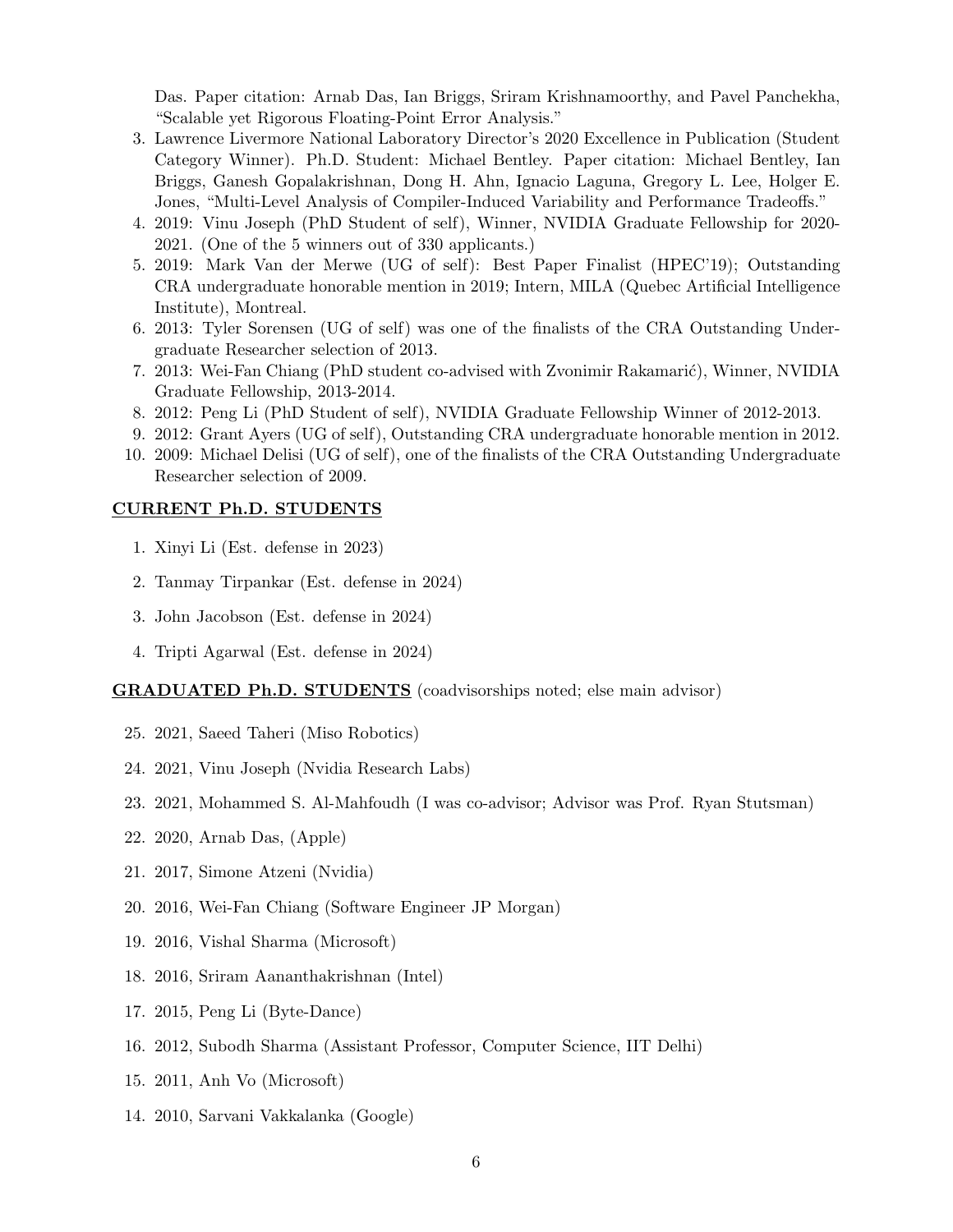Das. Paper citation: Arnab Das, Ian Briggs, Sriram Krishnamoorthy, and Pavel Panchekha, "Scalable yet Rigorous Floating-Point Error Analysis."

3. Lawrence Livermore National Laboratory Director's 2020 Excellence in Publication (Student Category Winner). Ph.D. Student: Michael Bentley. Paper citation: Michael Bentley, Ian Briggs, Ganesh Gopalakrishnan, Dong H. Ahn, Ignacio Laguna, Gregory L. Lee, Holger E. Jones, "Multi-Level Analysis of Compiler-Induced Variability and Performance Tradeoffs."
4. 2019: Vinu Joseph (PhD Student of self), Winner, NVIDIA Graduate Fellowship for 2020-2021. (One of the 5 winners out of 330 applicants.)
5. 2019: Mark Van der Merwe (UG of self): Best Paper Finalist (HPEC'19); Outstanding CRA undergraduate honorable mention in 2019; Intern, MILA (Quebec Artificial Intelligence Institute), Montreal.
6. 2013: Tyler Sorensen (UG of self) was one of the finalists of the CRA Outstanding Undergraduate Researcher selection of 2013.
7. 2013: Wei-Fan Chiang (PhD student co-advised with Zvonimir Rakamarić), Winner, NVIDIA Graduate Fellowship, 2013-2014.
8. 2012: Peng Li (PhD Student of self), NVIDIA Graduate Fellowship Winner of 2012-2013.
9. 2012: Grant Ayers (UG of self), Outstanding CRA undergraduate honorable mention in 2012.
10. 2009: Michael Delisi (UG of self), one of the finalists of the CRA Outstanding Undergraduate Researcher selection of 2009.

## CURRENT Ph.D. STUDENTS

1. Xinyi Li (Est. defense in 2023)
2. Tanmay Tirpankar (Est. defense in 2024)
3. John Jacobson (Est. defense in 2024)
4. Tripti Agarwal (Est. defense in 2024)

## GRADUATED Ph.D. STUDENTS (coadvisorships noted; else main advisor)

25. 2021, Saeed Taheri (Miso Robotics)
24. 2021, Vinu Joseph (Nvidia Research Labs)
23. 2021, Mohammed S. Al-Mahfoudh (I was co-advisor; Advisor was Prof. Ryan Stutsman)
22. 2020, Arnab Das, (Apple)
21. 2017, Simone Atzeni (Nvidia)
20. 2016, Wei-Fan Chiang (Software Engineer JP Morgan)
19. 2016, Vishal Sharma (Microsoft)
18. 2016, Sriram Aananthakrishnan (Intel)
17. 2015, Peng Li (Byte-Dance)
16. 2012, Subodh Sharma (Assistant Professor, Computer Science, IIT Delhi)
15. 2011, Anh Vo (Microsoft)
14. 2010, Sarvani Vakkalanka (Google)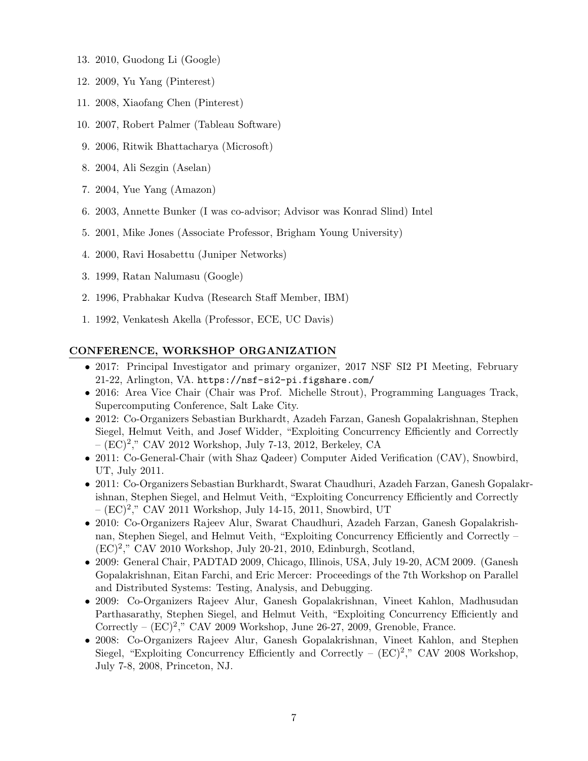13. 2010, Guodong Li (Google)
12. 2009, Yu Yang (Pinterest)
11. 2008, Xiaofang Chen (Pinterest)
10. 2007, Robert Palmer (Tableau Software)
9. 2006, Ritwik Bhattacharya (Microsoft)
8. 2004, Ali Sezgin (Aselan)
7. 2004, Yue Yang (Amazon)
6. 2003, Annette Bunker (I was co-advisor; Advisor was Konrad Slind) Intel
5. 2001, Mike Jones (Associate Professor, Brigham Young University)
4. 2000, Ravi Hosabettu (Juniper Networks)
3. 1999, Ratan Nalumasu (Google)
2. 1996, Prabhakar Kudva (Research Staff Member, IBM)
1. 1992, Venkatesh Akella (Professor, ECE, UC Davis)

## CONFERENCE, WORKSHOP ORGANIZATION

- 2017: Principal Investigator and primary organizer, 2017 NSF SI2 PI Meeting, February 21-22, Arlington, VA. `https://nsf-si2-pi.figshare.com/`
- 2016: Area Vice Chair (Chair was Prof. Michelle Strout), Programming Languages Track, Supercomputing Conference, Salt Lake City.
- 2012: Co-Organizers Sebastian Burkhardt, Azadeh Farzan, Ganesh Gopalakrishnan, Stephen Siegel, Helmut Veith, and Josef Widder, "Exploiting Concurrency Efficiently and Correctly – $(EC)^2$," CAV 2012 Workshop, July 7-13, 2012, Berkeley, CA
- 2011: Co-General-Chair (with Shaz Qadeer) Computer Aided Verification (CAV), Snowbird, UT, July 2011.
- 2011: Co-Organizers Sebastian Burkhardt, Swarat Chaudhuri, Azadeh Farzan, Ganesh Gopalakrishnan, Stephen Siegel, and Helmut Veith, "Exploiting Concurrency Efficiently and Correctly – $(EC)^2$," CAV 2011 Workshop, July 14-15, 2011, Snowbird, UT
- 2010: Co-Organizers Rajeev Alur, Swarat Chaudhuri, Azadeh Farzan, Ganesh Gopalakrishnan, Stephen Siegel, and Helmut Veith, "Exploiting Concurrency Efficiently and Correctly – $(EC)^2$," CAV 2010 Workshop, July 20-21, 2010, Edinburgh, Scotland,
- 2009: General Chair, PADTAD 2009, Chicago, Illinois, USA, July 19-20, ACM 2009. (Ganesh Gopalakrishnan, Eitan Farchi, and Eric Mercer: Proceedings of the 7th Workshop on Parallel and Distributed Systems: Testing, Analysis, and Debugging.
- 2009: Co-Organizers Rajeev Alur, Ganesh Gopalakrishnan, Vineet Kahlon, Madhusudan Parthasarathy, Stephen Siegel, and Helmut Veith, "Exploiting Concurrency Efficiently and Correctly – $(EC)^2$," CAV 2009 Workshop, June 26-27, 2009, Grenoble, France.
- 2008: Co-Organizers Rajeev Alur, Ganesh Gopalakrishnan, Vineet Kahlon, and Stephen Siegel, "Exploiting Concurrency Efficiently and Correctly – $(EC)^2$," CAV 2008 Workshop, July 7-8, 2008, Princeton, NJ.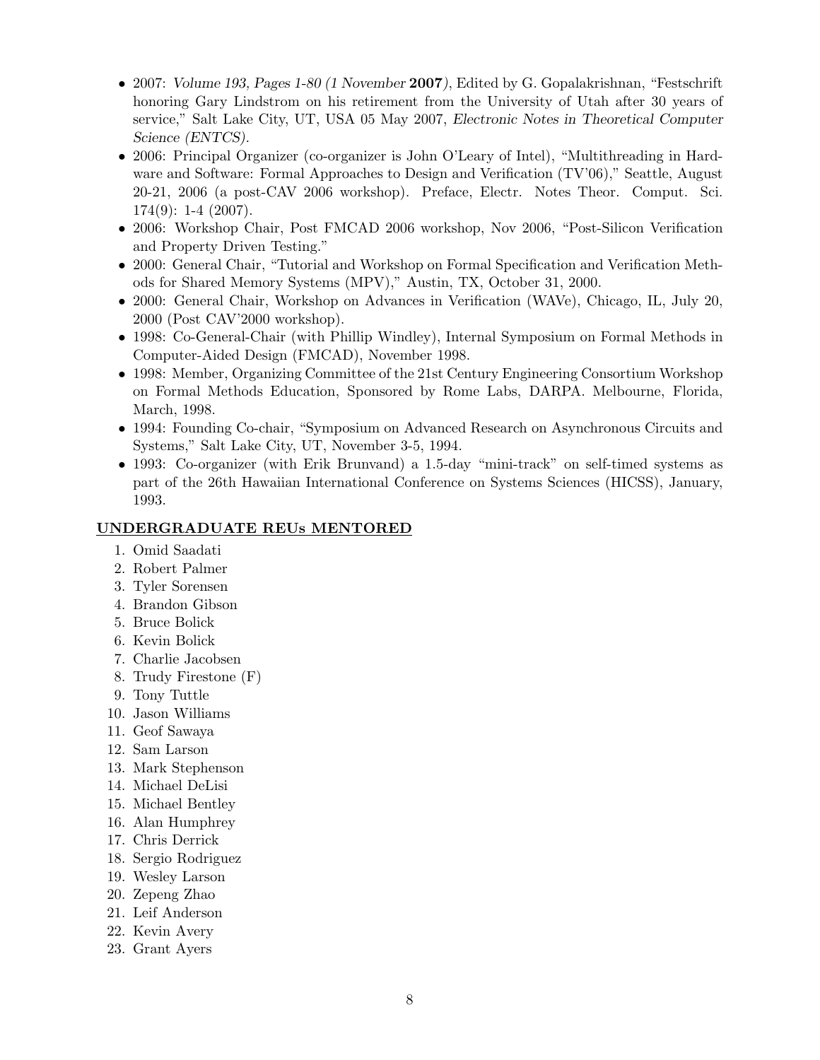- 2007: *Volume 193, Pages 1-80 (1 November* **2007***)*, Edited by G. Gopalakrishnan, "Festschrift honoring Gary Lindstrom on his retirement from the University of Utah after 30 years of service," Salt Lake City, UT, USA 05 May 2007, *Electronic Notes in Theoretical Computer Science (ENTCS).*
- 2006: Principal Organizer (co-organizer is John O'Leary of Intel), "Multithreading in Hardware and Software: Formal Approaches to Design and Verification (TV'06)," Seattle, August 20-21, 2006 (a post-CAV 2006 workshop). Preface, Electr. Notes Theor. Comput. Sci. 174(9): 1-4 (2007).
- 2006: Workshop Chair, Post FMCAD 2006 workshop, Nov 2006, "Post-Silicon Verification and Property Driven Testing."
- 2000: General Chair, "Tutorial and Workshop on Formal Specification and Verification Methods for Shared Memory Systems (MPV)," Austin, TX, October 31, 2000.
- 2000: General Chair, Workshop on Advances in Verification (WAVe), Chicago, IL, July 20, 2000 (Post CAV'2000 workshop).
- 1998: Co-General-Chair (with Phillip Windley), Internal Symposium on Formal Methods in Computer-Aided Design (FMCAD), November 1998.
- 1998: Member, Organizing Committee of the 21st Century Engineering Consortium Workshop on Formal Methods Education, Sponsored by Rome Labs, DARPA. Melbourne, Florida, March, 1998.
- 1994: Founding Co-chair, "Symposium on Advanced Research on Asynchronous Circuits and Systems," Salt Lake City, UT, November 3-5, 1994.
- 1993: Co-organizer (with Erik Brunvand) a 1.5-day "mini-track" on self-timed systems as part of the 26th Hawaiian International Conference on Systems Sciences (HICSS), January, 1993.

## UNDERGRADUATE REUs MENTORED

1. Omid Saadati
2. Robert Palmer
3. Tyler Sorensen
4. Brandon Gibson
5. Bruce Bolick
6. Kevin Bolick
7. Charlie Jacobsen
8. Trudy Firestone (F)
9. Tony Tuttle
10. Jason Williams
11. Geof Sawaya
12. Sam Larson
13. Mark Stephenson
14. Michael DeLisi
15. Michael Bentley
16. Alan Humphrey
17. Chris Derrick
18. Sergio Rodriguez
19. Wesley Larson
20. Zepeng Zhao
21. Leif Anderson
22. Kevin Avery
23. Grant Ayers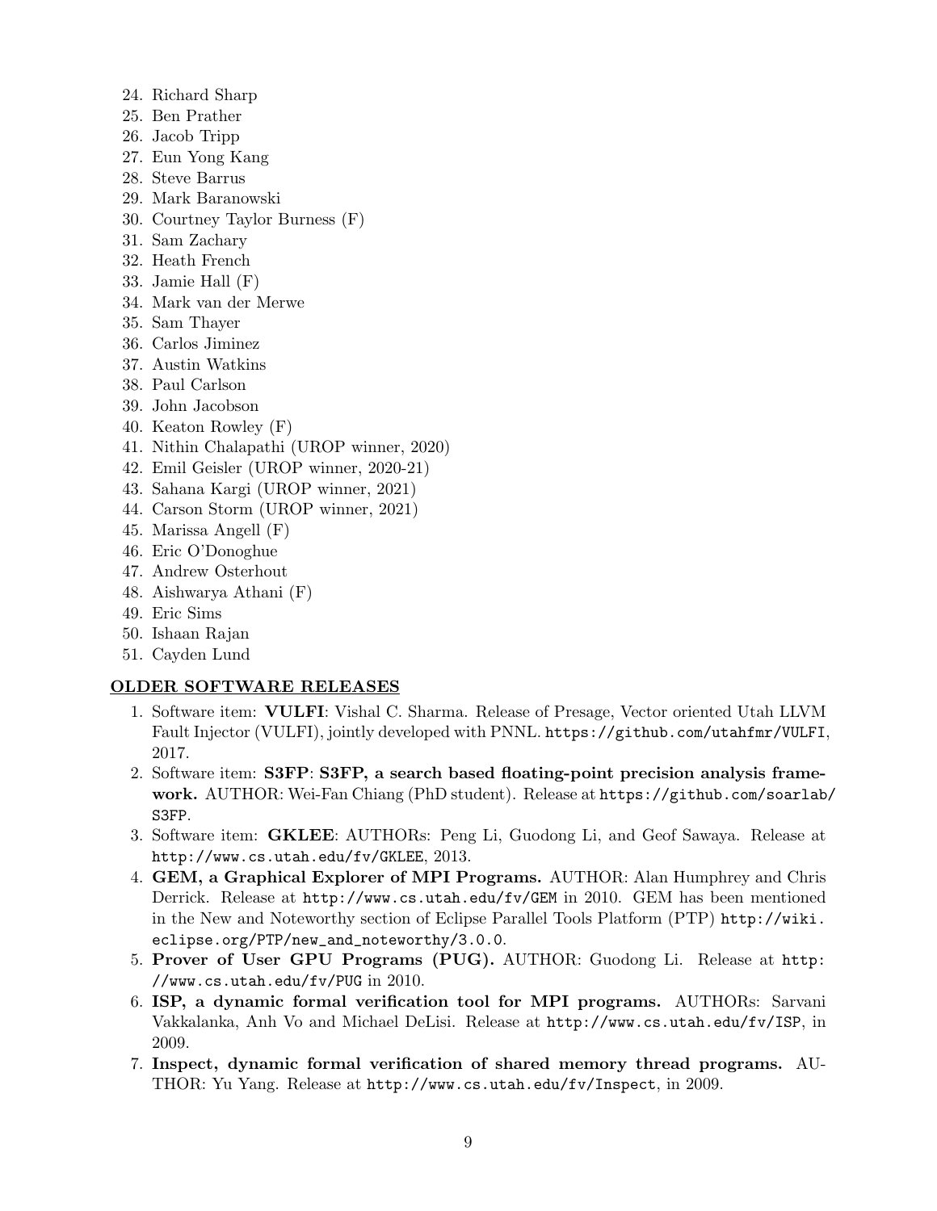24. Richard Sharp
25. Ben Prather
26. Jacob Tripp
27. Eun Yong Kang
28. Steve Barrus
29. Mark Baranowski
30. Courtney Taylor Burness (F)
31. Sam Zachary
32. Heath French
33. Jamie Hall (F)
34. Mark van der Merwe
35. Sam Thayer
36. Carlos Jiminez
37. Austin Watkins
38. Paul Carlson
39. John Jacobson
40. Keaton Rowley (F)
41. Nithin Chalapathi (UROP winner, 2020)
42. Emil Geisler (UROP winner, 2020-21)
43. Sahana Kargi (UROP winner, 2021)
44. Carson Storm (UROP winner, 2021)
45. Marissa Angell (F)
46. Eric O'Donoghue
47. Andrew Osterhout
48. Aishwarya Athani (F)
49. Eric Sims
50. Ishaan Rajan
51. Cayden Lund

## OLDER SOFTWARE RELEASES

1. Software item: **VULFI**: Vishal C. Sharma. Release of Presage, Vector oriented Utah LLVM Fault Injector (VULFI), jointly developed with PNNL. `https://github.com/utahfmr/VULFI`, 2017.
2. Software item: **S3FP**: **S3FP, a search based floating-point precision analysis framework.** AUTHOR: Wei-Fan Chiang (PhD student). Release at `https://github.com/soarlab/S3FP`.
3. Software item: **GKLEE**: AUTHORs: Peng Li, Guodong Li, and Geof Sawaya. Release at `http://www.cs.utah.edu/fv/GKLEE`, 2013.
4. **GEM, a Graphical Explorer of MPI Programs.** AUTHOR: Alan Humphrey and Chris Derrick. Release at `http://www.cs.utah.edu/fv/GEM` in 2010. GEM has been mentioned in the New and Noteworthy section of Eclipse Parallel Tools Platform (PTP) `http://wiki.eclipse.org/PTP/new_and_noteworthy/3.0.0`.
5. **Prover of User GPU Programs (PUG).** AUTHOR: Guodong Li. Release at `http://www.cs.utah.edu/fv/PUG` in 2010.
6. **ISP, a dynamic formal verification tool for MPI programs.** AUTHORs: Sarvani Vakkalanka, Anh Vo and Michael DeLisi. Release at `http://www.cs.utah.edu/fv/ISP`, in 2009.
7. **Inspect, dynamic formal verification of shared memory thread programs.** AUTHOR: Yu Yang. Release at `http://www.cs.utah.edu/fv/Inspect`, in 2009.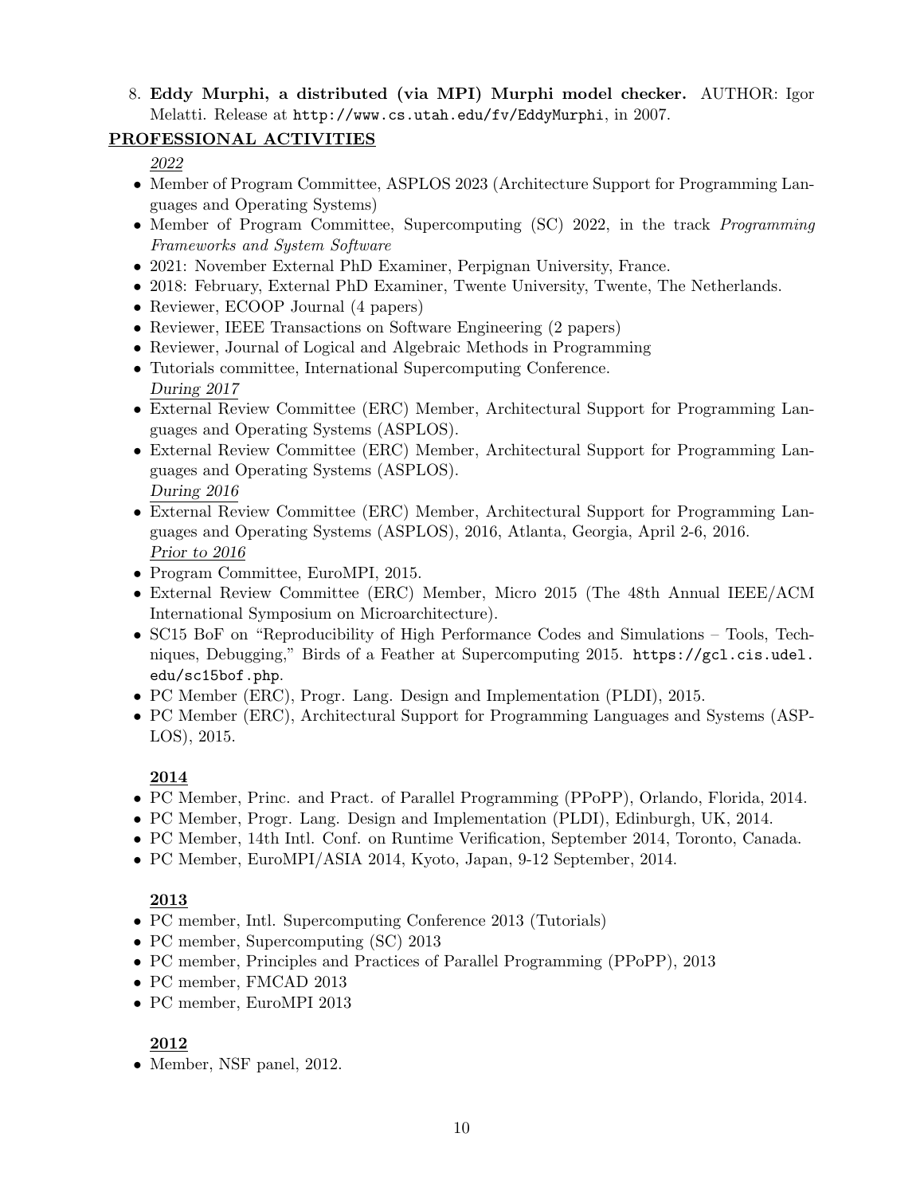8. **Eddy Murphi, a distributed (via MPI) Murphi model checker.** AUTHOR: Igor Melatti. Release at http://www.cs.utah.edu/fv/EddyMurphi, in 2007.

## PROFESSIONAL ACTIVITIES

*2022*

- Member of Program Committee, ASPLOS 2023 (Architecture Support for Programming Languages and Operating Systems)
- Member of Program Committee, Supercomputing (SC) 2022, in the track *Programming Frameworks and System Software*
- 2021: November External PhD Examiner, Perpignan University, France.
- 2018: February, External PhD Examiner, Twente University, Twente, The Netherlands.
- Reviewer, ECOOP Journal (4 papers)
- Reviewer, IEEE Transactions on Software Engineering (2 papers)
- Reviewer, Journal of Logical and Algebraic Methods in Programming
- Tutorials committee, International Supercomputing Conference.

*During 2017*

- External Review Committee (ERC) Member, Architectural Support for Programming Languages and Operating Systems (ASPLOS).
- External Review Committee (ERC) Member, Architectural Support for Programming Languages and Operating Systems (ASPLOS).

*During 2016*

- External Review Committee (ERC) Member, Architectural Support for Programming Languages and Operating Systems (ASPLOS), 2016, Atlanta, Georgia, April 2-6, 2016.

*Prior to 2016*

- Program Committee, EuroMPI, 2015.
- External Review Committee (ERC) Member, Micro 2015 (The 48th Annual IEEE/ACM International Symposium on Microarchitecture).
- SC15 BoF on "Reproducibility of High Performance Codes and Simulations – Tools, Techniques, Debugging," Birds of a Feather at Supercomputing 2015. https://gcl.cis.udel.edu/sc15bof.php.
- PC Member (ERC), Progr. Lang. Design and Implementation (PLDI), 2015.
- PC Member (ERC), Architectural Support for Programming Languages and Systems (ASPLOS), 2015.

**2014**

- PC Member, Princ. and Pract. of Parallel Programming (PPoPP), Orlando, Florida, 2014.
- PC Member, Progr. Lang. Design and Implementation (PLDI), Edinburgh, UK, 2014.
- PC Member, 14th Intl. Conf. on Runtime Verification, September 2014, Toronto, Canada.
- PC Member, EuroMPI/ASIA 2014, Kyoto, Japan, 9-12 September, 2014.

**2013**

- PC member, Intl. Supercomputing Conference 2013 (Tutorials)
- PC member, Supercomputing (SC) 2013
- PC member, Principles and Practices of Parallel Programming (PPoPP), 2013
- PC member, FMCAD 2013
- PC member, EuroMPI 2013

**2012**

- Member, NSF panel, 2012.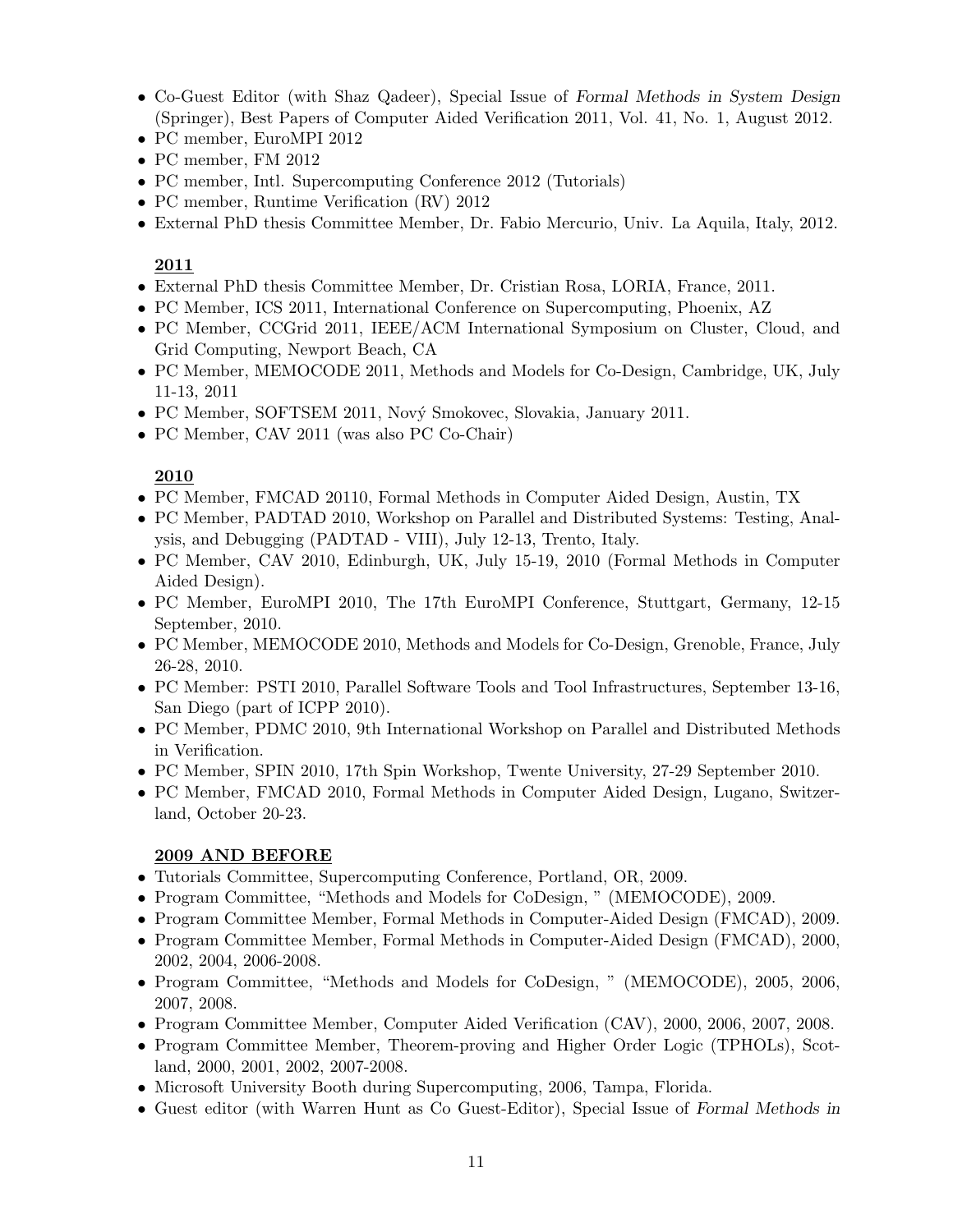- Co-Guest Editor (with Shaz Qadeer), Special Issue of *Formal Methods in System Design* (Springer), Best Papers of Computer Aided Verification 2011, Vol. 41, No. 1, August 2012.
- PC member, EuroMPI 2012
- PC member, FM 2012
- PC member, Intl. Supercomputing Conference 2012 (Tutorials)
- PC member, Runtime Verification (RV) 2012
- External PhD thesis Committee Member, Dr. Fabio Mercurio, Univ. La Aquila, Italy, 2012.

**2011**

- External PhD thesis Committee Member, Dr. Cristian Rosa, LORIA, France, 2011.
- PC Member, ICS 2011, International Conference on Supercomputing, Phoenix, AZ
- PC Member, CCGrid 2011, IEEE/ACM International Symposium on Cluster, Cloud, and Grid Computing, Newport Beach, CA
- PC Member, MEMOCODE 2011, Methods and Models for Co-Design, Cambridge, UK, July 11-13, 2011
- PC Member, SOFTSEM 2011, Nový Smokovec, Slovakia, January 2011.
- PC Member, CAV 2011 (was also PC Co-Chair)

**2010**

- PC Member, FMCAD 20110, Formal Methods in Computer Aided Design, Austin, TX
- PC Member, PADTAD 2010, Workshop on Parallel and Distributed Systems: Testing, Analysis, and Debugging (PADTAD - VIII), July 12-13, Trento, Italy.
- PC Member, CAV 2010, Edinburgh, UK, July 15-19, 2010 (Formal Methods in Computer Aided Design).
- PC Member, EuroMPI 2010, The 17th EuroMPI Conference, Stuttgart, Germany, 12-15 September, 2010.
- PC Member, MEMOCODE 2010, Methods and Models for Co-Design, Grenoble, France, July 26-28, 2010.
- PC Member: PSTI 2010, Parallel Software Tools and Tool Infrastructures, September 13-16, San Diego (part of ICPP 2010).
- PC Member, PDMC 2010, 9th International Workshop on Parallel and Distributed Methods in Verification.
- PC Member, SPIN 2010, 17th Spin Workshop, Twente University, 27-29 September 2010.
- PC Member, FMCAD 2010, Formal Methods in Computer Aided Design, Lugano, Switzerland, October 20-23.

**2009 AND BEFORE**

- Tutorials Committee, Supercomputing Conference, Portland, OR, 2009.
- Program Committee, "Methods and Models for CoDesign, " (MEMOCODE), 2009.
- Program Committee Member, Formal Methods in Computer-Aided Design (FMCAD), 2009.
- Program Committee Member, Formal Methods in Computer-Aided Design (FMCAD), 2000, 2002, 2004, 2006-2008.
- Program Committee, "Methods and Models for CoDesign, " (MEMOCODE), 2005, 2006, 2007, 2008.
- Program Committee Member, Computer Aided Verification (CAV), 2000, 2006, 2007, 2008.
- Program Committee Member, Theorem-proving and Higher Order Logic (TPHOLs), Scotland, 2000, 2001, 2002, 2007-2008.
- Microsoft University Booth during Supercomputing, 2006, Tampa, Florida.
- Guest editor (with Warren Hunt as Co Guest-Editor), Special Issue of *Formal Methods in*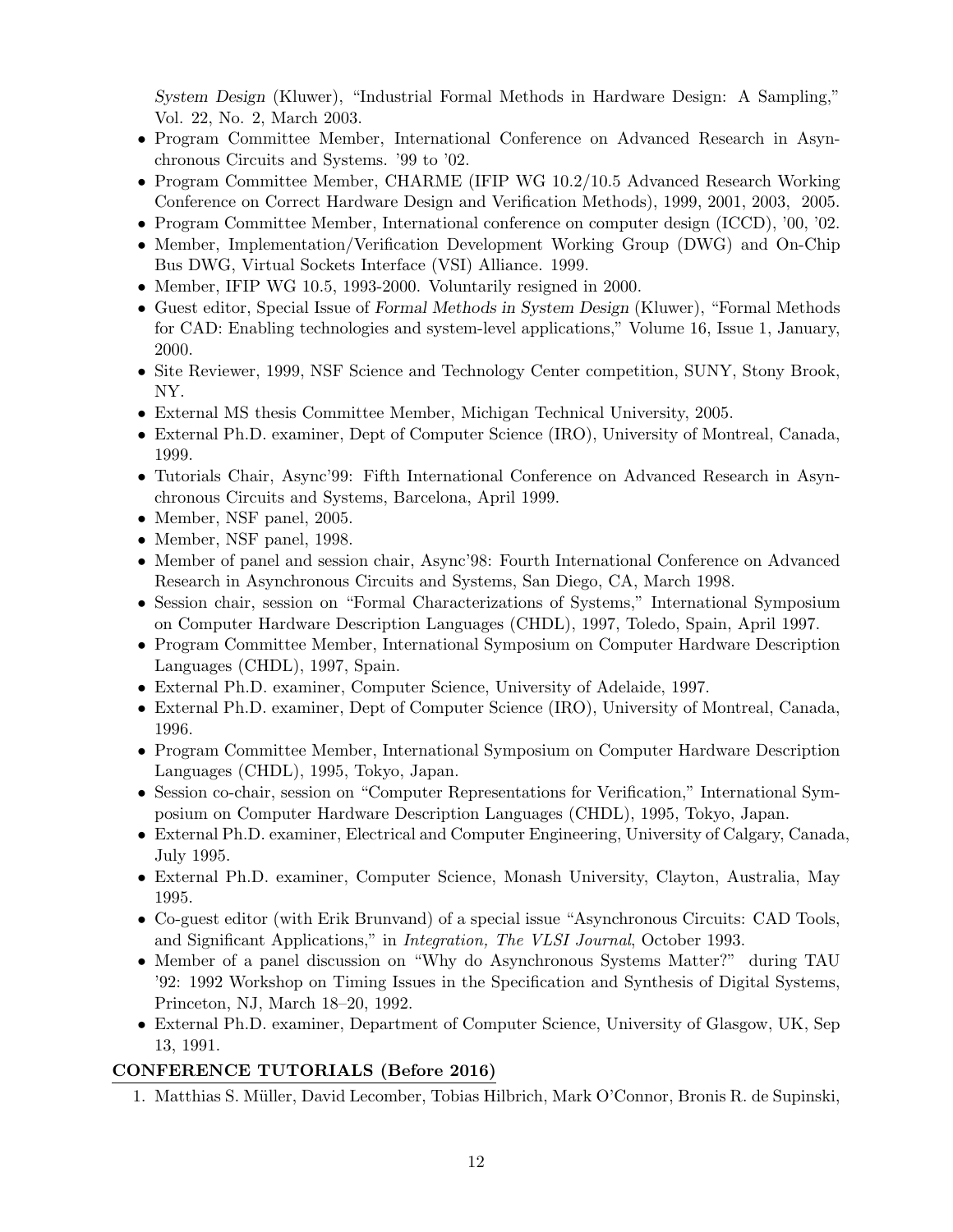*System Design* (Kluwer), "Industrial Formal Methods in Hardware Design: A Sampling," Vol. 22, No. 2, March 2003.

- Program Committee Member, International Conference on Advanced Research in Asynchronous Circuits and Systems. '99 to '02.
- Program Committee Member, CHARME (IFIP WG 10.2/10.5 Advanced Research Working Conference on Correct Hardware Design and Verification Methods), 1999, 2001, 2003, 2005.
- Program Committee Member, International conference on computer design (ICCD), '00, '02.
- Member, Implementation/Verification Development Working Group (DWG) and On-Chip Bus DWG, Virtual Sockets Interface (VSI) Alliance. 1999.
- Member, IFIP WG 10.5, 1993-2000. Voluntarily resigned in 2000.
- Guest editor, Special Issue of *Formal Methods in System Design* (Kluwer), "Formal Methods for CAD: Enabling technologies and system-level applications," Volume 16, Issue 1, January, 2000.
- Site Reviewer, 1999, NSF Science and Technology Center competition, SUNY, Stony Brook, NY.
- External MS thesis Committee Member, Michigan Technical University, 2005.
- External Ph.D. examiner, Dept of Computer Science (IRO), University of Montreal, Canada, 1999.
- Tutorials Chair, Async'99: Fifth International Conference on Advanced Research in Asynchronous Circuits and Systems, Barcelona, April 1999.
- Member, NSF panel, 2005.
- Member, NSF panel, 1998.
- Member of panel and session chair, Async'98: Fourth International Conference on Advanced Research in Asynchronous Circuits and Systems, San Diego, CA, March 1998.
- Session chair, session on "Formal Characterizations of Systems," International Symposium on Computer Hardware Description Languages (CHDL), 1997, Toledo, Spain, April 1997.
- Program Committee Member, International Symposium on Computer Hardware Description Languages (CHDL), 1997, Spain.
- External Ph.D. examiner, Computer Science, University of Adelaide, 1997.
- External Ph.D. examiner, Dept of Computer Science (IRO), University of Montreal, Canada, 1996.
- Program Committee Member, International Symposium on Computer Hardware Description Languages (CHDL), 1995, Tokyo, Japan.
- Session co-chair, session on "Computer Representations for Verification," International Symposium on Computer Hardware Description Languages (CHDL), 1995, Tokyo, Japan.
- External Ph.D. examiner, Electrical and Computer Engineering, University of Calgary, Canada, July 1995.
- External Ph.D. examiner, Computer Science, Monash University, Clayton, Australia, May 1995.
- Co-guest editor (with Erik Brunvand) of a special issue "Asynchronous Circuits: CAD Tools, and Significant Applications," in *Integration, The VLSI Journal*, October 1993.
- Member of a panel discussion on "Why do Asynchronous Systems Matter?" during TAU '92: 1992 Workshop on Timing Issues in the Specification and Synthesis of Digital Systems, Princeton, NJ, March 18–20, 1992.
- External Ph.D. examiner, Department of Computer Science, University of Glasgow, UK, Sep 13, 1991.

## CONFERENCE TUTORIALS (Before 2016)

1. Matthias S. Müller, David Lecomber, Tobias Hilbrich, Mark O'Connor, Bronis R. de Supinski,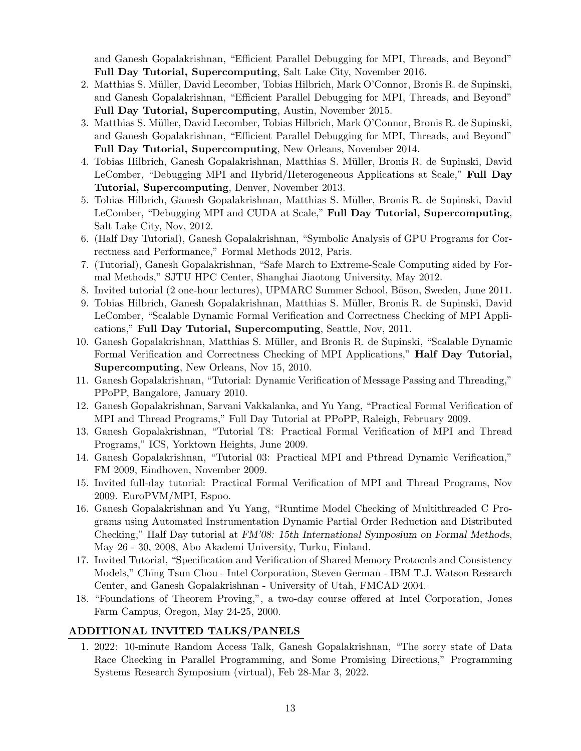and Ganesh Gopalakrishnan, "Efficient Parallel Debugging for MPI, Threads, and Beyond" **Full Day Tutorial, Supercomputing**, Salt Lake City, November 2016.

2. Matthias S. Müller, David Lecomber, Tobias Hilbrich, Mark O'Connor, Bronis R. de Supinski, and Ganesh Gopalakrishnan, "Efficient Parallel Debugging for MPI, Threads, and Beyond" **Full Day Tutorial, Supercomputing**, Austin, November 2015.
3. Matthias S. Müller, David Lecomber, Tobias Hilbrich, Mark O'Connor, Bronis R. de Supinski, and Ganesh Gopalakrishnan, "Efficient Parallel Debugging for MPI, Threads, and Beyond" **Full Day Tutorial, Supercomputing**, New Orleans, November 2014.
4. Tobias Hilbrich, Ganesh Gopalakrishnan, Matthias S. Müller, Bronis R. de Supinski, David LeComber, "Debugging MPI and Hybrid/Heterogeneous Applications at Scale," **Full Day Tutorial, Supercomputing**, Denver, November 2013.
5. Tobias Hilbrich, Ganesh Gopalakrishnan, Matthias S. Müller, Bronis R. de Supinski, David LeComber, "Debugging MPI and CUDA at Scale," **Full Day Tutorial, Supercomputing**, Salt Lake City, Nov, 2012.
6. (Half Day Tutorial), Ganesh Gopalakrishnan, "Symbolic Analysis of GPU Programs for Correctness and Performance," Formal Methods 2012, Paris.
7. (Tutorial), Ganesh Gopalakrishnan, "Safe March to Extreme-Scale Computing aided by Formal Methods," SJTU HPC Center, Shanghai Jiaotong University, May 2012.
8. Invited tutorial (2 one-hour lectures), UPMARC Summer School, Böson, Sweden, June 2011.
9. Tobias Hilbrich, Ganesh Gopalakrishnan, Matthias S. Müller, Bronis R. de Supinski, David LeComber, "Scalable Dynamic Formal Verification and Correctness Checking of MPI Applications," **Full Day Tutorial, Supercomputing**, Seattle, Nov, 2011.
10. Ganesh Gopalakrishnan, Matthias S. Müller, and Bronis R. de Supinski, "Scalable Dynamic Formal Verification and Correctness Checking of MPI Applications," **Half Day Tutorial, Supercomputing**, New Orleans, Nov 15, 2010.
11. Ganesh Gopalakrishnan, "Tutorial: Dynamic Verification of Message Passing and Threading," PPoPP, Bangalore, January 2010.
12. Ganesh Gopalakrishnan, Sarvani Vakkalanka, and Yu Yang, "Practical Formal Verification of MPI and Thread Programs," Full Day Tutorial at PPoPP, Raleigh, February 2009.
13. Ganesh Gopalakrishnan, "Tutorial T8: Practical Formal Verification of MPI and Thread Programs," ICS, Yorktown Heights, June 2009.
14. Ganesh Gopalakrishnan, "Tutorial 03: Practical MPI and Pthread Dynamic Verification," FM 2009, Eindhoven, November 2009.
15. Invited full-day tutorial: Practical Formal Verification of MPI and Thread Programs, Nov 2009. EuroPVM/MPI, Espoo.
16. Ganesh Gopalakrishnan and Yu Yang, "Runtime Model Checking of Multithreaded C Programs using Automated Instrumentation Dynamic Partial Order Reduction and Distributed Checking," Half Day tutorial at *FM'08: 15th International Symposium on Formal Methods*, May 26 - 30, 2008, Abo Akademi University, Turku, Finland.
17. Invited Tutorial, "Specification and Verification of Shared Memory Protocols and Consistency Models," Ching Tsun Chou - Intel Corporation, Steven German - IBM T.J. Watson Research Center, and Ganesh Gopalakrishnan - University of Utah, FMCAD 2004.
18. "Foundations of Theorem Proving,", a two-day course offered at Intel Corporation, Jones Farm Campus, Oregon, May 24-25, 2000.

## ADDITIONAL INVITED TALKS/PANELS

1. 2022: 10-minute Random Access Talk, Ganesh Gopalakrishnan, "The sorry state of Data Race Checking in Parallel Programming, and Some Promising Directions," Programming Systems Research Symposium (virtual), Feb 28-Mar 3, 2022.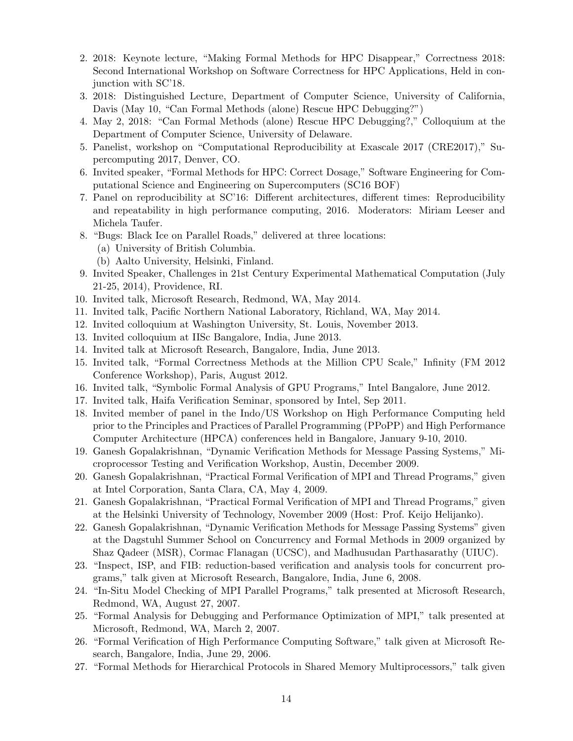2. 2018: Keynote lecture, "Making Formal Methods for HPC Disappear," Correctness 2018: Second International Workshop on Software Correctness for HPC Applications, Held in conjunction with SC'18.
3. 2018: Distinguished Lecture, Department of Computer Science, University of California, Davis (May 10, "Can Formal Methods (alone) Rescue HPC Debugging?")
4. May 2, 2018: "Can Formal Methods (alone) Rescue HPC Debugging?," Colloquium at the Department of Computer Science, University of Delaware.
5. Panelist, workshop on "Computational Reproducibility at Exascale 2017 (CRE2017)," Supercomputing 2017, Denver, CO.
6. Invited speaker, "Formal Methods for HPC: Correct Dosage," Software Engineering for Computational Science and Engineering on Supercomputers (SC16 BOF)
7. Panel on reproducibility at SC'16: Different architectures, different times: Reproducibility and repeatability in high performance computing, 2016. Moderators: Miriam Leeser and Michela Taufer.
8. "Bugs: Black Ice on Parallel Roads," delivered at three locations:
   (a) University of British Columbia.
   (b) Aalto University, Helsinki, Finland.
9. Invited Speaker, Challenges in 21st Century Experimental Mathematical Computation (July 21-25, 2014), Providence, RI.
10. Invited talk, Microsoft Research, Redmond, WA, May 2014.
11. Invited talk, Pacific Northern National Laboratory, Richland, WA, May 2014.
12. Invited colloquium at Washington University, St. Louis, November 2013.
13. Invited colloquium at IISc Bangalore, India, June 2013.
14. Invited talk at Microsoft Research, Bangalore, India, June 2013.
15. Invited talk, "Formal Correctness Methods at the Million CPU Scale," Infinity (FM 2012 Conference Workshop), Paris, August 2012.
16. Invited talk, "Symbolic Formal Analysis of GPU Programs," Intel Bangalore, June 2012.
17. Invited talk, Haifa Verification Seminar, sponsored by Intel, Sep 2011.
18. Invited member of panel in the Indo/US Workshop on High Performance Computing held prior to the Principles and Practices of Parallel Programming (PPoPP) and High Performance Computer Architecture (HPCA) conferences held in Bangalore, January 9-10, 2010.
19. Ganesh Gopalakrishnan, "Dynamic Verification Methods for Message Passing Systems," Microprocessor Testing and Verification Workshop, Austin, December 2009.
20. Ganesh Gopalakrishnan, "Practical Formal Verification of MPI and Thread Programs," given at Intel Corporation, Santa Clara, CA, May 4, 2009.
21. Ganesh Gopalakrishnan, "Practical Formal Verification of MPI and Thread Programs," given at the Helsinki University of Technology, November 2009 (Host: Prof. Keijo Helijanko).
22. Ganesh Gopalakrishnan, "Dynamic Verification Methods for Message Passing Systems" given at the Dagstuhl Summer School on Concurrency and Formal Methods in 2009 organized by Shaz Qadeer (MSR), Cormac Flanagan (UCSC), and Madhusudan Parthasarathy (UIUC).
23. "Inspect, ISP, and FIB: reduction-based verification and analysis tools for concurrent programs," talk given at Microsoft Research, Bangalore, India, June 6, 2008.
24. "In-Situ Model Checking of MPI Parallel Programs," talk presented at Microsoft Research, Redmond, WA, August 27, 2007.
25. "Formal Analysis for Debugging and Performance Optimization of MPI," talk presented at Microsoft, Redmond, WA, March 2, 2007.
26. "Formal Verification of High Performance Computing Software," talk given at Microsoft Research, Bangalore, India, June 29, 2006.
27. "Formal Methods for Hierarchical Protocols in Shared Memory Multiprocessors," talk given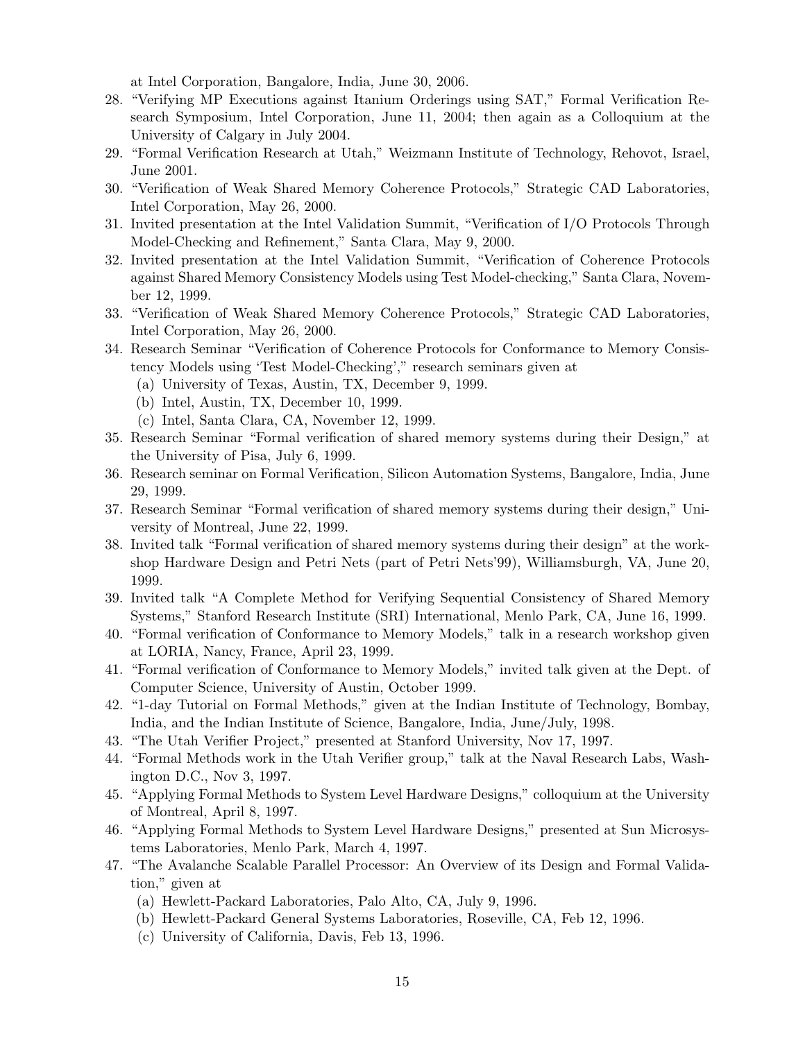at Intel Corporation, Bangalore, India, June 30, 2006.

28. "Verifying MP Executions against Itanium Orderings using SAT," Formal Verification Research Symposium, Intel Corporation, June 11, 2004; then again as a Colloquium at the University of Calgary in July 2004.
29. "Formal Verification Research at Utah," Weizmann Institute of Technology, Rehovot, Israel, June 2001.
30. "Verification of Weak Shared Memory Coherence Protocols," Strategic CAD Laboratories, Intel Corporation, May 26, 2000.
31. Invited presentation at the Intel Validation Summit, "Verification of I/O Protocols Through Model-Checking and Refinement," Santa Clara, May 9, 2000.
32. Invited presentation at the Intel Validation Summit, "Verification of Coherence Protocols against Shared Memory Consistency Models using Test Model-checking," Santa Clara, November 12, 1999.
33. "Verification of Weak Shared Memory Coherence Protocols," Strategic CAD Laboratories, Intel Corporation, May 26, 2000.
34. Research Seminar "Verification of Coherence Protocols for Conformance to Memory Consistency Models using 'Test Model-Checking'," research seminars given at
    (a) University of Texas, Austin, TX, December 9, 1999.
    (b) Intel, Austin, TX, December 10, 1999.
    (c) Intel, Santa Clara, CA, November 12, 1999.
35. Research Seminar "Formal verification of shared memory systems during their Design," at the University of Pisa, July 6, 1999.
36. Research seminar on Formal Verification, Silicon Automation Systems, Bangalore, India, June 29, 1999.
37. Research Seminar "Formal verification of shared memory systems during their design," University of Montreal, June 22, 1999.
38. Invited talk "Formal verification of shared memory systems during their design" at the workshop Hardware Design and Petri Nets (part of Petri Nets'99), Williamsburgh, VA, June 20, 1999.
39. Invited talk "A Complete Method for Verifying Sequential Consistency of Shared Memory Systems," Stanford Research Institute (SRI) International, Menlo Park, CA, June 16, 1999.
40. "Formal verification of Conformance to Memory Models," talk in a research workshop given at LORIA, Nancy, France, April 23, 1999.
41. "Formal verification of Conformance to Memory Models," invited talk given at the Dept. of Computer Science, University of Austin, October 1999.
42. "1-day Tutorial on Formal Methods," given at the Indian Institute of Technology, Bombay, India, and the Indian Institute of Science, Bangalore, India, June/July, 1998.
43. "The Utah Verifier Project," presented at Stanford University, Nov 17, 1997.
44. "Formal Methods work in the Utah Verifier group," talk at the Naval Research Labs, Washington D.C., Nov 3, 1997.
45. "Applying Formal Methods to System Level Hardware Designs," colloquium at the University of Montreal, April 8, 1997.
46. "Applying Formal Methods to System Level Hardware Designs," presented at Sun Microsystems Laboratories, Menlo Park, March 4, 1997.
47. "The Avalanche Scalable Parallel Processor: An Overview of its Design and Formal Validation," given at
    (a) Hewlett-Packard Laboratories, Palo Alto, CA, July 9, 1996.
    (b) Hewlett-Packard General Systems Laboratories, Roseville, CA, Feb 12, 1996.
    (c) University of California, Davis, Feb 13, 1996.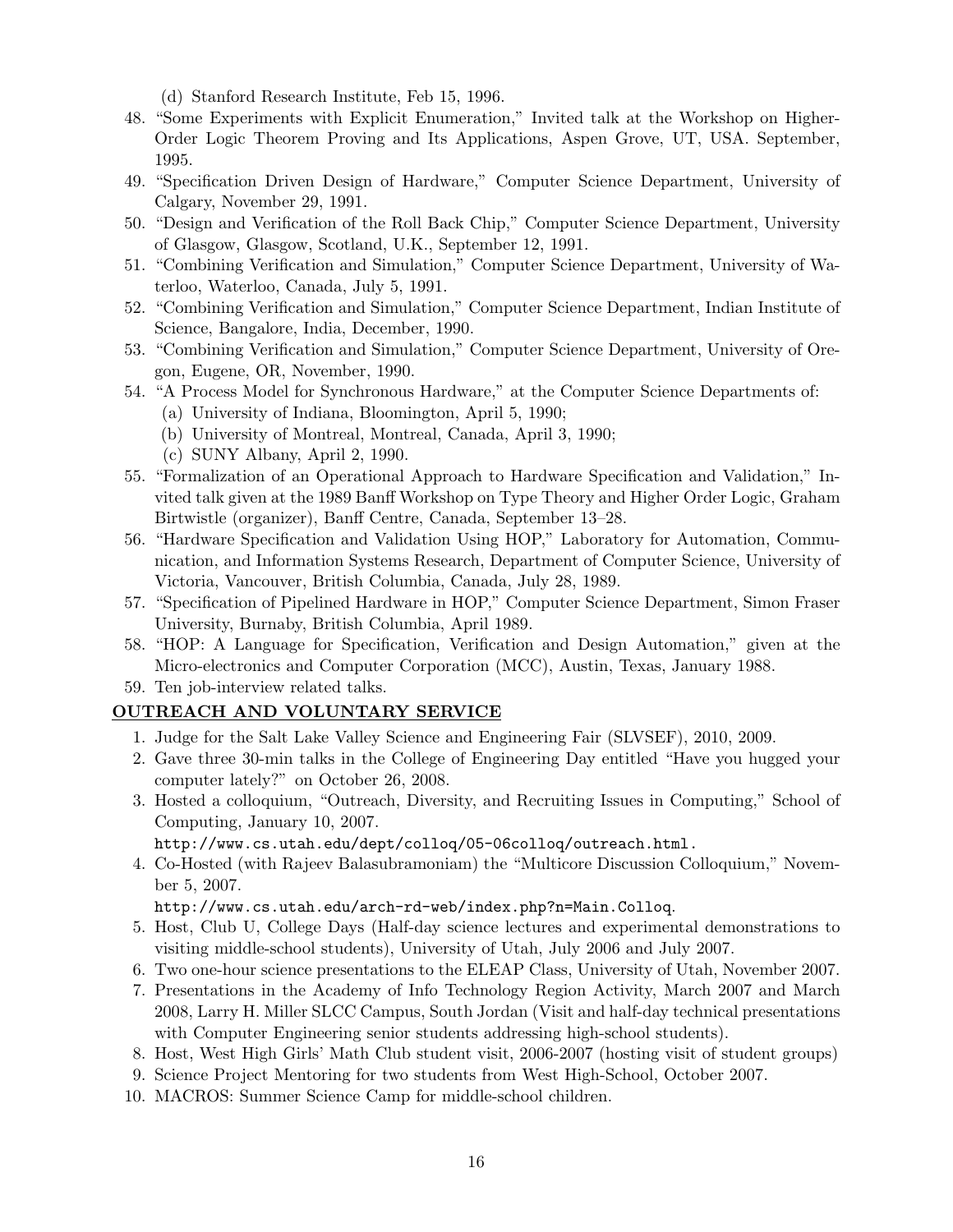(d) Stanford Research Institute, Feb 15, 1996.

48. "Some Experiments with Explicit Enumeration," Invited talk at the Workshop on Higher-Order Logic Theorem Proving and Its Applications, Aspen Grove, UT, USA. September, 1995.
49. "Specification Driven Design of Hardware," Computer Science Department, University of Calgary, November 29, 1991.
50. "Design and Verification of the Roll Back Chip," Computer Science Department, University of Glasgow, Glasgow, Scotland, U.K., September 12, 1991.
51. "Combining Verification and Simulation," Computer Science Department, University of Waterloo, Waterloo, Canada, July 5, 1991.
52. "Combining Verification and Simulation," Computer Science Department, Indian Institute of Science, Bangalore, India, December, 1990.
53. "Combining Verification and Simulation," Computer Science Department, University of Oregon, Eugene, OR, November, 1990.
54. "A Process Model for Synchronous Hardware," at the Computer Science Departments of:
    (a) University of Indiana, Bloomington, April 5, 1990;
    (b) University of Montreal, Montreal, Canada, April 3, 1990;
    (c) SUNY Albany, April 2, 1990.
55. "Formalization of an Operational Approach to Hardware Specification and Validation," Invited talk given at the 1989 Banff Workshop on Type Theory and Higher Order Logic, Graham Birtwistle (organizer), Banff Centre, Canada, September 13–28.
56. "Hardware Specification and Validation Using HOP," Laboratory for Automation, Communication, and Information Systems Research, Department of Computer Science, University of Victoria, Vancouver, British Columbia, Canada, July 28, 1989.
57. "Specification of Pipelined Hardware in HOP," Computer Science Department, Simon Fraser University, Burnaby, British Columbia, April 1989.
58. "HOP: A Language for Specification, Verification and Design Automation," given at the Micro-electronics and Computer Corporation (MCC), Austin, Texas, January 1988.
59. Ten job-interview related talks.

## OUTREACH AND VOLUNTARY SERVICE

1. Judge for the Salt Lake Valley Science and Engineering Fair (SLVSEF), 2010, 2009.
2. Gave three 30-min talks in the College of Engineering Day entitled "Have you hugged your computer lately?" on October 26, 2008.
3. Hosted a colloquium, "Outreach, Diversity, and Recruiting Issues in Computing," School of Computing, January 10, 2007.
   `http://www.cs.utah.edu/dept/colloq/05-06colloq/outreach.html.`
4. Co-Hosted (with Rajeev Balasubramoniam) the "Multicore Discussion Colloquium," November 5, 2007.
   `http://www.cs.utah.edu/arch-rd-web/index.php?n=Main.Colloq`.
5. Host, Club U, College Days (Half-day science lectures and experimental demonstrations to visiting middle-school students), University of Utah, July 2006 and July 2007.
6. Two one-hour science presentations to the ELEAP Class, University of Utah, November 2007.
7. Presentations in the Academy of Info Technology Region Activity, March 2007 and March 2008, Larry H. Miller SLCC Campus, South Jordan (Visit and half-day technical presentations with Computer Engineering senior students addressing high-school students).
8. Host, West High Girls' Math Club student visit, 2006-2007 (hosting visit of student groups)
9. Science Project Mentoring for two students from West High-School, October 2007.
10. MACROS: Summer Science Camp for middle-school children.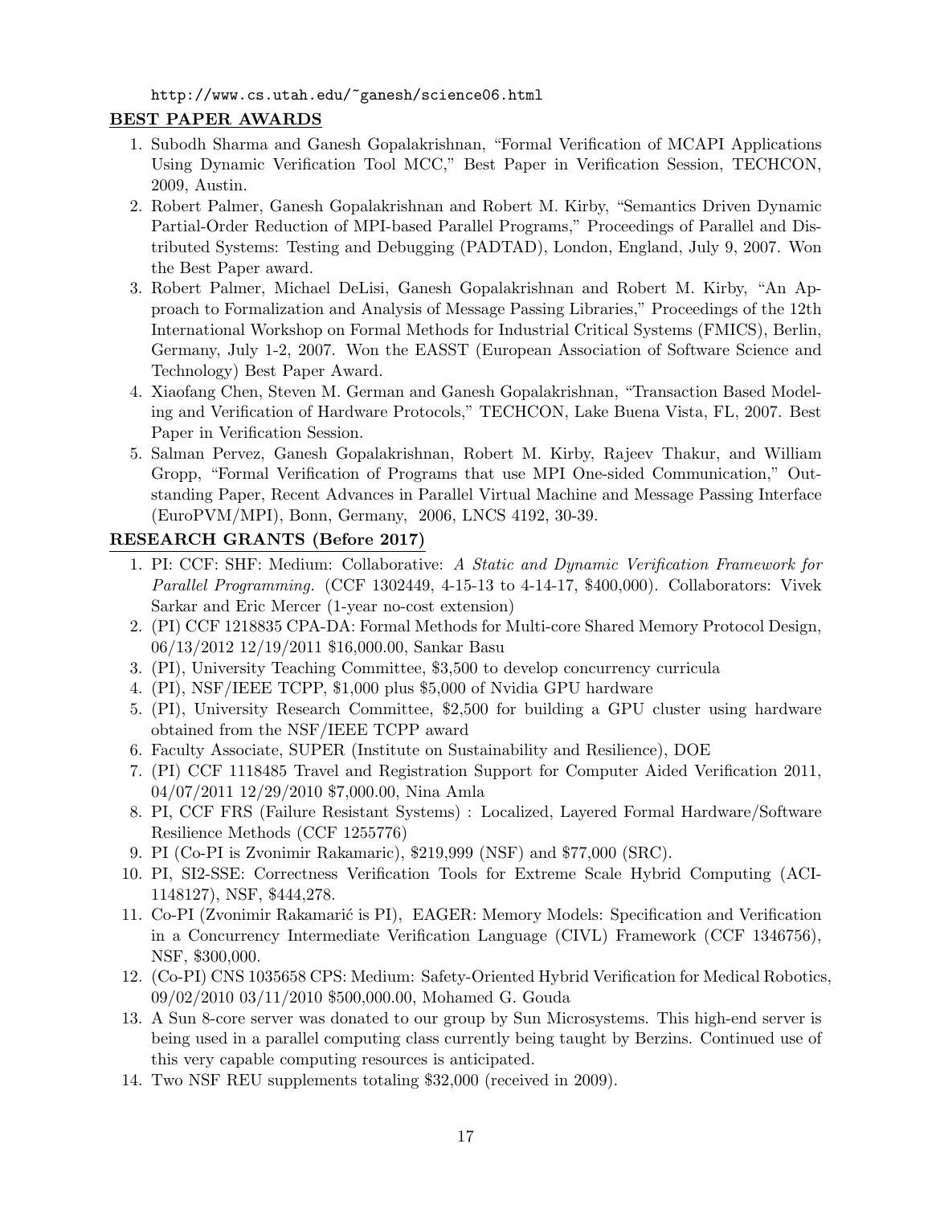http://www.cs.utah.edu/~ganesh/science06.html

## BEST PAPER AWARDS

1. Subodh Sharma and Ganesh Gopalakrishnan, "Formal Verification of MCAPI Applications Using Dynamic Verification Tool MCC," Best Paper in Verification Session, TECHCON, 2009, Austin.
2. Robert Palmer, Ganesh Gopalakrishnan and Robert M. Kirby, "Semantics Driven Dynamic Partial-Order Reduction of MPI-based Parallel Programs," Proceedings of Parallel and Distributed Systems: Testing and Debugging (PADTAD), London, England, July 9, 2007. Won the Best Paper award.
3. Robert Palmer, Michael DeLisi, Ganesh Gopalakrishnan and Robert M. Kirby, "An Approach to Formalization and Analysis of Message Passing Libraries," Proceedings of the 12th International Workshop on Formal Methods for Industrial Critical Systems (FMICS), Berlin, Germany, July 1-2, 2007. Won the EASST (European Association of Software Science and Technology) Best Paper Award.
4. Xiaofang Chen, Steven M. German and Ganesh Gopalakrishnan, "Transaction Based Modeling and Verification of Hardware Protocols," TECHCON, Lake Buena Vista, FL, 2007. Best Paper in Verification Session.
5. Salman Pervez, Ganesh Gopalakrishnan, Robert M. Kirby, Rajeev Thakur, and William Gropp, "Formal Verification of Programs that use MPI One-sided Communication," Outstanding Paper, Recent Advances in Parallel Virtual Machine and Message Passing Interface (EuroPVM/MPI), Bonn, Germany, 2006, LNCS 4192, 30-39.

## RESEARCH GRANTS (Before 2017)

1. PI: CCF: SHF: Medium: Collaborative: *A Static and Dynamic Verification Framework for Parallel Programming.* (CCF 1302449, 4-15-13 to 4-14-17, $400,000). Collaborators: Vivek Sarkar and Eric Mercer (1-year no-cost extension)
2. (PI) CCF 1218835 CPA-DA: Formal Methods for Multi-core Shared Memory Protocol Design, 06/13/2012 12/19/2011 $16,000.00, Sankar Basu
3. (PI), University Teaching Committee, $3,500 to develop concurrency curricula
4. (PI), NSF/IEEE TCPP, $1,000 plus $5,000 of Nvidia GPU hardware
5. (PI), University Research Committee, $2,500 for building a GPU cluster using hardware obtained from the NSF/IEEE TCPP award
6. Faculty Associate, SUPER (Institute on Sustainability and Resilience), DOE
7. (PI) CCF 1118485 Travel and Registration Support for Computer Aided Verification 2011, 04/07/2011 12/29/2010 $7,000.00, Nina Amla
8. PI, CCF FRS (Failure Resistant Systems) : Localized, Layered Formal Hardware/Software Resilience Methods (CCF 1255776)
9. PI (Co-PI is Zvonimir Rakamaric), $219,999 (NSF) and $77,000 (SRC).
10. PI, SI2-SSE: Correctness Verification Tools for Extreme Scale Hybrid Computing (ACI-1148127), NSF, $444,278.
11. Co-PI (Zvonimir Rakamarić is PI), EAGER: Memory Models: Specification and Verification in a Concurrency Intermediate Verification Language (CIVL) Framework (CCF 1346756), NSF, $300,000.
12. (Co-PI) CNS 1035658 CPS: Medium: Safety-Oriented Hybrid Verification for Medical Robotics, 09/02/2010 03/11/2010 $500,000.00, Mohamed G. Gouda
13. A Sun 8-core server was donated to our group by Sun Microsystems. This high-end server is being used in a parallel computing class currently being taught by Berzins. Continued use of this very capable computing resources is anticipated.
14. Two NSF REU supplements totaling $32,000 (received in 2009).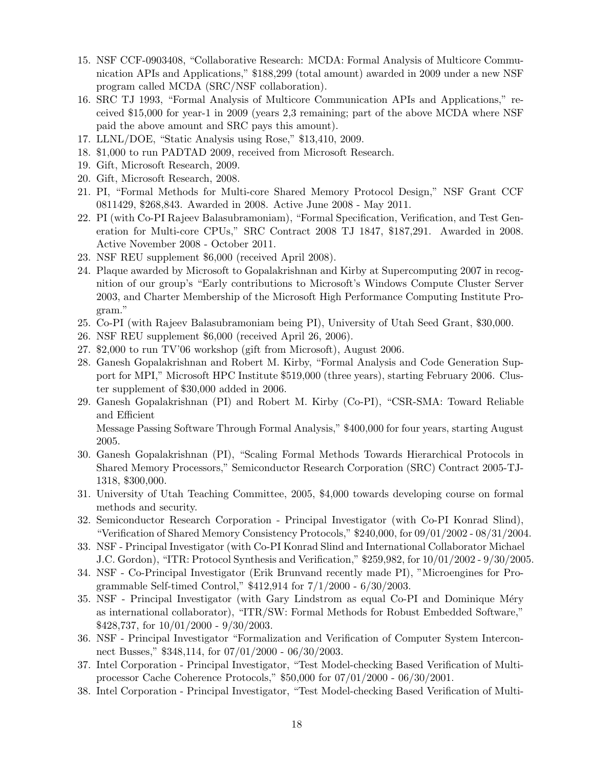15. NSF CCF-0903408, "Collaborative Research: MCDA: Formal Analysis of Multicore Communication APIs and Applications," $188,299 (total amount) awarded in 2009 under a new NSF program called MCDA (SRC/NSF collaboration).
16. SRC TJ 1993, "Formal Analysis of Multicore Communication APIs and Applications," received $15,000 for year-1 in 2009 (years 2,3 remaining; part of the above MCDA where NSF paid the above amount and SRC pays this amount).
17. LLNL/DOE, "Static Analysis using Rose," $13,410, 2009.
18. $1,000 to run PADTAD 2009, received from Microsoft Research.
19. Gift, Microsoft Research, 2009.
20. Gift, Microsoft Research, 2008.
21. PI, "Formal Methods for Multi-core Shared Memory Protocol Design," NSF Grant CCF 0811429, $268,843. Awarded in 2008. Active June 2008 - May 2011.
22. PI (with Co-PI Rajeev Balasubramoniam), "Formal Specification, Verification, and Test Generation for Multi-core CPUs," SRC Contract 2008 TJ 1847, $187,291. Awarded in 2008. Active November 2008 - October 2011.
23. NSF REU supplement $6,000 (received April 2008).
24. Plaque awarded by Microsoft to Gopalakrishnan and Kirby at Supercomputing 2007 in recognition of our group's "Early contributions to Microsoft's Windows Compute Cluster Server 2003, and Charter Membership of the Microsoft High Performance Computing Institute Program."
25. Co-PI (with Rajeev Balasubramoniam being PI), University of Utah Seed Grant, $30,000.
26. NSF REU supplement $6,000 (received April 26, 2006).
27. $2,000 to run TV'06 workshop (gift from Microsoft), August 2006.
28. Ganesh Gopalakrishnan and Robert M. Kirby, "Formal Analysis and Code Generation Support for MPI," Microsoft HPC Institute $519,000 (three years), starting February 2006. Cluster supplement of $30,000 added in 2006.
29. Ganesh Gopalakrishnan (PI) and Robert M. Kirby (Co-PI), "CSR-SMA: Toward Reliable and Efficient
Message Passing Software Through Formal Analysis," $400,000 for four years, starting August 2005.
30. Ganesh Gopalakrishnan (PI), "Scaling Formal Methods Towards Hierarchical Protocols in Shared Memory Processors," Semiconductor Research Corporation (SRC) Contract 2005-TJ-1318, $300,000.
31. University of Utah Teaching Committee, 2005, $4,000 towards developing course on formal methods and security.
32. Semiconductor Research Corporation - Principal Investigator (with Co-PI Konrad Slind), "Verification of Shared Memory Consistency Protocols," $240,000, for 09/01/2002 - 08/31/2004.
33. NSF - Principal Investigator (with Co-PI Konrad Slind and International Collaborator Michael J.C. Gordon), "ITR: Protocol Synthesis and Verification," $259,982, for 10/01/2002 - 9/30/2005.
34. NSF - Co-Principal Investigator (Erik Brunvand recently made PI), "Microengines for Programmable Self-timed Control," $412,914 for 7/1/2000 - 6/30/2003.
35. NSF - Principal Investigator (with Gary Lindstrom as equal Co-PI and Dominique Méry as international collaborator), "ITR/SW: Formal Methods for Robust Embedded Software," $428,737, for 10/01/2000 - 9/30/2003.
36. NSF - Principal Investigator "Formalization and Verification of Computer System Interconnect Busses," $348,114, for 07/01/2000 - 06/30/2003.
37. Intel Corporation - Principal Investigator, "Test Model-checking Based Verification of Multiprocessor Cache Coherence Protocols," $50,000 for 07/01/2000 - 06/30/2001.
38. Intel Corporation - Principal Investigator, "Test Model-checking Based Verification of Multi-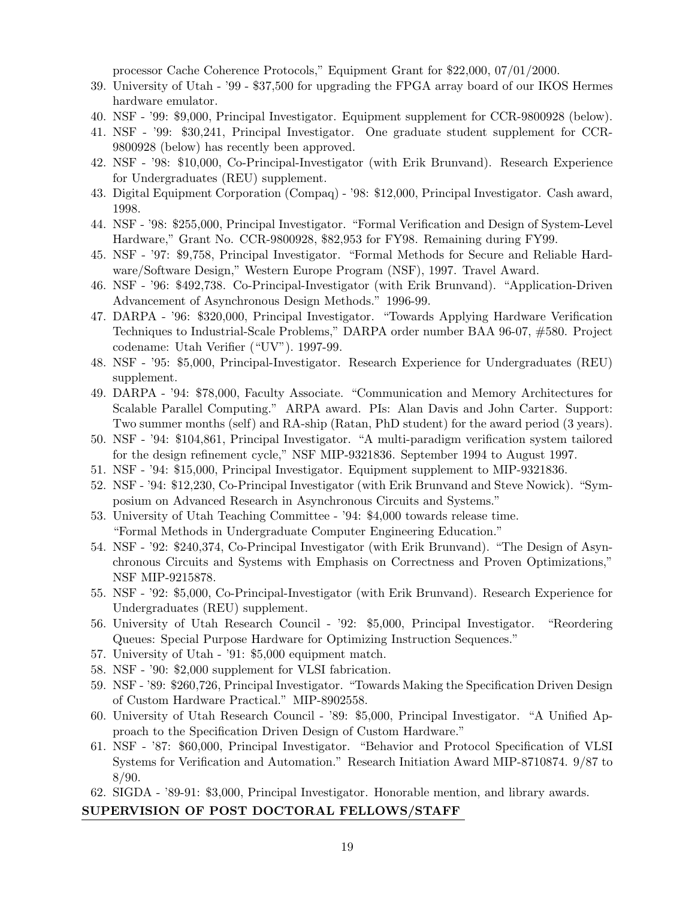processor Cache Coherence Protocols," Equipment Grant for $22,000, 07/01/2000.

39. University of Utah - '99 - $37,500 for upgrading the FPGA array board of our IKOS Hermes hardware emulator.
40. NSF - '99: $9,000, Principal Investigator. Equipment supplement for CCR-9800928 (below).
41. NSF - '99: $30,241, Principal Investigator. One graduate student supplement for CCR-9800928 (below) has recently been approved.
42. NSF - '98: $10,000, Co-Principal-Investigator (with Erik Brunvand). Research Experience for Undergraduates (REU) supplement.
43. Digital Equipment Corporation (Compaq) - '98: $12,000, Principal Investigator. Cash award, 1998.
44. NSF - '98: $255,000, Principal Investigator. "Formal Verification and Design of System-Level Hardware," Grant No. CCR-9800928, $82,953 for FY98. Remaining during FY99.
45. NSF - '97: $9,758, Principal Investigator. "Formal Methods for Secure and Reliable Hardware/Software Design," Western Europe Program (NSF), 1997. Travel Award.
46. NSF - '96: $492,738. Co-Principal-Investigator (with Erik Brunvand). "Application-Driven Advancement of Asynchronous Design Methods." 1996-99.
47. DARPA - '96: $320,000, Principal Investigator. "Towards Applying Hardware Verification Techniques to Industrial-Scale Problems," DARPA order number BAA 96-07, #580. Project codename: Utah Verifier ("UV"). 1997-99.
48. NSF - '95: $5,000, Principal-Investigator. Research Experience for Undergraduates (REU) supplement.
49. DARPA - '94: $78,000, Faculty Associate. "Communication and Memory Architectures for Scalable Parallel Computing." ARPA award. PIs: Alan Davis and John Carter. Support: Two summer months (self) and RA-ship (Ratan, PhD student) for the award period (3 years).
50. NSF - '94: $104,861, Principal Investigator. "A multi-paradigm verification system tailored for the design refinement cycle," NSF MIP-9321836. September 1994 to August 1997.
51. NSF - '94: $15,000, Principal Investigator. Equipment supplement to MIP-9321836.
52. NSF - '94: $12,230, Co-Principal Investigator (with Erik Brunvand and Steve Nowick). "Symposium on Advanced Research in Asynchronous Circuits and Systems."
53. University of Utah Teaching Committee - '94: $4,000 towards release time. "Formal Methods in Undergraduate Computer Engineering Education."
54. NSF - '92: $240,374, Co-Principal Investigator (with Erik Brunvand). "The Design of Asynchronous Circuits and Systems with Emphasis on Correctness and Proven Optimizations," NSF MIP-9215878.
55. NSF - '92: $5,000, Co-Principal-Investigator (with Erik Brunvand). Research Experience for Undergraduates (REU) supplement.
56. University of Utah Research Council - '92: $5,000, Principal Investigator. "Reordering Queues: Special Purpose Hardware for Optimizing Instruction Sequences."
57. University of Utah - '91: $5,000 equipment match.
58. NSF - '90: $2,000 supplement for VLSI fabrication.
59. NSF - '89: $260,726, Principal Investigator. "Towards Making the Specification Driven Design of Custom Hardware Practical." MIP-8902558.
60. University of Utah Research Council - '89: $5,000, Principal Investigator. "A Unified Approach to the Specification Driven Design of Custom Hardware."
61. NSF - '87: $60,000, Principal Investigator. "Behavior and Protocol Specification of VLSI Systems for Verification and Automation." Research Initiation Award MIP-8710874. 9/87 to 8/90.
62. SIGDA - '89-91: $3,000, Principal Investigator. Honorable mention, and library awards.

## SUPERVISION OF POST DOCTORAL FELLOWS/STAFF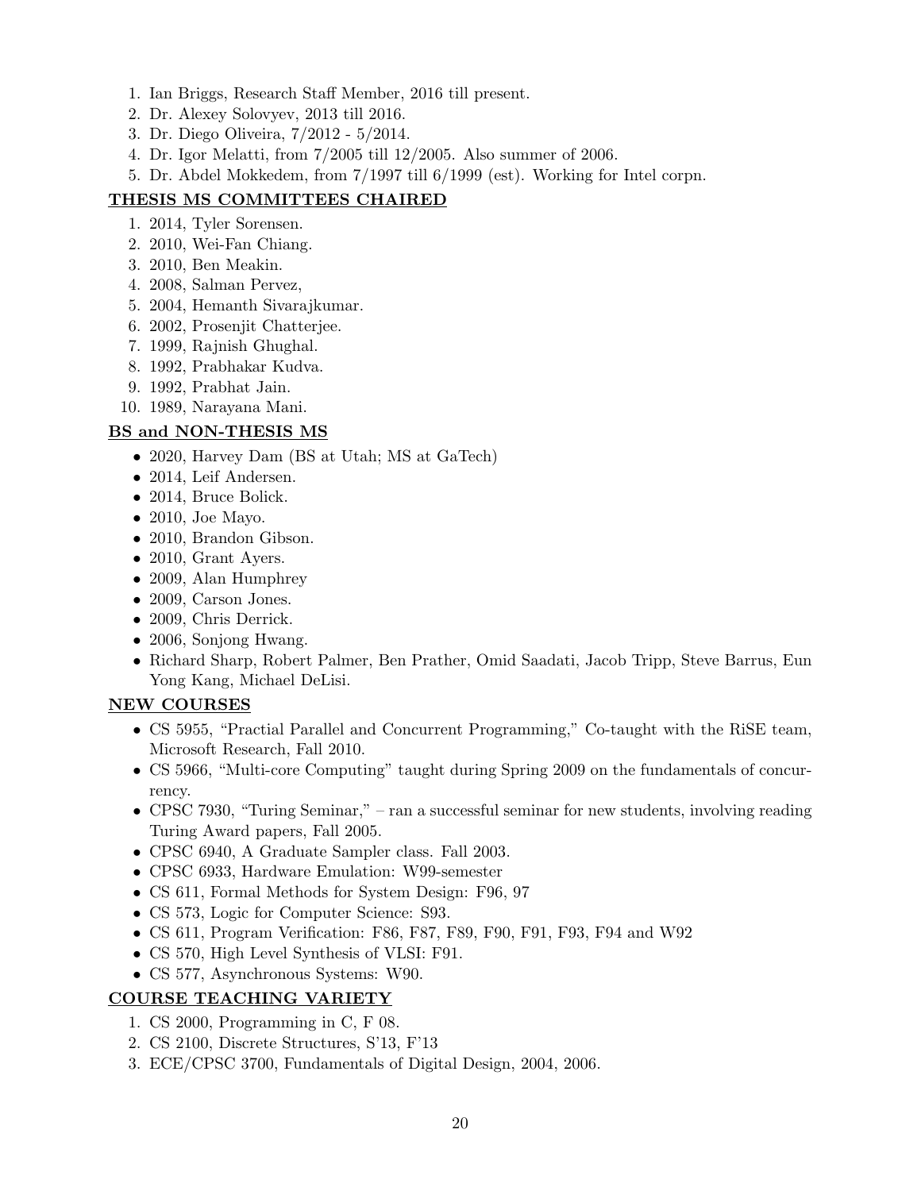1. Ian Briggs, Research Staff Member, 2016 till present.
2. Dr. Alexey Solovyev, 2013 till 2016.
3. Dr. Diego Oliveira, 7/2012 - 5/2014.
4. Dr. Igor Melatti, from 7/2005 till 12/2005. Also summer of 2006.
5. Dr. Abdel Mokkedem, from 7/1997 till 6/1999 (est). Working for Intel corpn.

## THESIS MS COMMITTEES CHAIRED

1. 2014, Tyler Sorensen.
2. 2010, Wei-Fan Chiang.
3. 2010, Ben Meakin.
4. 2008, Salman Pervez,
5. 2004, Hemanth Sivarajkumar.
6. 2002, Prosenjit Chatterjee.
7. 1999, Rajnish Ghughal.
8. 1992, Prabhakar Kudva.
9. 1992, Prabhat Jain.
10. 1989, Narayana Mani.

## BS and NON-THESIS MS

- 2020, Harvey Dam (BS at Utah; MS at GaTech)
- 2014, Leif Andersen.
- 2014, Bruce Bolick.
- 2010, Joe Mayo.
- 2010, Brandon Gibson.
- 2010, Grant Ayers.
- 2009, Alan Humphrey
- 2009, Carson Jones.
- 2009, Chris Derrick.
- 2006, Sonjong Hwang.
- Richard Sharp, Robert Palmer, Ben Prather, Omid Saadati, Jacob Tripp, Steve Barrus, Eun Yong Kang, Michael DeLisi.

## NEW COURSES

- CS 5955, "Practial Parallel and Concurrent Programming," Co-taught with the RiSE team, Microsoft Research, Fall 2010.
- CS 5966, "Multi-core Computing" taught during Spring 2009 on the fundamentals of concurrency.
- CPSC 7930, "Turing Seminar," – ran a successful seminar for new students, involving reading Turing Award papers, Fall 2005.
- CPSC 6940, A Graduate Sampler class. Fall 2003.
- CPSC 6933, Hardware Emulation: W99-semester
- CS 611, Formal Methods for System Design: F96, 97
- CS 573, Logic for Computer Science: S93.
- CS 611, Program Verification: F86, F87, F89, F90, F91, F93, F94 and W92
- CS 570, High Level Synthesis of VLSI: F91.
- CS 577, Asynchronous Systems: W90.

## COURSE TEACHING VARIETY

1. CS 2000, Programming in C, F 08.
2. CS 2100, Discrete Structures, S'13, F'13
3. ECE/CPSC 3700, Fundamentals of Digital Design, 2004, 2006.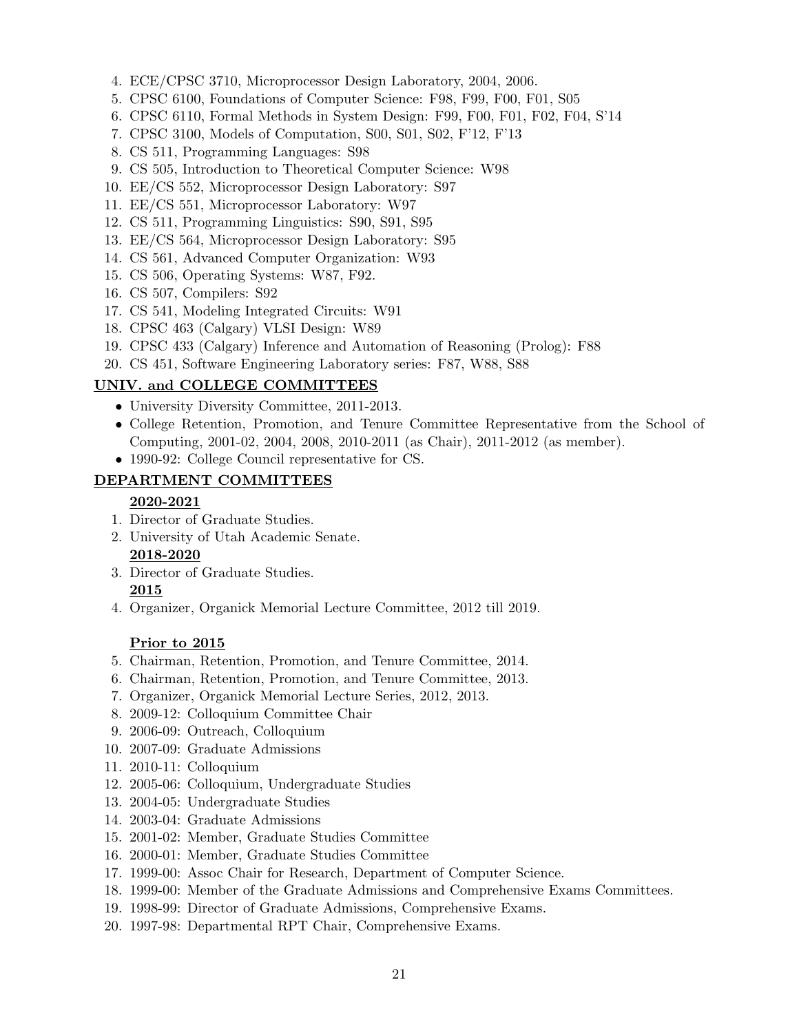4. ECE/CPSC 3710, Microprocessor Design Laboratory, 2004, 2006.
5. CPSC 6100, Foundations of Computer Science: F98, F99, F00, F01, S05
6. CPSC 6110, Formal Methods in System Design: F99, F00, F01, F02, F04, S'14
7. CPSC 3100, Models of Computation, S00, S01, S02, F'12, F'13
8. CS 511, Programming Languages: S98
9. CS 505, Introduction to Theoretical Computer Science: W98
10. EE/CS 552, Microprocessor Design Laboratory: S97
11. EE/CS 551, Microprocessor Laboratory: W97
12. CS 511, Programming Linguistics: S90, S91, S95
13. EE/CS 564, Microprocessor Design Laboratory: S95
14. CS 561, Advanced Computer Organization: W93
15. CS 506, Operating Systems: W87, F92.
16. CS 507, Compilers: S92
17. CS 541, Modeling Integrated Circuits: W91
18. CPSC 463 (Calgary) VLSI Design: W89
19. CPSC 433 (Calgary) Inference and Automation of Reasoning (Prolog): F88
20. CS 451, Software Engineering Laboratory series: F87, W88, S88

## UNIV. and COLLEGE COMMITTEES

- University Diversity Committee, 2011-2013.
- College Retention, Promotion, and Tenure Committee Representative from the School of Computing, 2001-02, 2004, 2008, 2010-2011 (as Chair), 2011-2012 (as member).
- 1990-92: College Council representative for CS.

## DEPARTMENT COMMITTEES

### 2020-2021

1. Director of Graduate Studies.
2. University of Utah Academic Senate.

### 2018-2020

3. Director of Graduate Studies.

### 2015

4. Organizer, Organick Memorial Lecture Committee, 2012 till 2019.

### Prior to 2015

5. Chairman, Retention, Promotion, and Tenure Committee, 2014.
6. Chairman, Retention, Promotion, and Tenure Committee, 2013.
7. Organizer, Organick Memorial Lecture Series, 2012, 2013.
8. 2009-12: Colloquium Committee Chair
9. 2006-09: Outreach, Colloquium
10. 2007-09: Graduate Admissions
11. 2010-11: Colloquium
12. 2005-06: Colloquium, Undergraduate Studies
13. 2004-05: Undergraduate Studies
14. 2003-04: Graduate Admissions
15. 2001-02: Member, Graduate Studies Committee
16. 2000-01: Member, Graduate Studies Committee
17. 1999-00: Assoc Chair for Research, Department of Computer Science.
18. 1999-00: Member of the Graduate Admissions and Comprehensive Exams Committees.
19. 1998-99: Director of Graduate Admissions, Comprehensive Exams.
20. 1997-98: Departmental RPT Chair, Comprehensive Exams.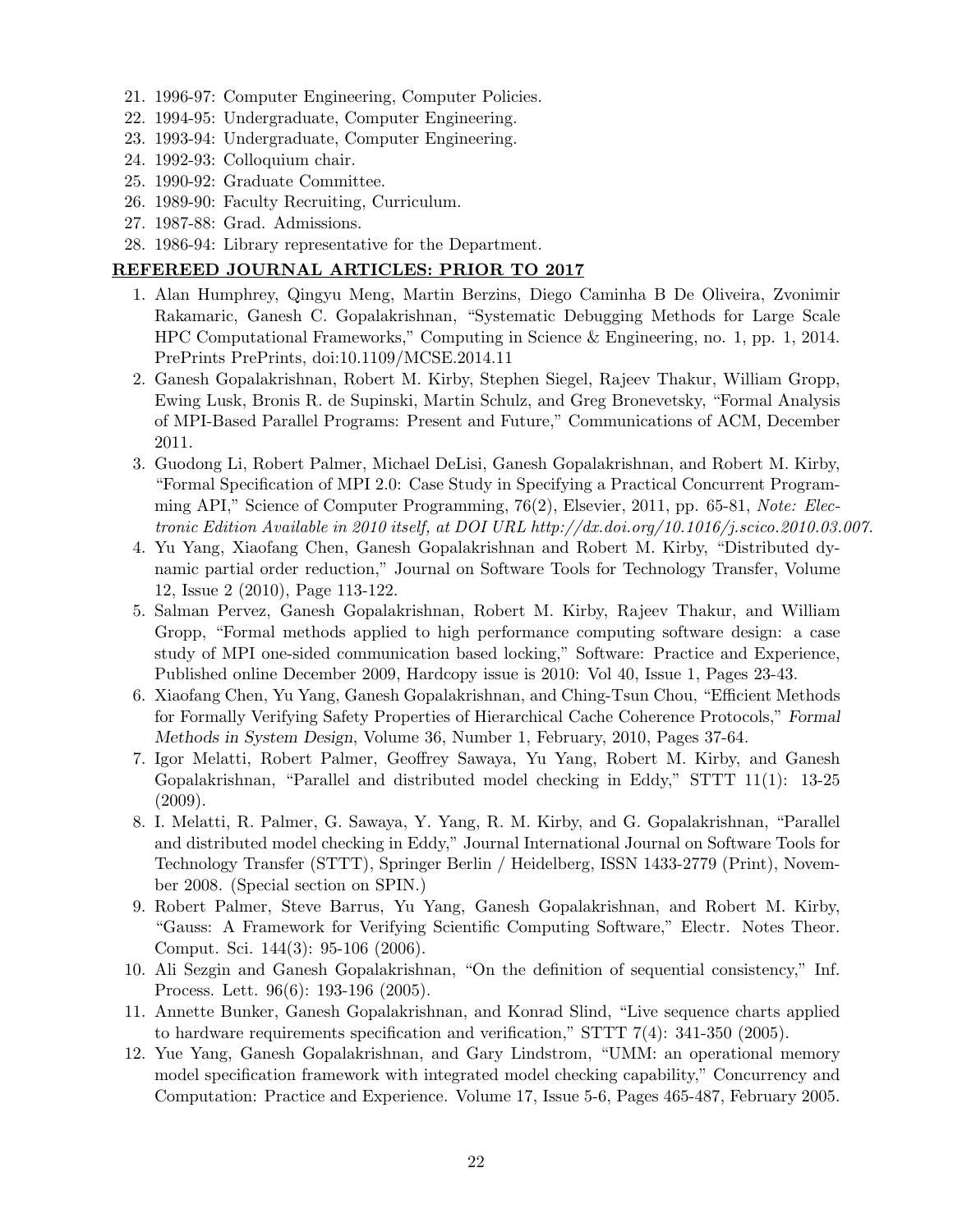21. 1996-97: Computer Engineering, Computer Policies.
22. 1994-95: Undergraduate, Computer Engineering.
23. 1993-94: Undergraduate, Computer Engineering.
24. 1992-93: Colloquium chair.
25. 1990-92: Graduate Committee.
26. 1989-90: Faculty Recruiting, Curriculum.
27. 1987-88: Grad. Admissions.
28. 1986-94: Library representative for the Department.

## REFEREED JOURNAL ARTICLES: PRIOR TO 2017

1. Alan Humphrey, Qingyu Meng, Martin Berzins, Diego Caminha B De Oliveira, Zvonimir Rakamaric, Ganesh C. Gopalakrishnan, "Systematic Debugging Methods for Large Scale HPC Computational Frameworks," Computing in Science & Engineering, no. 1, pp. 1, 2014. PrePrints PrePrints, doi:10.1109/MCSE.2014.11
2. Ganesh Gopalakrishnan, Robert M. Kirby, Stephen Siegel, Rajeev Thakur, William Gropp, Ewing Lusk, Bronis R. de Supinski, Martin Schulz, and Greg Bronevetsky, "Formal Analysis of MPI-Based Parallel Programs: Present and Future," Communications of ACM, December 2011.
3. Guodong Li, Robert Palmer, Michael DeLisi, Ganesh Gopalakrishnan, and Robert M. Kirby, "Formal Specification of MPI 2.0: Case Study in Specifying a Practical Concurrent Programming API," Science of Computer Programming, 76(2), Elsevier, 2011, pp. 65-81, *Note: Electronic Edition Available in 2010 itself, at DOI URL http://dx.doi.org/10.1016/j.scico.2010.03.007.*
4. Yu Yang, Xiaofang Chen, Ganesh Gopalakrishnan and Robert M. Kirby, "Distributed dynamic partial order reduction," Journal on Software Tools for Technology Transfer, Volume 12, Issue 2 (2010), Page 113-122.
5. Salman Pervez, Ganesh Gopalakrishnan, Robert M. Kirby, Rajeev Thakur, and William Gropp, "Formal methods applied to high performance computing software design: a case study of MPI one-sided communication based locking," Software: Practice and Experience, Published online December 2009, Hardcopy issue is 2010: Vol 40, Issue 1, Pages 23-43.
6. Xiaofang Chen, Yu Yang, Ganesh Gopalakrishnan, and Ching-Tsun Chou, "Efficient Methods for Formally Verifying Safety Properties of Hierarchical Cache Coherence Protocols," *Formal Methods in System Design*, Volume 36, Number 1, February, 2010, Pages 37-64.
7. Igor Melatti, Robert Palmer, Geoffrey Sawaya, Yu Yang, Robert M. Kirby, and Ganesh Gopalakrishnan, "Parallel and distributed model checking in Eddy," STTT 11(1): 13-25 (2009).
8. I. Melatti, R. Palmer, G. Sawaya, Y. Yang, R. M. Kirby, and G. Gopalakrishnan, "Parallel and distributed model checking in Eddy," Journal International Journal on Software Tools for Technology Transfer (STTT), Springer Berlin / Heidelberg, ISSN 1433-2779 (Print), November 2008. (Special section on SPIN.)
9. Robert Palmer, Steve Barrus, Yu Yang, Ganesh Gopalakrishnan, and Robert M. Kirby, "Gauss: A Framework for Verifying Scientific Computing Software," Electr. Notes Theor. Comput. Sci. 144(3): 95-106 (2006).
10. Ali Sezgin and Ganesh Gopalakrishnan, "On the definition of sequential consistency," Inf. Process. Lett. 96(6): 193-196 (2005).
11. Annette Bunker, Ganesh Gopalakrishnan, and Konrad Slind, "Live sequence charts applied to hardware requirements specification and verification," STTT 7(4): 341-350 (2005).
12. Yue Yang, Ganesh Gopalakrishnan, and Gary Lindstrom, "UMM: an operational memory model specification framework with integrated model checking capability," Concurrency and Computation: Practice and Experience. Volume 17, Issue 5-6, Pages 465-487, February 2005.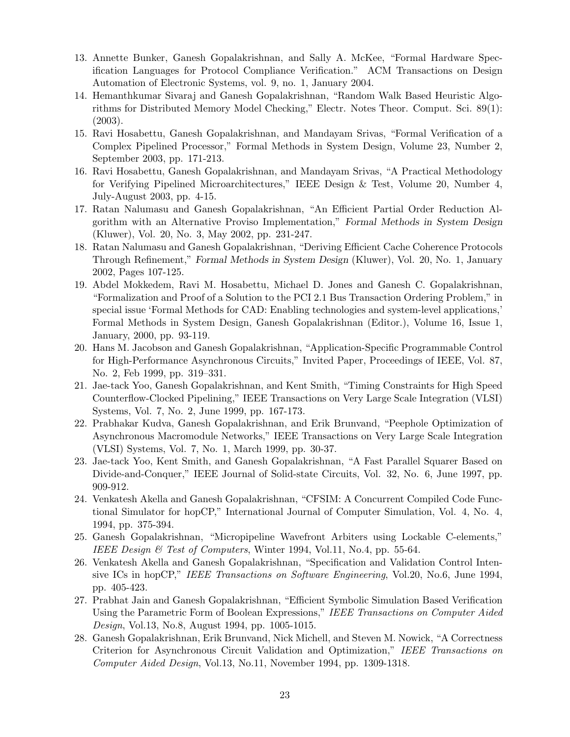13. Annette Bunker, Ganesh Gopalakrishnan, and Sally A. McKee, "Formal Hardware Specification Languages for Protocol Compliance Verification." ACM Transactions on Design Automation of Electronic Systems, vol. 9, no. 1, January 2004.
14. Hemanthkumar Sivaraj and Ganesh Gopalakrishnan, "Random Walk Based Heuristic Algorithms for Distributed Memory Model Checking," Electr. Notes Theor. Comput. Sci. 89(1): (2003).
15. Ravi Hosabettu, Ganesh Gopalakrishnan, and Mandayam Srivas, "Formal Verification of a Complex Pipelined Processor," Formal Methods in System Design, Volume 23, Number 2, September 2003, pp. 171-213.
16. Ravi Hosabettu, Ganesh Gopalakrishnan, and Mandayam Srivas, "A Practical Methodology for Verifying Pipelined Microarchitectures," IEEE Design & Test, Volume 20, Number 4, July-August 2003, pp. 4-15.
17. Ratan Nalumasu and Ganesh Gopalakrishnan, "An Efficient Partial Order Reduction Algorithm with an Alternative Proviso Implementation," *Formal Methods in System Design* (Kluwer), Vol. 20, No. 3, May 2002, pp. 231-247.
18. Ratan Nalumasu and Ganesh Gopalakrishnan, "Deriving Efficient Cache Coherence Protocols Through Refinement," *Formal Methods in System Design* (Kluwer), Vol. 20, No. 1, January 2002, Pages 107-125.
19. Abdel Mokkedem, Ravi M. Hosabettu, Michael D. Jones and Ganesh C. Gopalakrishnan, "Formalization and Proof of a Solution to the PCI 2.1 Bus Transaction Ordering Problem," in special issue 'Formal Methods for CAD: Enabling technologies and system-level applications,' Formal Methods in System Design, Ganesh Gopalakrishnan (Editor.), Volume 16, Issue 1, January, 2000, pp. 93-119.
20. Hans M. Jacobson and Ganesh Gopalakrishnan, "Application-Specific Programmable Control for High-Performance Asynchronous Circuits," Invited Paper, Proceedings of IEEE, Vol. 87, No. 2, Feb 1999, pp. 319–331.
21. Jae-tack Yoo, Ganesh Gopalakrishnan, and Kent Smith, "Timing Constraints for High Speed Counterflow-Clocked Pipelining," IEEE Transactions on Very Large Scale Integration (VLSI) Systems, Vol. 7, No. 2, June 1999, pp. 167-173.
22. Prabhakar Kudva, Ganesh Gopalakrishnan, and Erik Brunvand, "Peephole Optimization of Asynchronous Macromodule Networks," IEEE Transactions on Very Large Scale Integration (VLSI) Systems, Vol. 7, No. 1, March 1999, pp. 30-37.
23. Jae-tack Yoo, Kent Smith, and Ganesh Gopalakrishnan, "A Fast Parallel Squarer Based on Divide-and-Conquer," IEEE Journal of Solid-state Circuits, Vol. 32, No. 6, June 1997, pp. 909-912.
24. Venkatesh Akella and Ganesh Gopalakrishnan, "CFSIM: A Concurrent Compiled Code Functional Simulator for hopCP," International Journal of Computer Simulation, Vol. 4, No. 4, 1994, pp. 375-394.
25. Ganesh Gopalakrishnan, "Micropipeline Wavefront Arbiters using Lockable C-elements," *IEEE Design & Test of Computers*, Winter 1994, Vol.11, No.4, pp. 55-64.
26. Venkatesh Akella and Ganesh Gopalakrishnan, "Specification and Validation Control Intensive ICs in hopCP," *IEEE Transactions on Software Engineering*, Vol.20, No.6, June 1994, pp. 405-423.
27. Prabhat Jain and Ganesh Gopalakrishnan, "Efficient Symbolic Simulation Based Verification Using the Parametric Form of Boolean Expressions," *IEEE Transactions on Computer Aided Design*, Vol.13, No.8, August 1994, pp. 1005-1015.
28. Ganesh Gopalakrishnan, Erik Brunvand, Nick Michell, and Steven M. Nowick, "A Correctness Criterion for Asynchronous Circuit Validation and Optimization," *IEEE Transactions on Computer Aided Design*, Vol.13, No.11, November 1994, pp. 1309-1318.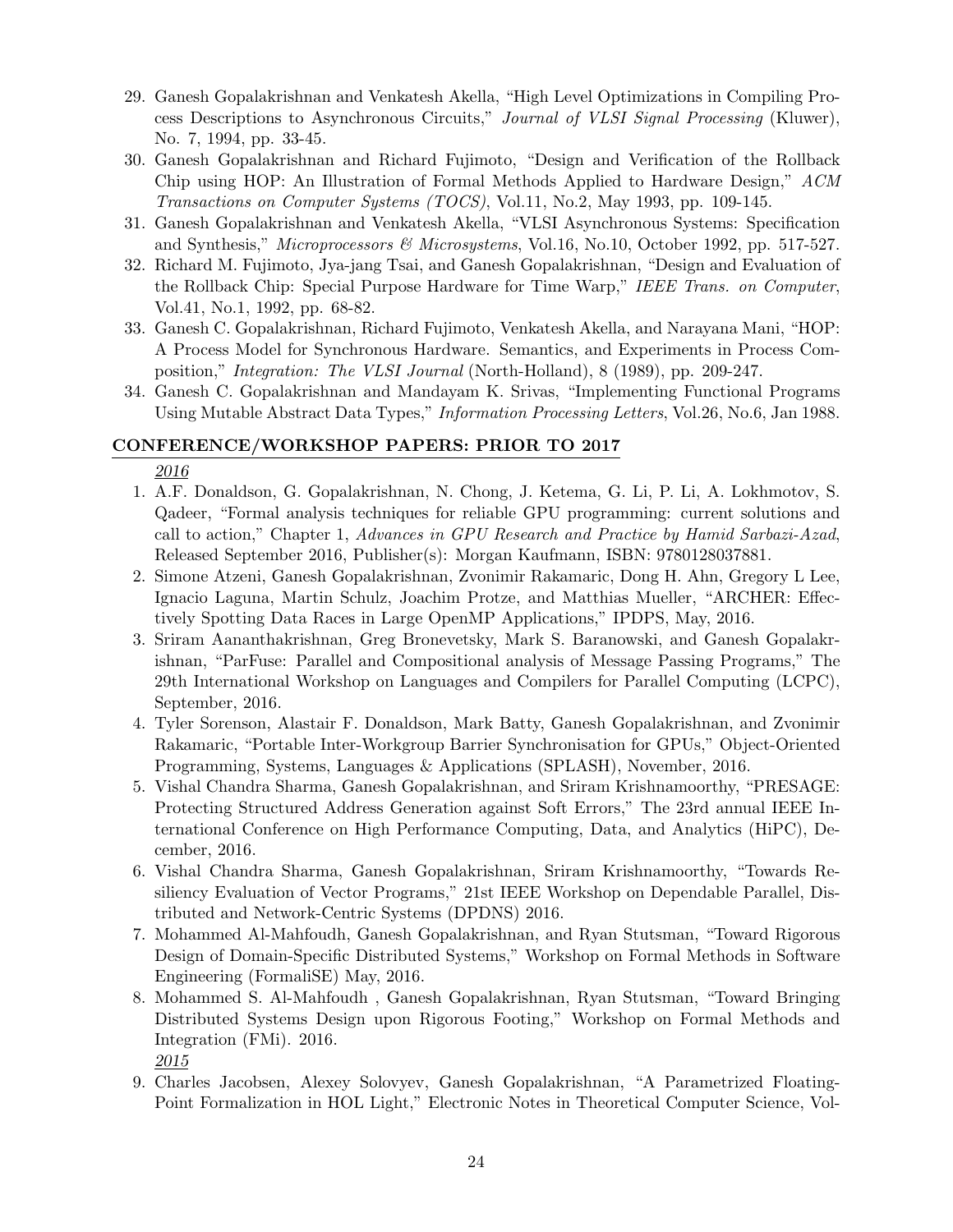29. Ganesh Gopalakrishnan and Venkatesh Akella, "High Level Optimizations in Compiling Process Descriptions to Asynchronous Circuits," *Journal of VLSI Signal Processing* (Kluwer), No. 7, 1994, pp. 33-45.
30. Ganesh Gopalakrishnan and Richard Fujimoto, "Design and Verification of the Rollback Chip using HOP: An Illustration of Formal Methods Applied to Hardware Design," *ACM Transactions on Computer Systems (TOCS)*, Vol.11, No.2, May 1993, pp. 109-145.
31. Ganesh Gopalakrishnan and Venkatesh Akella, "VLSI Asynchronous Systems: Specification and Synthesis," *Microprocessors & Microsystems*, Vol.16, No.10, October 1992, pp. 517-527.
32. Richard M. Fujimoto, Jya-jang Tsai, and Ganesh Gopalakrishnan, "Design and Evaluation of the Rollback Chip: Special Purpose Hardware for Time Warp," *IEEE Trans. on Computer*, Vol.41, No.1, 1992, pp. 68-82.
33. Ganesh C. Gopalakrishnan, Richard Fujimoto, Venkatesh Akella, and Narayana Mani, "HOP: A Process Model for Synchronous Hardware. Semantics, and Experiments in Process Composition," *Integration: The VLSI Journal* (North-Holland), 8 (1989), pp. 209-247.
34. Ganesh C. Gopalakrishnan and Mandayam K. Srivas, "Implementing Functional Programs Using Mutable Abstract Data Types," *Information Processing Letters*, Vol.26, No.6, Jan 1988.

## CONFERENCE/WORKSHOP PAPERS: PRIOR TO 2017

*2016*

1. A.F. Donaldson, G. Gopalakrishnan, N. Chong, J. Ketema, G. Li, P. Li, A. Lokhmotov, S. Qadeer, "Formal analysis techniques for reliable GPU programming: current solutions and call to action," Chapter 1, *Advances in GPU Research and Practice by Hamid Sarbazi-Azad*, Released September 2016, Publisher(s): Morgan Kaufmann, ISBN: 9780128037881.
2. Simone Atzeni, Ganesh Gopalakrishnan, Zvonimir Rakamaric, Dong H. Ahn, Gregory L Lee, Ignacio Laguna, Martin Schulz, Joachim Protze, and Matthias Mueller, "ARCHER: Effectively Spotting Data Races in Large OpenMP Applications," IPDPS, May, 2016.
3. Sriram Aananthakrishnan, Greg Bronevetsky, Mark S. Baranowski, and Ganesh Gopalakrishnan, "ParFuse: Parallel and Compositional analysis of Message Passing Programs," The 29th International Workshop on Languages and Compilers for Parallel Computing (LCPC), September, 2016.
4. Tyler Sorenson, Alastair F. Donaldson, Mark Batty, Ganesh Gopalakrishnan, and Zvonimir Rakamaric, "Portable Inter-Workgroup Barrier Synchronisation for GPUs," Object-Oriented Programming, Systems, Languages & Applications (SPLASH), November, 2016.
5. Vishal Chandra Sharma, Ganesh Gopalakrishnan, and Sriram Krishnamoorthy, "PRESAGE: Protecting Structured Address Generation against Soft Errors," The 23rd annual IEEE International Conference on High Performance Computing, Data, and Analytics (HiPC), December, 2016.
6. Vishal Chandra Sharma, Ganesh Gopalakrishnan, Sriram Krishnamoorthy, "Towards Resiliency Evaluation of Vector Programs," 21st IEEE Workshop on Dependable Parallel, Distributed and Network-Centric Systems (DPDNS) 2016.
7. Mohammed Al-Mahfoudh, Ganesh Gopalakrishnan, and Ryan Stutsman, "Toward Rigorous Design of Domain-Specific Distributed Systems," Workshop on Formal Methods in Software Engineering (FormaliSE) May, 2016.
8. Mohammed S. Al-Mahfoudh , Ganesh Gopalakrishnan, Ryan Stutsman, "Toward Bringing Distributed Systems Design upon Rigorous Footing," Workshop on Formal Methods and Integration (FMi). 2016.

*2015*

9. Charles Jacobsen, Alexey Solovyev, Ganesh Gopalakrishnan, "A Parametrized Floating-Point Formalization in HOL Light," Electronic Notes in Theoretical Computer Science, Vol-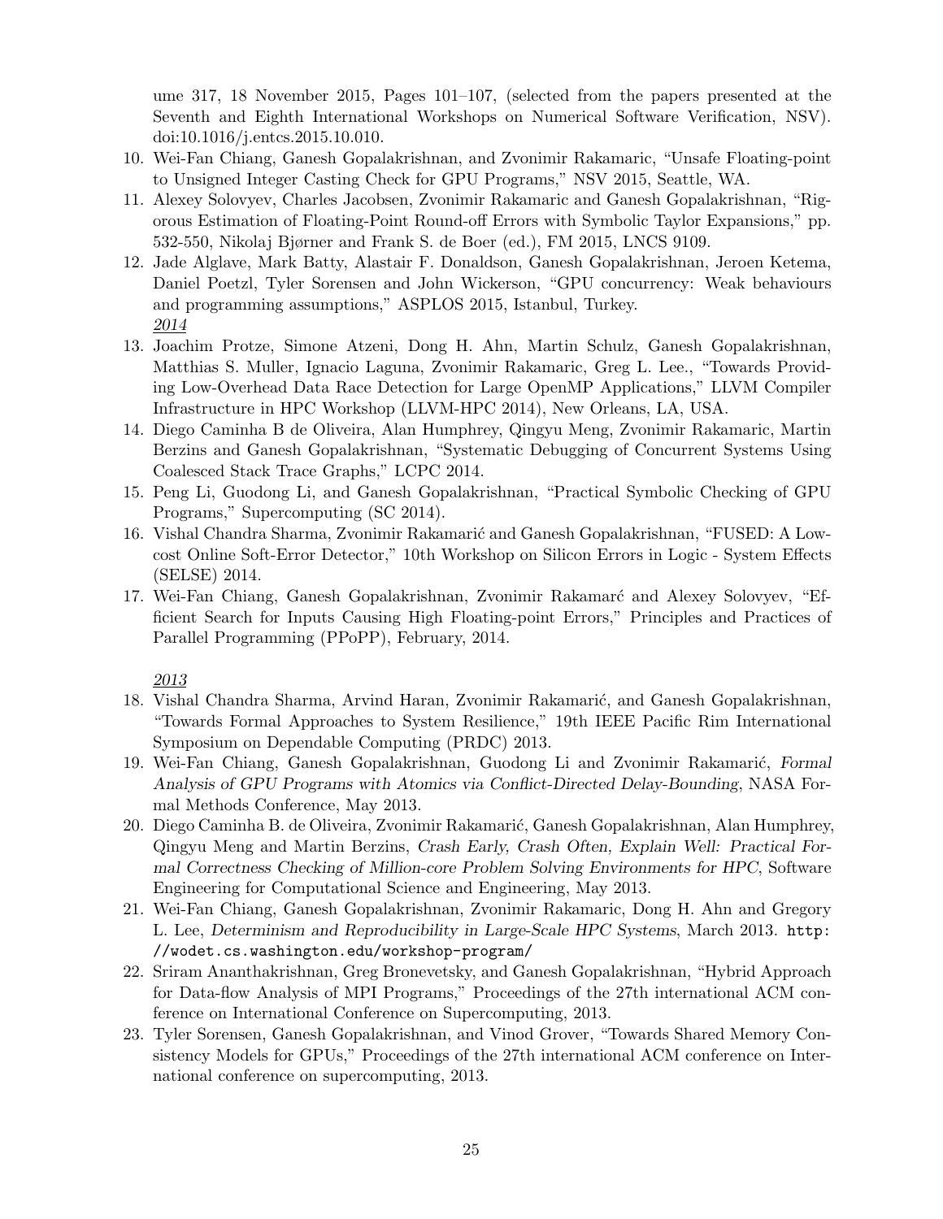ume 317, 18 November 2015, Pages 101–107, (selected from the papers presented at the Seventh and Eighth International Workshops on Numerical Software Verification, NSV). doi:10.1016/j.entcs.2015.10.010.

10. Wei-Fan Chiang, Ganesh Gopalakrishnan, and Zvonimir Rakamaric, "Unsafe Floating-point to Unsigned Integer Casting Check for GPU Programs," NSV 2015, Seattle, WA.
11. Alexey Solovyev, Charles Jacobsen, Zvonimir Rakamaric and Ganesh Gopalakrishnan, "Rigorous Estimation of Floating-Point Round-off Errors with Symbolic Taylor Expansions," pp. 532-550, Nikolaj Bjørner and Frank S. de Boer (ed.), FM 2015, LNCS 9109.
12. Jade Alglave, Mark Batty, Alastair F. Donaldson, Ganesh Gopalakrishnan, Jeroen Ketema, Daniel Poetzl, Tyler Sorensen and John Wickerson, "GPU concurrency: Weak behaviours and programming assumptions," ASPLOS 2015, Istanbul, Turkey.

*2014*

13. Joachim Protze, Simone Atzeni, Dong H. Ahn, Martin Schulz, Ganesh Gopalakrishnan, Matthias S. Muller, Ignacio Laguna, Zvonimir Rakamaric, Greg L. Lee., "Towards Providing Low-Overhead Data Race Detection for Large OpenMP Applications," LLVM Compiler Infrastructure in HPC Workshop (LLVM-HPC 2014), New Orleans, LA, USA.
14. Diego Caminha B de Oliveira, Alan Humphrey, Qingyu Meng, Zvonimir Rakamaric, Martin Berzins and Ganesh Gopalakrishnan, "Systematic Debugging of Concurrent Systems Using Coalesced Stack Trace Graphs," LCPC 2014.
15. Peng Li, Guodong Li, and Ganesh Gopalakrishnan, "Practical Symbolic Checking of GPU Programs," Supercomputing (SC 2014).
16. Vishal Chandra Sharma, Zvonimir Rakamarić and Ganesh Gopalakrishnan, "FUSED: A Low-cost Online Soft-Error Detector," 10th Workshop on Silicon Errors in Logic - System Effects (SELSE) 2014.
17. Wei-Fan Chiang, Ganesh Gopalakrishnan, Zvonimir Rakamarć and Alexey Solovyev, "Efficient Search for Inputs Causing High Floating-point Errors," Principles and Practices of Parallel Programming (PPoPP), February, 2014.

*2013*

18. Vishal Chandra Sharma, Arvind Haran, Zvonimir Rakamarić, and Ganesh Gopalakrishnan, "Towards Formal Approaches to System Resilience," 19th IEEE Pacific Rim International Symposium on Dependable Computing (PRDC) 2013.
19. Wei-Fan Chiang, Ganesh Gopalakrishnan, Guodong Li and Zvonimir Rakamarić, *Formal Analysis of GPU Programs with Atomics via Conflict-Directed Delay-Bounding*, NASA Formal Methods Conference, May 2013.
20. Diego Caminha B. de Oliveira, Zvonimir Rakamarić, Ganesh Gopalakrishnan, Alan Humphrey, Qingyu Meng and Martin Berzins, *Crash Early, Crash Often, Explain Well: Practical Formal Correctness Checking of Million-core Problem Solving Environments for HPC*, Software Engineering for Computational Science and Engineering, May 2013.
21. Wei-Fan Chiang, Ganesh Gopalakrishnan, Zvonimir Rakamaric, Dong H. Ahn and Gregory L. Lee, *Determinism and Reproducibility in Large-Scale HPC Systems*, March 2013. `http://wodet.cs.washington.edu/workshop-program/`
22. Sriram Ananthakrishnan, Greg Bronevetsky, and Ganesh Gopalakrishnan, "Hybrid Approach for Data-flow Analysis of MPI Programs," Proceedings of the 27th international ACM conference on International Conference on Supercomputing, 2013.
23. Tyler Sorensen, Ganesh Gopalakrishnan, and Vinod Grover, "Towards Shared Memory Consistency Models for GPUs," Proceedings of the 27th international ACM conference on International conference on supercomputing, 2013.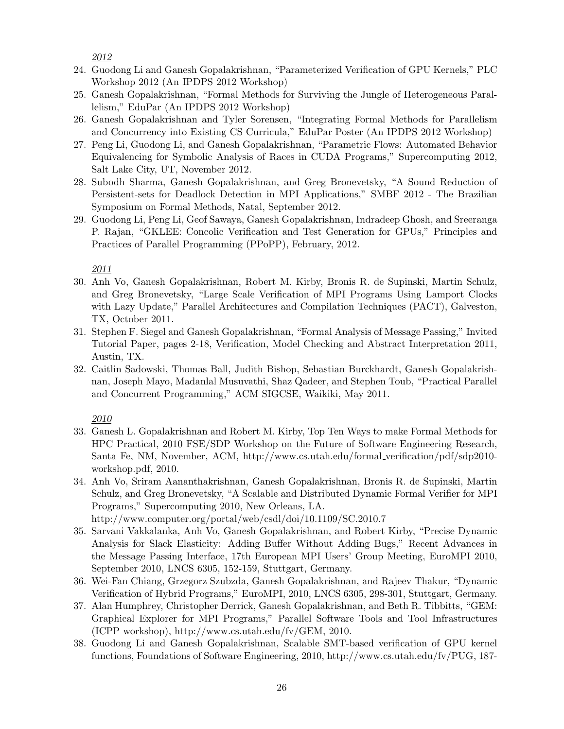*2012*

24. Guodong Li and Ganesh Gopalakrishnan, "Parameterized Verification of GPU Kernels," PLC Workshop 2012 (An IPDPS 2012 Workshop)
25. Ganesh Gopalakrishnan, "Formal Methods for Surviving the Jungle of Heterogeneous Parallelism," EduPar (An IPDPS 2012 Workshop)
26. Ganesh Gopalakrishnan and Tyler Sorensen, "Integrating Formal Methods for Parallelism and Concurrency into Existing CS Curricula," EduPar Poster (An IPDPS 2012 Workshop)
27. Peng Li, Guodong Li, and Ganesh Gopalakrishnan, "Parametric Flows: Automated Behavior Equivalencing for Symbolic Analysis of Races in CUDA Programs," Supercomputing 2012, Salt Lake City, UT, November 2012.
28. Subodh Sharma, Ganesh Gopalakrishnan, and Greg Bronevetsky, "A Sound Reduction of Persistent-sets for Deadlock Detection in MPI Applications," SMBF 2012 - The Brazilian Symposium on Formal Methods, Natal, September 2012.
29. Guodong Li, Peng Li, Geof Sawaya, Ganesh Gopalakrishnan, Indradeep Ghosh, and Sreeranga P. Rajan, "GKLEE: Concolic Verification and Test Generation for GPUs," Principles and Practices of Parallel Programming (PPoPP), February, 2012.

*2011*

30. Anh Vo, Ganesh Gopalakrishnan, Robert M. Kirby, Bronis R. de Supinski, Martin Schulz, and Greg Bronevetsky, "Large Scale Verification of MPI Programs Using Lamport Clocks with Lazy Update," Parallel Architectures and Compilation Techniques (PACT), Galveston, TX, October 2011.
31. Stephen F. Siegel and Ganesh Gopalakrishnan, "Formal Analysis of Message Passing," Invited Tutorial Paper, pages 2-18, Verification, Model Checking and Abstract Interpretation 2011, Austin, TX.
32. Caitlin Sadowski, Thomas Ball, Judith Bishop, Sebastian Burckhardt, Ganesh Gopalakrishnan, Joseph Mayo, Madanlal Musuvathi, Shaz Qadeer, and Stephen Toub, "Practical Parallel and Concurrent Programming," ACM SIGCSE, Waikiki, May 2011.

*2010*

33. Ganesh L. Gopalakrishnan and Robert M. Kirby, Top Ten Ways to make Formal Methods for HPC Practical, 2010 FSE/SDP Workshop on the Future of Software Engineering Research, Santa Fe, NM, November, ACM, http://www.cs.utah.edu/formal_verification/pdf/sdp2010-workshop.pdf, 2010.
34. Anh Vo, Sriram Aananthakrishnan, Ganesh Gopalakrishnan, Bronis R. de Supinski, Martin Schulz, and Greg Bronevetsky, "A Scalable and Distributed Dynamic Formal Verifier for MPI Programs," Supercomputing 2010, New Orleans, LA. http://www.computer.org/portal/web/csdl/doi/10.1109/SC.2010.7
35. Sarvani Vakkalanka, Anh Vo, Ganesh Gopalakrishnan, and Robert Kirby, "Precise Dynamic Analysis for Slack Elasticity: Adding Buffer Without Adding Bugs," Recent Advances in the Message Passing Interface, 17th European MPI Users' Group Meeting, EuroMPI 2010, September 2010, LNCS 6305, 152-159, Stuttgart, Germany.
36. Wei-Fan Chiang, Grzegorz Szubzda, Ganesh Gopalakrishnan, and Rajeev Thakur, "Dynamic Verification of Hybrid Programs," EuroMPI, 2010, LNCS 6305, 298-301, Stuttgart, Germany.
37. Alan Humphrey, Christopher Derrick, Ganesh Gopalakrishnan, and Beth R. Tibbitts, "GEM: Graphical Explorer for MPI Programs," Parallel Software Tools and Tool Infrastructures (ICPP workshop), http://www.cs.utah.edu/fv/GEM, 2010.
38. Guodong Li and Ganesh Gopalakrishnan, Scalable SMT-based verification of GPU kernel functions, Foundations of Software Engineering, 2010, http://www.cs.utah.edu/fv/PUG, 187-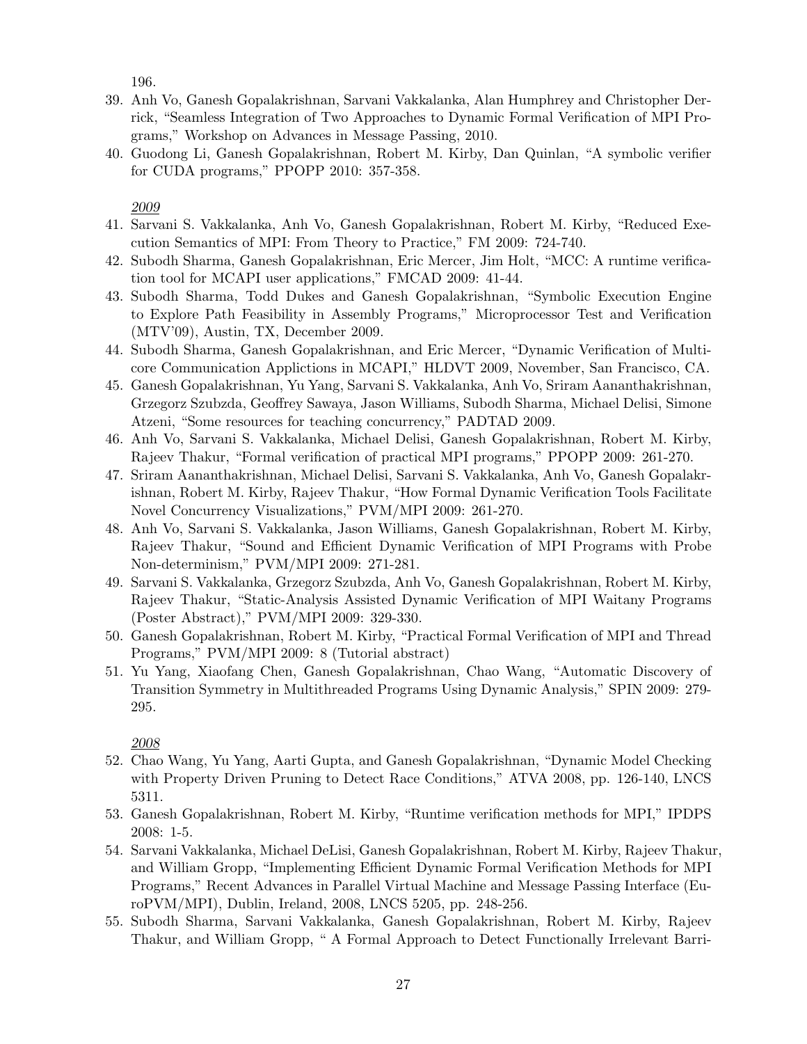196.

39. Anh Vo, Ganesh Gopalakrishnan, Sarvani Vakkalanka, Alan Humphrey and Christopher Derrick, "Seamless Integration of Two Approaches to Dynamic Formal Verification of MPI Programs," Workshop on Advances in Message Passing, 2010.
40. Guodong Li, Ganesh Gopalakrishnan, Robert M. Kirby, Dan Quinlan, "A symbolic verifier for CUDA programs," PPOPP 2010: 357-358.

*2009*

41. Sarvani S. Vakkalanka, Anh Vo, Ganesh Gopalakrishnan, Robert M. Kirby, "Reduced Execution Semantics of MPI: From Theory to Practice," FM 2009: 724-740.
42. Subodh Sharma, Ganesh Gopalakrishnan, Eric Mercer, Jim Holt, "MCC: A runtime verification tool for MCAPI user applications," FMCAD 2009: 41-44.
43. Subodh Sharma, Todd Dukes and Ganesh Gopalakrishnan, "Symbolic Execution Engine to Explore Path Feasibility in Assembly Programs," Microprocessor Test and Verification (MTV'09), Austin, TX, December 2009.
44. Subodh Sharma, Ganesh Gopalakrishnan, and Eric Mercer, "Dynamic Verification of Multicore Communication Applictions in MCAPI," HLDVT 2009, November, San Francisco, CA.
45. Ganesh Gopalakrishnan, Yu Yang, Sarvani S. Vakkalanka, Anh Vo, Sriram Aananthakrishnan, Grzegorz Szubzda, Geoffrey Sawaya, Jason Williams, Subodh Sharma, Michael Delisi, Simone Atzeni, "Some resources for teaching concurrency," PADTAD 2009.
46. Anh Vo, Sarvani S. Vakkalanka, Michael Delisi, Ganesh Gopalakrishnan, Robert M. Kirby, Rajeev Thakur, "Formal verification of practical MPI programs," PPOPP 2009: 261-270.
47. Sriram Aananthakrishnan, Michael Delisi, Sarvani S. Vakkalanka, Anh Vo, Ganesh Gopalakrishnan, Robert M. Kirby, Rajeev Thakur, "How Formal Dynamic Verification Tools Facilitate Novel Concurrency Visualizations," PVM/MPI 2009: 261-270.
48. Anh Vo, Sarvani S. Vakkalanka, Jason Williams, Ganesh Gopalakrishnan, Robert M. Kirby, Rajeev Thakur, "Sound and Efficient Dynamic Verification of MPI Programs with Probe Non-determinism," PVM/MPI 2009: 271-281.
49. Sarvani S. Vakkalanka, Grzegorz Szubzda, Anh Vo, Ganesh Gopalakrishnan, Robert M. Kirby, Rajeev Thakur, "Static-Analysis Assisted Dynamic Verification of MPI Waitany Programs (Poster Abstract)," PVM/MPI 2009: 329-330.
50. Ganesh Gopalakrishnan, Robert M. Kirby, "Practical Formal Verification of MPI and Thread Programs," PVM/MPI 2009: 8 (Tutorial abstract)
51. Yu Yang, Xiaofang Chen, Ganesh Gopalakrishnan, Chao Wang, "Automatic Discovery of Transition Symmetry in Multithreaded Programs Using Dynamic Analysis," SPIN 2009: 279-295.

*2008*

52. Chao Wang, Yu Yang, Aarti Gupta, and Ganesh Gopalakrishnan, "Dynamic Model Checking with Property Driven Pruning to Detect Race Conditions," ATVA 2008, pp. 126-140, LNCS 5311.
53. Ganesh Gopalakrishnan, Robert M. Kirby, "Runtime verification methods for MPI," IPDPS 2008: 1-5.
54. Sarvani Vakkalanka, Michael DeLisi, Ganesh Gopalakrishnan, Robert M. Kirby, Rajeev Thakur, and William Gropp, "Implementing Efficient Dynamic Formal Verification Methods for MPI Programs," Recent Advances in Parallel Virtual Machine and Message Passing Interface (EuroPVM/MPI), Dublin, Ireland, 2008, LNCS 5205, pp. 248-256.
55. Subodh Sharma, Sarvani Vakkalanka, Ganesh Gopalakrishnan, Robert M. Kirby, Rajeev Thakur, and William Gropp, " A Formal Approach to Detect Functionally Irrelevant Barri-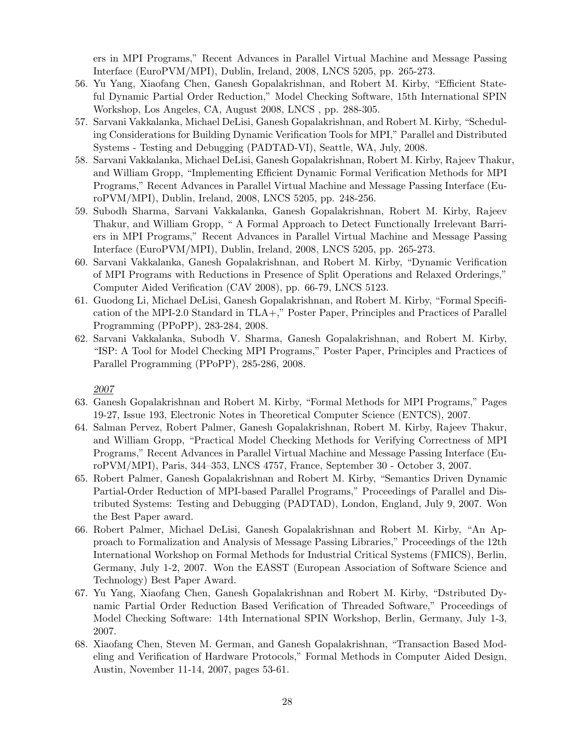ers in MPI Programs," Recent Advances in Parallel Virtual Machine and Message Passing Interface (EuroPVM/MPI), Dublin, Ireland, 2008, LNCS 5205, pp. 265-273.

56. Yu Yang, Xiaofang Chen, Ganesh Gopalakrishnan, and Robert M. Kirby, "Efficient Stateful Dynamic Partial Order Reduction," Model Checking Software, 15th International SPIN Workshop, Los Angeles, CA, August 2008, LNCS , pp. 288-305.
57. Sarvani Vakkalanka, Michael DeLisi, Ganesh Gopalakrishnan, and Robert M. Kirby, "Scheduling Considerations for Building Dynamic Verification Tools for MPI," Parallel and Distributed Systems - Testing and Debugging (PADTAD-VI), Seattle, WA, July, 2008.
58. Sarvani Vakkalanka, Michael DeLisi, Ganesh Gopalakrishnan, Robert M. Kirby, Rajeev Thakur, and William Gropp, "Implementing Efficient Dynamic Formal Verification Methods for MPI Programs," Recent Advances in Parallel Virtual Machine and Message Passing Interface (EuroPVM/MPI), Dublin, Ireland, 2008, LNCS 5205, pp. 248-256.
59. Subodh Sharma, Sarvani Vakkalanka, Ganesh Gopalakrishnan, Robert M. Kirby, Rajeev Thakur, and William Gropp, " A Formal Approach to Detect Functionally Irrelevant Barriers in MPI Programs," Recent Advances in Parallel Virtual Machine and Message Passing Interface (EuroPVM/MPI), Dublin, Ireland, 2008, LNCS 5205, pp. 265-273.
60. Sarvani Vakkalanka, Ganesh Gopalakrishnan, and Robert M. Kirby, "Dynamic Verification of MPI Programs with Reductions in Presence of Split Operations and Relaxed Orderings," Computer Aided Verification (CAV 2008), pp. 66-79, LNCS 5123.
61. Guodong Li, Michael DeLisi, Ganesh Gopalakrishnan, and Robert M. Kirby, "Formal Specification of the MPI-2.0 Standard in TLA+," Poster Paper, Principles and Practices of Parallel Programming (PPoPP), 283-284, 2008.
62. Sarvani Vakkalanka, Subodh V. Sharma, Ganesh Gopalakrishnan, and Robert M. Kirby, "ISP: A Tool for Model Checking MPI Programs," Poster Paper, Principles and Practices of Parallel Programming (PPoPP), 285-286, 2008.

<u>2007</u>

63. Ganesh Gopalakrishnan and Robert M. Kirby, "Formal Methods for MPI Programs," Pages 19-27, Issue 193, Electronic Notes in Theoretical Computer Science (ENTCS), 2007.
64. Salman Pervez, Robert Palmer, Ganesh Gopalakrishnan, Robert M. Kirby, Rajeev Thakur, and William Gropp, "Practical Model Checking Methods for Verifying Correctness of MPI Programs," Recent Advances in Parallel Virtual Machine and Message Passing Interface (EuroPVM/MPI), Paris, 344–353, LNCS 4757, France, September 30 - October 3, 2007.
65. Robert Palmer, Ganesh Gopalakrishnan and Robert M. Kirby, "Semantics Driven Dynamic Partial-Order Reduction of MPI-based Parallel Programs," Proceedings of Parallel and Distributed Systems: Testing and Debugging (PADTAD), London, England, July 9, 2007. Won the Best Paper award.
66. Robert Palmer, Michael DeLisi, Ganesh Gopalakrishnan and Robert M. Kirby, "An Approach to Formalization and Analysis of Message Passing Libraries," Proceedings of the 12th International Workshop on Formal Methods for Industrial Critical Systems (FMICS), Berlin, Germany, July 1-2, 2007. Won the EASST (European Association of Software Science and Technology) Best Paper Award.
67. Yu Yang, Xiaofang Chen, Ganesh Gopalakrishnan and Robert M. Kirby, "Dstributed Dynamic Partial Order Reduction Based Verification of Threaded Software," Proceedings of Model Checking Software: 14th International SPIN Workshop, Berlin, Germany, July 1-3, 2007.
68. Xiaofang Chen, Steven M. German, and Ganesh Gopalakrishnan, "Transaction Based Modeling and Verification of Hardware Protocols," Formal Methods in Computer Aided Design, Austin, November 11-14, 2007, pages 53-61.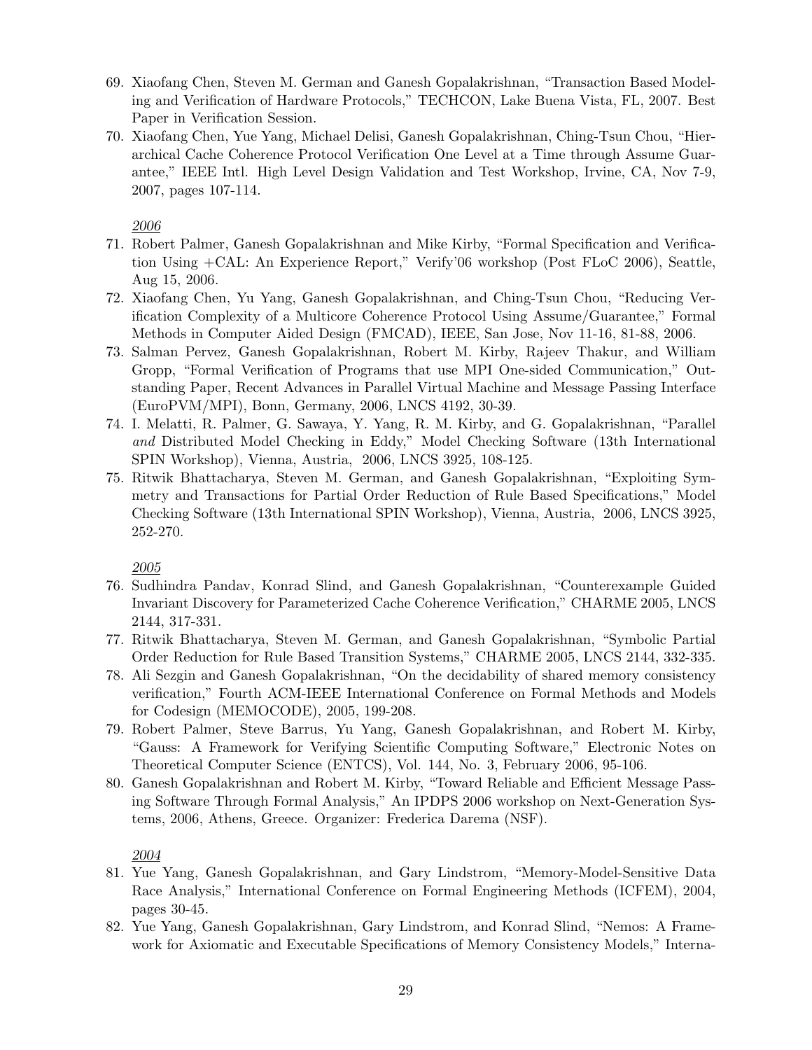69. Xiaofang Chen, Steven M. German and Ganesh Gopalakrishnan, "Transaction Based Modeling and Verification of Hardware Protocols," TECHCON, Lake Buena Vista, FL, 2007. Best Paper in Verification Session.
70. Xiaofang Chen, Yue Yang, Michael Delisi, Ganesh Gopalakrishnan, Ching-Tsun Chou, "Hierarchical Cache Coherence Protocol Verification One Level at a Time through Assume Guarantee," IEEE Intl. High Level Design Validation and Test Workshop, Irvine, CA, Nov 7-9, 2007, pages 107-114.

<u>2006</u>

71. Robert Palmer, Ganesh Gopalakrishnan and Mike Kirby, "Formal Specification and Verification Using +CAL: An Experience Report," Verify'06 workshop (Post FLoC 2006), Seattle, Aug 15, 2006.
72. Xiaofang Chen, Yu Yang, Ganesh Gopalakrishnan, and Ching-Tsun Chou, "Reducing Verification Complexity of a Multicore Coherence Protocol Using Assume/Guarantee," Formal Methods in Computer Aided Design (FMCAD), IEEE, San Jose, Nov 11-16, 81-88, 2006.
73. Salman Pervez, Ganesh Gopalakrishnan, Robert M. Kirby, Rajeev Thakur, and William Gropp, "Formal Verification of Programs that use MPI One-sided Communication," Outstanding Paper, Recent Advances in Parallel Virtual Machine and Message Passing Interface (EuroPVM/MPI), Bonn, Germany, 2006, LNCS 4192, 30-39.
74. I. Melatti, R. Palmer, G. Sawaya, Y. Yang, R. M. Kirby, and G. Gopalakrishnan, "Parallel *and* Distributed Model Checking in Eddy," Model Checking Software (13th International SPIN Workshop), Vienna, Austria, 2006, LNCS 3925, 108-125.
75. Ritwik Bhattacharya, Steven M. German, and Ganesh Gopalakrishnan, "Exploiting Symmetry and Transactions for Partial Order Reduction of Rule Based Specifications," Model Checking Software (13th International SPIN Workshop), Vienna, Austria, 2006, LNCS 3925, 252-270.

<u>2005</u>

76. Sudhindra Pandav, Konrad Slind, and Ganesh Gopalakrishnan, "Counterexample Guided Invariant Discovery for Parameterized Cache Coherence Verification," CHARME 2005, LNCS 2144, 317-331.
77. Ritwik Bhattacharya, Steven M. German, and Ganesh Gopalakrishnan, "Symbolic Partial Order Reduction for Rule Based Transition Systems," CHARME 2005, LNCS 2144, 332-335.
78. Ali Sezgin and Ganesh Gopalakrishnan, "On the decidability of shared memory consistency verification," Fourth ACM-IEEE International Conference on Formal Methods and Models for Codesign (MEMOCODE), 2005, 199-208.
79. Robert Palmer, Steve Barrus, Yu Yang, Ganesh Gopalakrishnan, and Robert M. Kirby, "Gauss: A Framework for Verifying Scientific Computing Software," Electronic Notes on Theoretical Computer Science (ENTCS), Vol. 144, No. 3, February 2006, 95-106.
80. Ganesh Gopalakrishnan and Robert M. Kirby, "Toward Reliable and Efficient Message Passing Software Through Formal Analysis," An IPDPS 2006 workshop on Next-Generation Systems, 2006, Athens, Greece. Organizer: Frederica Darema (NSF).

<u>2004</u>

81. Yue Yang, Ganesh Gopalakrishnan, and Gary Lindstrom, "Memory-Model-Sensitive Data Race Analysis," International Conference on Formal Engineering Methods (ICFEM), 2004, pages 30-45.
82. Yue Yang, Ganesh Gopalakrishnan, Gary Lindstrom, and Konrad Slind, "Nemos: A Framework for Axiomatic and Executable Specifications of Memory Consistency Models," Interna-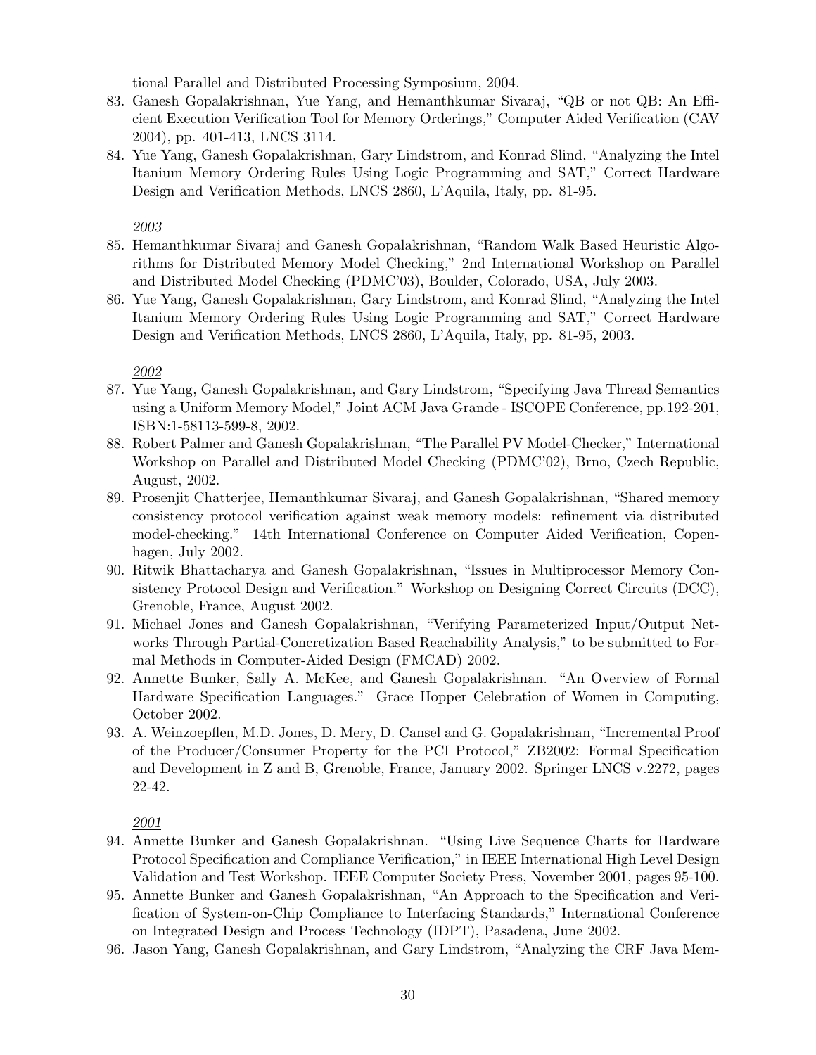tional Parallel and Distributed Processing Symposium, 2004.

83. Ganesh Gopalakrishnan, Yue Yang, and Hemanthkumar Sivaraj, "QB or not QB: An Efficient Execution Verification Tool for Memory Orderings," Computer Aided Verification (CAV 2004), pp. 401-413, LNCS 3114.
84. Yue Yang, Ganesh Gopalakrishnan, Gary Lindstrom, and Konrad Slind, "Analyzing the Intel Itanium Memory Ordering Rules Using Logic Programming and SAT," Correct Hardware Design and Verification Methods, LNCS 2860, L'Aquila, Italy, pp. 81-95.

*2003*

85. Hemanthkumar Sivaraj and Ganesh Gopalakrishnan, "Random Walk Based Heuristic Algorithms for Distributed Memory Model Checking," 2nd International Workshop on Parallel and Distributed Model Checking (PDMC'03), Boulder, Colorado, USA, July 2003.
86. Yue Yang, Ganesh Gopalakrishnan, Gary Lindstrom, and Konrad Slind, "Analyzing the Intel Itanium Memory Ordering Rules Using Logic Programming and SAT," Correct Hardware Design and Verification Methods, LNCS 2860, L'Aquila, Italy, pp. 81-95, 2003.

*2002*

87. Yue Yang, Ganesh Gopalakrishnan, and Gary Lindstrom, "Specifying Java Thread Semantics using a Uniform Memory Model," Joint ACM Java Grande - ISCOPE Conference, pp.192-201, ISBN:1-58113-599-8, 2002.
88. Robert Palmer and Ganesh Gopalakrishnan, "The Parallel PV Model-Checker," International Workshop on Parallel and Distributed Model Checking (PDMC'02), Brno, Czech Republic, August, 2002.
89. Prosenjit Chatterjee, Hemanthkumar Sivaraj, and Ganesh Gopalakrishnan, "Shared memory consistency protocol verification against weak memory models: refinement via distributed model-checking." 14th International Conference on Computer Aided Verification, Copenhagen, July 2002.
90. Ritwik Bhattacharya and Ganesh Gopalakrishnan, "Issues in Multiprocessor Memory Consistency Protocol Design and Verification." Workshop on Designing Correct Circuits (DCC), Grenoble, France, August 2002.
91. Michael Jones and Ganesh Gopalakrishnan, "Verifying Parameterized Input/Output Networks Through Partial-Concretization Based Reachability Analysis," to be submitted to Formal Methods in Computer-Aided Design (FMCAD) 2002.
92. Annette Bunker, Sally A. McKee, and Ganesh Gopalakrishnan. "An Overview of Formal Hardware Specification Languages." Grace Hopper Celebration of Women in Computing, October 2002.
93. A. Weinzoepflen, M.D. Jones, D. Mery, D. Cansel and G. Gopalakrishnan, "Incremental Proof of the Producer/Consumer Property for the PCI Protocol," ZB2002: Formal Specification and Development in Z and B, Grenoble, France, January 2002. Springer LNCS v.2272, pages 22-42.

*2001*

94. Annette Bunker and Ganesh Gopalakrishnan. "Using Live Sequence Charts for Hardware Protocol Specification and Compliance Verification," in IEEE International High Level Design Validation and Test Workshop. IEEE Computer Society Press, November 2001, pages 95-100.
95. Annette Bunker and Ganesh Gopalakrishnan, "An Approach to the Specification and Verification of System-on-Chip Compliance to Interfacing Standards," International Conference on Integrated Design and Process Technology (IDPT), Pasadena, June 2002.
96. Jason Yang, Ganesh Gopalakrishnan, and Gary Lindstrom, "Analyzing the CRF Java Mem-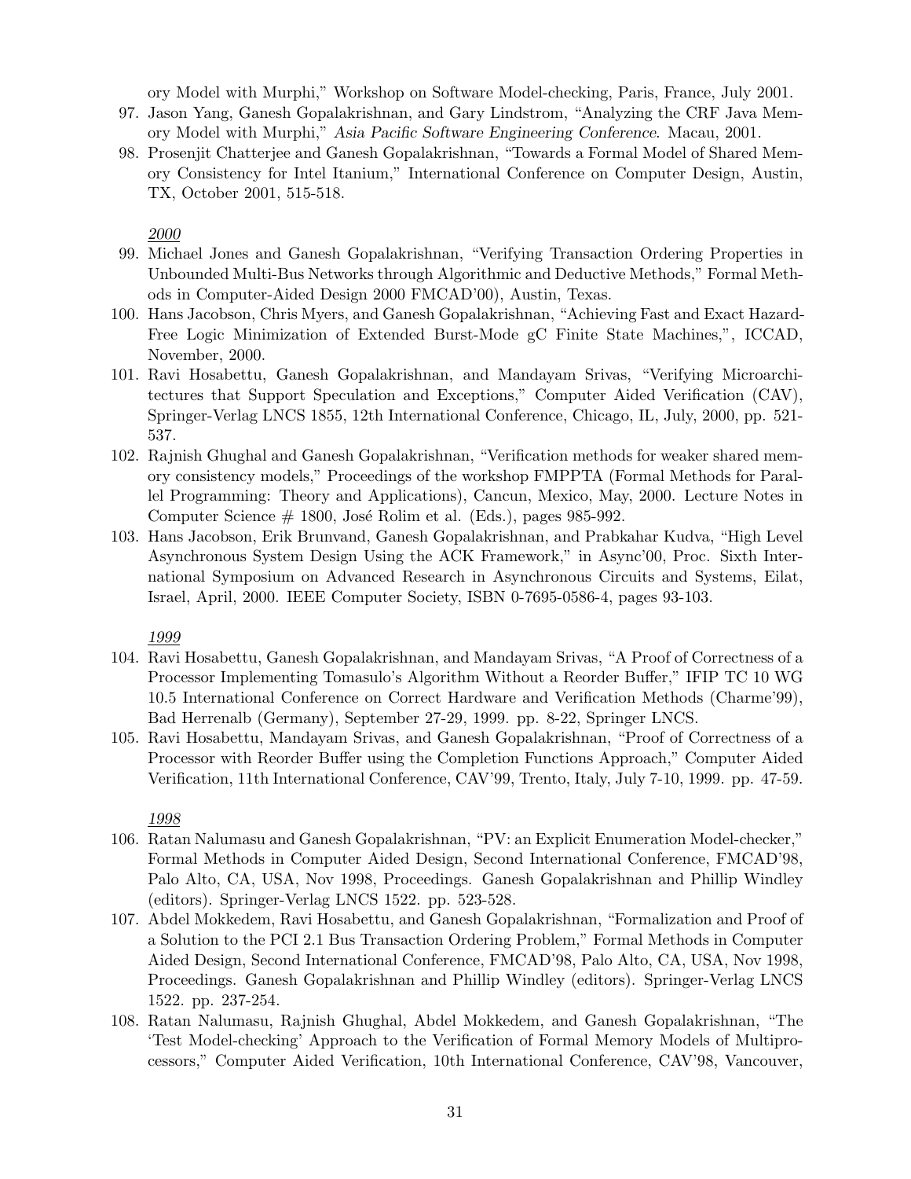ory Model with Murphi," Workshop on Software Model-checking, Paris, France, July 2001.

97. Jason Yang, Ganesh Gopalakrishnan, and Gary Lindstrom, "Analyzing the CRF Java Memory Model with Murphi," *Asia Pacific Software Engineering Conference*. Macau, 2001.
98. Prosenjit Chatterjee and Ganesh Gopalakrishnan, "Towards a Formal Model of Shared Memory Consistency for Intel Itanium," International Conference on Computer Design, Austin, TX, October 2001, 515-518.

*2000*

99. Michael Jones and Ganesh Gopalakrishnan, "Verifying Transaction Ordering Properties in Unbounded Multi-Bus Networks through Algorithmic and Deductive Methods," Formal Methods in Computer-Aided Design 2000 FMCAD'00), Austin, Texas.
100. Hans Jacobson, Chris Myers, and Ganesh Gopalakrishnan, "Achieving Fast and Exact Hazard-Free Logic Minimization of Extended Burst-Mode gC Finite State Machines,", ICCAD, November, 2000.
101. Ravi Hosabettu, Ganesh Gopalakrishnan, and Mandayam Srivas, "Verifying Microarchitectures that Support Speculation and Exceptions," Computer Aided Verification (CAV), Springer-Verlag LNCS 1855, 12th International Conference, Chicago, IL, July, 2000, pp. 521-537.
102. Rajnish Ghughal and Ganesh Gopalakrishnan, "Verification methods for weaker shared memory consistency models," Proceedings of the workshop FMPPTA (Formal Methods for Parallel Programming: Theory and Applications), Cancun, Mexico, May, 2000. Lecture Notes in Computer Science # 1800, José Rolim et al. (Eds.), pages 985-992.
103. Hans Jacobson, Erik Brunvand, Ganesh Gopalakrishnan, and Prabkahar Kudva, "High Level Asynchronous System Design Using the ACK Framework," in Async'00, Proc. Sixth International Symposium on Advanced Research in Asynchronous Circuits and Systems, Eilat, Israel, April, 2000. IEEE Computer Society, ISBN 0-7695-0586-4, pages 93-103.

*1999*

104. Ravi Hosabettu, Ganesh Gopalakrishnan, and Mandayam Srivas, "A Proof of Correctness of a Processor Implementing Tomasulo's Algorithm Without a Reorder Buffer," IFIP TC 10 WG 10.5 International Conference on Correct Hardware and Verification Methods (Charme'99), Bad Herrenalb (Germany), September 27-29, 1999. pp. 8-22, Springer LNCS.
105. Ravi Hosabettu, Mandayam Srivas, and Ganesh Gopalakrishnan, "Proof of Correctness of a Processor with Reorder Buffer using the Completion Functions Approach," Computer Aided Verification, 11th International Conference, CAV'99, Trento, Italy, July 7-10, 1999. pp. 47-59.

*1998*

106. Ratan Nalumasu and Ganesh Gopalakrishnan, "PV: an Explicit Enumeration Model-checker," Formal Methods in Computer Aided Design, Second International Conference, FMCAD'98, Palo Alto, CA, USA, Nov 1998, Proceedings. Ganesh Gopalakrishnan and Phillip Windley (editors). Springer-Verlag LNCS 1522. pp. 523-528.
107. Abdel Mokkedem, Ravi Hosabettu, and Ganesh Gopalakrishnan, "Formalization and Proof of a Solution to the PCI 2.1 Bus Transaction Ordering Problem," Formal Methods in Computer Aided Design, Second International Conference, FMCAD'98, Palo Alto, CA, USA, Nov 1998, Proceedings. Ganesh Gopalakrishnan and Phillip Windley (editors). Springer-Verlag LNCS 1522. pp. 237-254.
108. Ratan Nalumasu, Rajnish Ghughal, Abdel Mokkedem, and Ganesh Gopalakrishnan, "The 'Test Model-checking' Approach to the Verification of Formal Memory Models of Multiprocessors," Computer Aided Verification, 10th International Conference, CAV'98, Vancouver,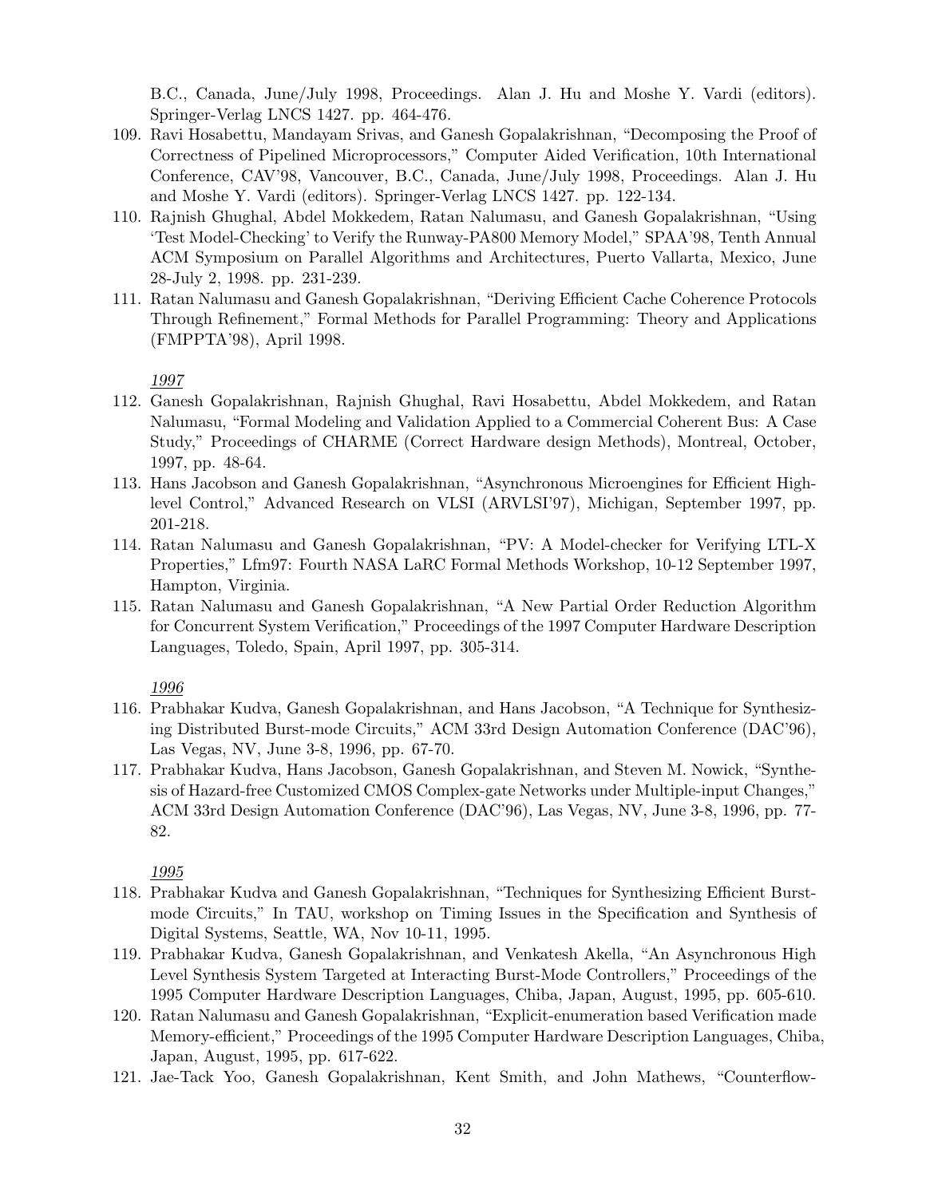B.C., Canada, June/July 1998, Proceedings. Alan J. Hu and Moshe Y. Vardi (editors). Springer-Verlag LNCS 1427. pp. 464-476.

109. Ravi Hosabettu, Mandayam Srivas, and Ganesh Gopalakrishnan, "Decomposing the Proof of Correctness of Pipelined Microprocessors," Computer Aided Verification, 10th International Conference, CAV'98, Vancouver, B.C., Canada, June/July 1998, Proceedings. Alan J. Hu and Moshe Y. Vardi (editors). Springer-Verlag LNCS 1427. pp. 122-134.
110. Rajnish Ghughal, Abdel Mokkedem, Ratan Nalumasu, and Ganesh Gopalakrishnan, "Using 'Test Model-Checking' to Verify the Runway-PA800 Memory Model," SPAA'98, Tenth Annual ACM Symposium on Parallel Algorithms and Architectures, Puerto Vallarta, Mexico, June 28-July 2, 1998. pp. 231-239.
111. Ratan Nalumasu and Ganesh Gopalakrishnan, "Deriving Efficient Cache Coherence Protocols Through Refinement," Formal Methods for Parallel Programming: Theory and Applications (FMPPTA'98), April 1998.

*1997*

112. Ganesh Gopalakrishnan, Rajnish Ghughal, Ravi Hosabettu, Abdel Mokkedem, and Ratan Nalumasu, "Formal Modeling and Validation Applied to a Commercial Coherent Bus: A Case Study," Proceedings of CHARME (Correct Hardware design Methods), Montreal, October, 1997, pp. 48-64.
113. Hans Jacobson and Ganesh Gopalakrishnan, "Asynchronous Microengines for Efficient High-level Control," Advanced Research on VLSI (ARVLSI'97), Michigan, September 1997, pp. 201-218.
114. Ratan Nalumasu and Ganesh Gopalakrishnan, "PV: A Model-checker for Verifying LTL-X Properties," Lfm97: Fourth NASA LaRC Formal Methods Workshop, 10-12 September 1997, Hampton, Virginia.
115. Ratan Nalumasu and Ganesh Gopalakrishnan, "A New Partial Order Reduction Algorithm for Concurrent System Verification," Proceedings of the 1997 Computer Hardware Description Languages, Toledo, Spain, April 1997, pp. 305-314.

*1996*

116. Prabhakar Kudva, Ganesh Gopalakrishnan, and Hans Jacobson, "A Technique for Synthesizing Distributed Burst-mode Circuits," ACM 33rd Design Automation Conference (DAC'96), Las Vegas, NV, June 3-8, 1996, pp. 67-70.
117. Prabhakar Kudva, Hans Jacobson, Ganesh Gopalakrishnan, and Steven M. Nowick, "Synthesis of Hazard-free Customized CMOS Complex-gate Networks under Multiple-input Changes," ACM 33rd Design Automation Conference (DAC'96), Las Vegas, NV, June 3-8, 1996, pp. 77-82.

*1995*

118. Prabhakar Kudva and Ganesh Gopalakrishnan, "Techniques for Synthesizing Efficient Burst-mode Circuits," In TAU, workshop on Timing Issues in the Specification and Synthesis of Digital Systems, Seattle, WA, Nov 10-11, 1995.
119. Prabhakar Kudva, Ganesh Gopalakrishnan, and Venkatesh Akella, "An Asynchronous High Level Synthesis System Targeted at Interacting Burst-Mode Controllers," Proceedings of the 1995 Computer Hardware Description Languages, Chiba, Japan, August, 1995, pp. 605-610.
120. Ratan Nalumasu and Ganesh Gopalakrishnan, "Explicit-enumeration based Verification made Memory-efficient," Proceedings of the 1995 Computer Hardware Description Languages, Chiba, Japan, August, 1995, pp. 617-622.
121. Jae-Tack Yoo, Ganesh Gopalakrishnan, Kent Smith, and John Mathews, "Counterflow-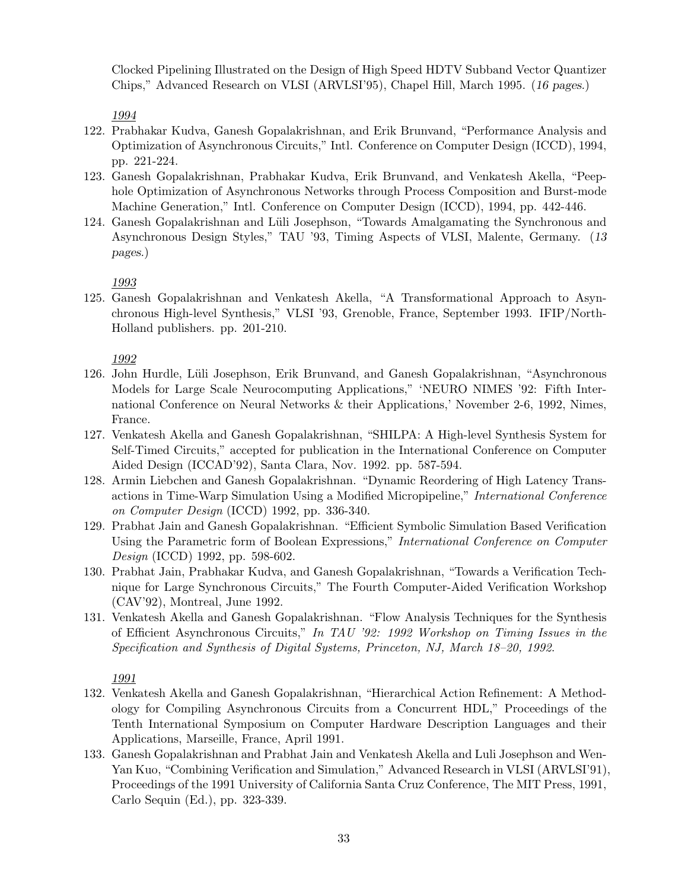Clocked Pipelining Illustrated on the Design of High Speed HDTV Subband Vector Quantizer Chips," Advanced Research on VLSI (ARVLSI'95), Chapel Hill, March 1995. (*16 pages.*)

*1994*

122. Prabhakar Kudva, Ganesh Gopalakrishnan, and Erik Brunvand, "Performance Analysis and Optimization of Asynchronous Circuits," Intl. Conference on Computer Design (ICCD), 1994, pp. 221-224.
123. Ganesh Gopalakrishnan, Prabhakar Kudva, Erik Brunvand, and Venkatesh Akella, "Peephole Optimization of Asynchronous Networks through Process Composition and Burst-mode Machine Generation," Intl. Conference on Computer Design (ICCD), 1994, pp. 442-446.
124. Ganesh Gopalakrishnan and Lüli Josephson, "Towards Amalgamating the Synchronous and Asynchronous Design Styles," TAU '93, Timing Aspects of VLSI, Malente, Germany. (*13 pages.*)

*1993*

125. Ganesh Gopalakrishnan and Venkatesh Akella, "A Transformational Approach to Asynchronous High-level Synthesis," VLSI '93, Grenoble, France, September 1993. IFIP/North-Holland publishers. pp. 201-210.

*1992*

126. John Hurdle, Lüli Josephson, Erik Brunvand, and Ganesh Gopalakrishnan, "Asynchronous Models for Large Scale Neurocomputing Applications," 'NEURO NIMES '92: Fifth International Conference on Neural Networks & their Applications,' November 2-6, 1992, Nimes, France.
127. Venkatesh Akella and Ganesh Gopalakrishnan, "SHILPA: A High-level Synthesis System for Self-Timed Circuits," accepted for publication in the International Conference on Computer Aided Design (ICCAD'92), Santa Clara, Nov. 1992. pp. 587-594.
128. Armin Liebchen and Ganesh Gopalakrishnan. "Dynamic Reordering of High Latency Transactions in Time-Warp Simulation Using a Modified Micropipeline," *International Conference on Computer Design* (ICCD) 1992, pp. 336-340.
129. Prabhat Jain and Ganesh Gopalakrishnan. "Efficient Symbolic Simulation Based Verification Using the Parametric form of Boolean Expressions," *International Conference on Computer Design* (ICCD) 1992, pp. 598-602.
130. Prabhat Jain, Prabhakar Kudva, and Ganesh Gopalakrishnan, "Towards a Verification Technique for Large Synchronous Circuits," The Fourth Computer-Aided Verification Workshop (CAV'92), Montreal, June 1992.
131. Venkatesh Akella and Ganesh Gopalakrishnan. "Flow Analysis Techniques for the Synthesis of Efficient Asynchronous Circuits," *In TAU '92: 1992 Workshop on Timing Issues in the Specification and Synthesis of Digital Systems, Princeton, NJ, March 18–20, 1992.*

*1991*

132. Venkatesh Akella and Ganesh Gopalakrishnan, "Hierarchical Action Refinement: A Methodology for Compiling Asynchronous Circuits from a Concurrent HDL," Proceedings of the Tenth International Symposium on Computer Hardware Description Languages and their Applications, Marseille, France, April 1991.
133. Ganesh Gopalakrishnan and Prabhat Jain and Venkatesh Akella and Luli Josephson and Wen-Yan Kuo, "Combining Verification and Simulation," Advanced Research in VLSI (ARVLSI'91), Proceedings of the 1991 University of California Santa Cruz Conference, The MIT Press, 1991, Carlo Sequin (Ed.), pp. 323-339.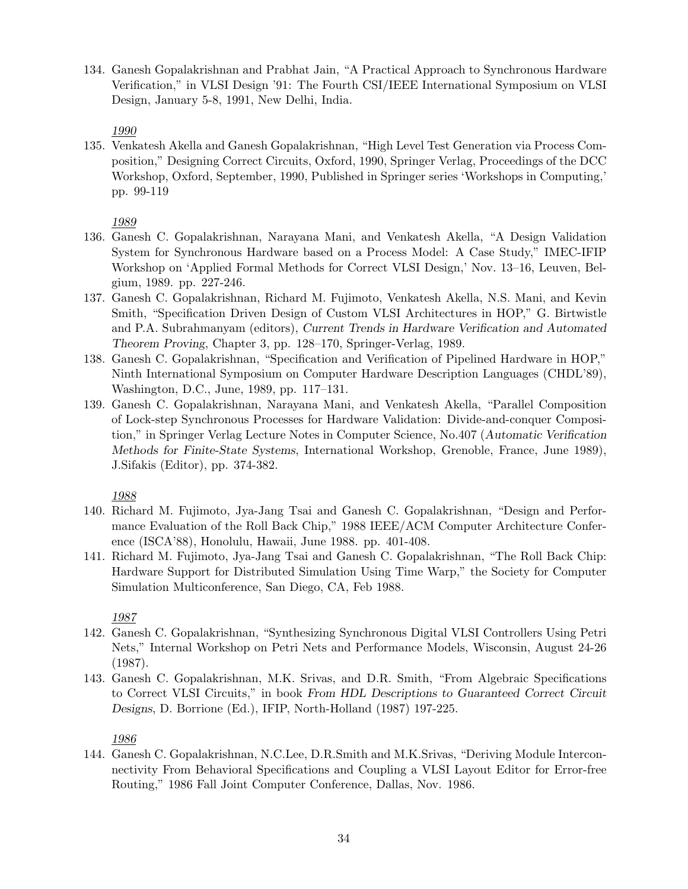134. Ganesh Gopalakrishnan and Prabhat Jain, "A Practical Approach to Synchronous Hardware Verification," in VLSI Design '91: The Fourth CSI/IEEE International Symposium on VLSI Design, January 5-8, 1991, New Delhi, India.

*1990*

135. Venkatesh Akella and Ganesh Gopalakrishnan, "High Level Test Generation via Process Composition," Designing Correct Circuits, Oxford, 1990, Springer Verlag, Proceedings of the DCC Workshop, Oxford, September, 1990, Published in Springer series 'Workshops in Computing,' pp. 99-119

*1989*

136. Ganesh C. Gopalakrishnan, Narayana Mani, and Venkatesh Akella, "A Design Validation System for Synchronous Hardware based on a Process Model: A Case Study," IMEC-IFIP Workshop on 'Applied Formal Methods for Correct VLSI Design,' Nov. 13–16, Leuven, Belgium, 1989. pp. 227-246.
137. Ganesh C. Gopalakrishnan, Richard M. Fujimoto, Venkatesh Akella, N.S. Mani, and Kevin Smith, "Specification Driven Design of Custom VLSI Architectures in HOP," G. Birtwistle and P.A. Subrahmanyam (editors), *Current Trends in Hardware Verification and Automated Theorem Proving*, Chapter 3, pp. 128–170, Springer-Verlag, 1989.
138. Ganesh C. Gopalakrishnan, "Specification and Verification of Pipelined Hardware in HOP," Ninth International Symposium on Computer Hardware Description Languages (CHDL'89), Washington, D.C., June, 1989, pp. 117–131.
139. Ganesh C. Gopalakrishnan, Narayana Mani, and Venkatesh Akella, "Parallel Composition of Lock-step Synchronous Processes for Hardware Validation: Divide-and-conquer Composition," in Springer Verlag Lecture Notes in Computer Science, No.407 (*Automatic Verification Methods for Finite-State Systems*, International Workshop, Grenoble, France, June 1989), J.Sifakis (Editor), pp. 374-382.

*1988*

140. Richard M. Fujimoto, Jya-Jang Tsai and Ganesh C. Gopalakrishnan, "Design and Performance Evaluation of the Roll Back Chip," 1988 IEEE/ACM Computer Architecture Conference (ISCA'88), Honolulu, Hawaii, June 1988. pp. 401-408.
141. Richard M. Fujimoto, Jya-Jang Tsai and Ganesh C. Gopalakrishnan, "The Roll Back Chip: Hardware Support for Distributed Simulation Using Time Warp," the Society for Computer Simulation Multiconference, San Diego, CA, Feb 1988.

*1987*

142. Ganesh C. Gopalakrishnan, "Synthesizing Synchronous Digital VLSI Controllers Using Petri Nets," Internal Workshop on Petri Nets and Performance Models, Wisconsin, August 24-26 (1987).
143. Ganesh C. Gopalakrishnan, M.K. Srivas, and D.R. Smith, "From Algebraic Specifications to Correct VLSI Circuits," in book *From HDL Descriptions to Guaranteed Correct Circuit Designs*, D. Borrione (Ed.), IFIP, North-Holland (1987) 197-225.

*1986*

144. Ganesh C. Gopalakrishnan, N.C.Lee, D.R.Smith and M.K.Srivas, "Deriving Module Interconnectivity From Behavioral Specifications and Coupling a VLSI Layout Editor for Error-free Routing," 1986 Fall Joint Computer Conference, Dallas, Nov. 1986.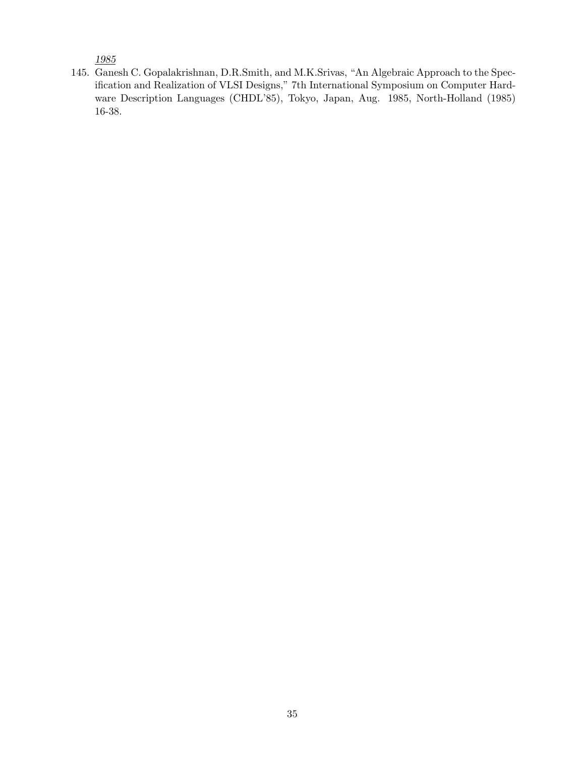*1985*

145. Ganesh C. Gopalakrishnan, D.R.Smith, and M.K.Srivas, "An Algebraic Approach to the Specification and Realization of VLSI Designs," 7th International Symposium on Computer Hardware Description Languages (CHDL'85), Tokyo, Japan, Aug. 1985, North-Holland (1985) 16-38.